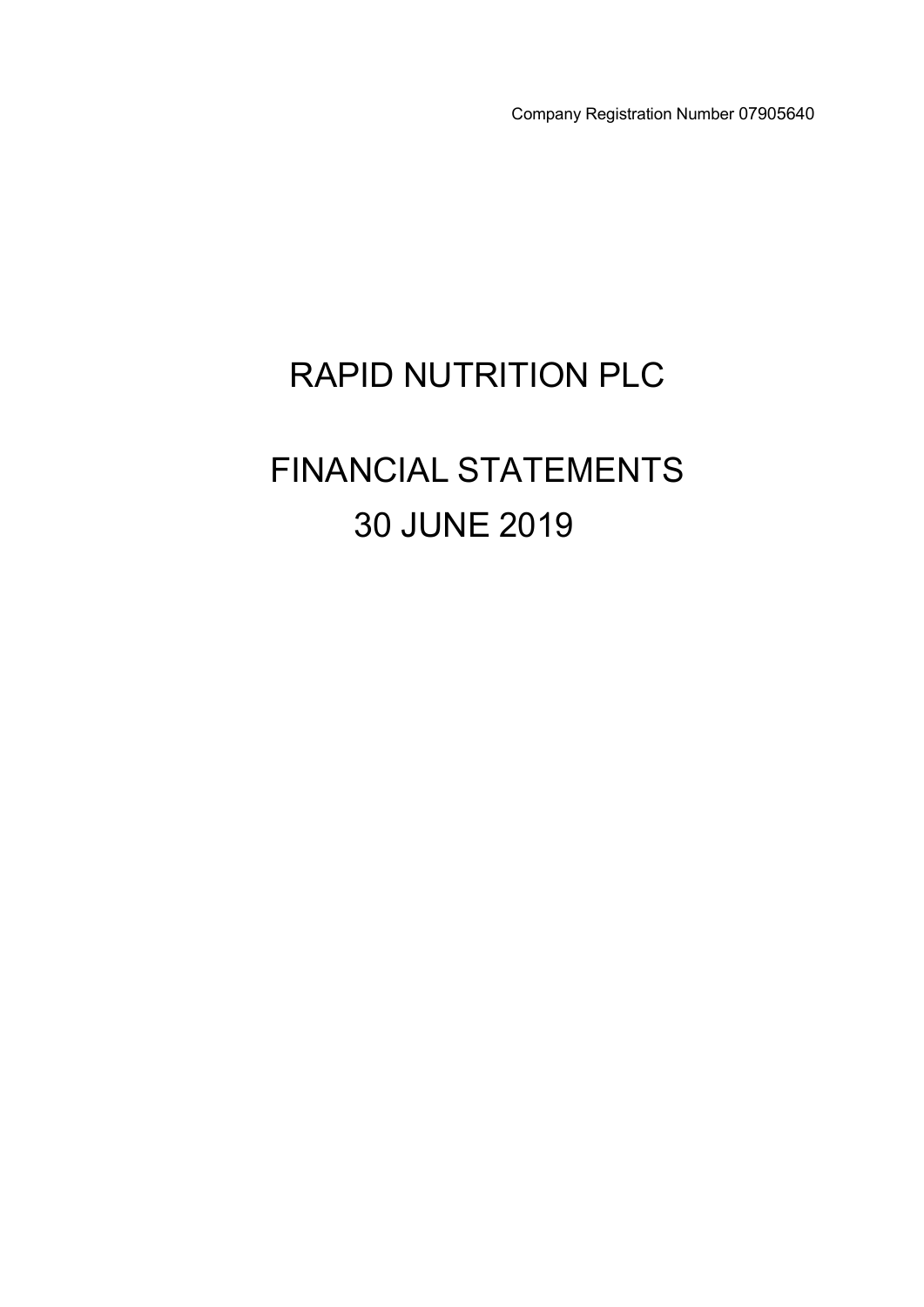Company Registration Number 07905640

# RAPID NUTRITION PLC

# FINANCIAL STATEMENTS

# 30 JUNE 2019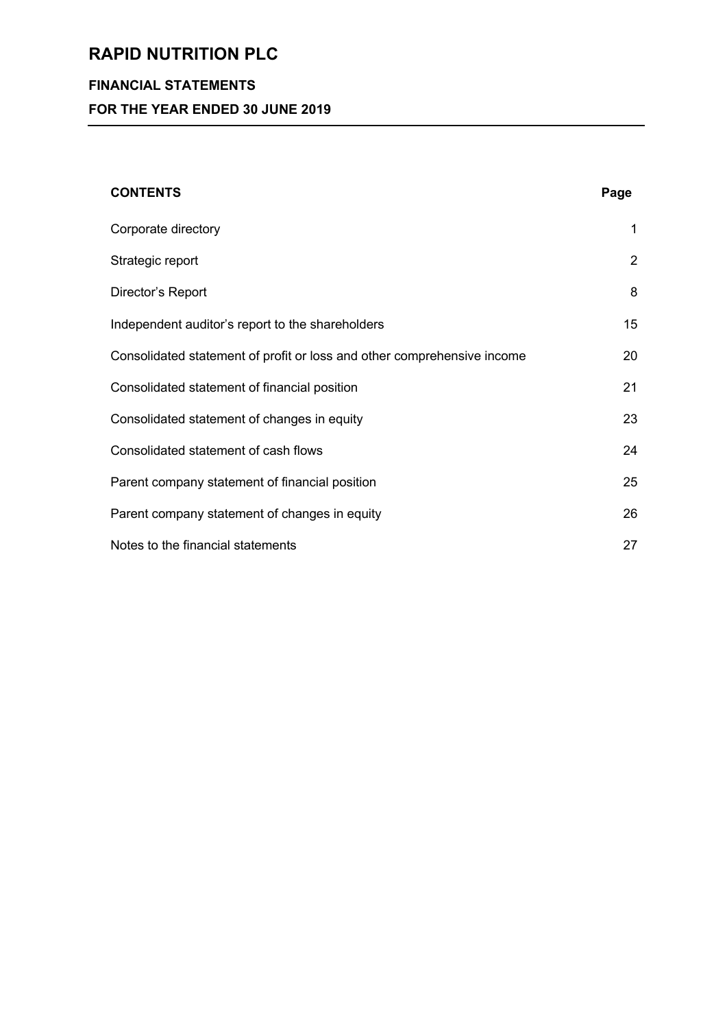# RAPID NUTRITION PLC

## FINANCIAL STATEMENTS

## FOR THE YEAR ENDED 30 JUNE 2019

| CONTENTS | Page |
| --- | --- |
| Corporate directory | 1 |
| Strategic report | 2 |
| Director's Report | 8 |
| Independent auditor's report to the shareholders | 15 |
| Consolidated statement of profit or loss and other comprehensive income | 20 |
| Consolidated statement of financial position | 21 |
| Consolidated statement of changes in equity | 23 |
| Consolidated statement of cash flows | 24 |
| Parent company statement of financial position | 25 |
| Parent company statement of changes in equity | 26 |
| Notes to the financial statements | 27 |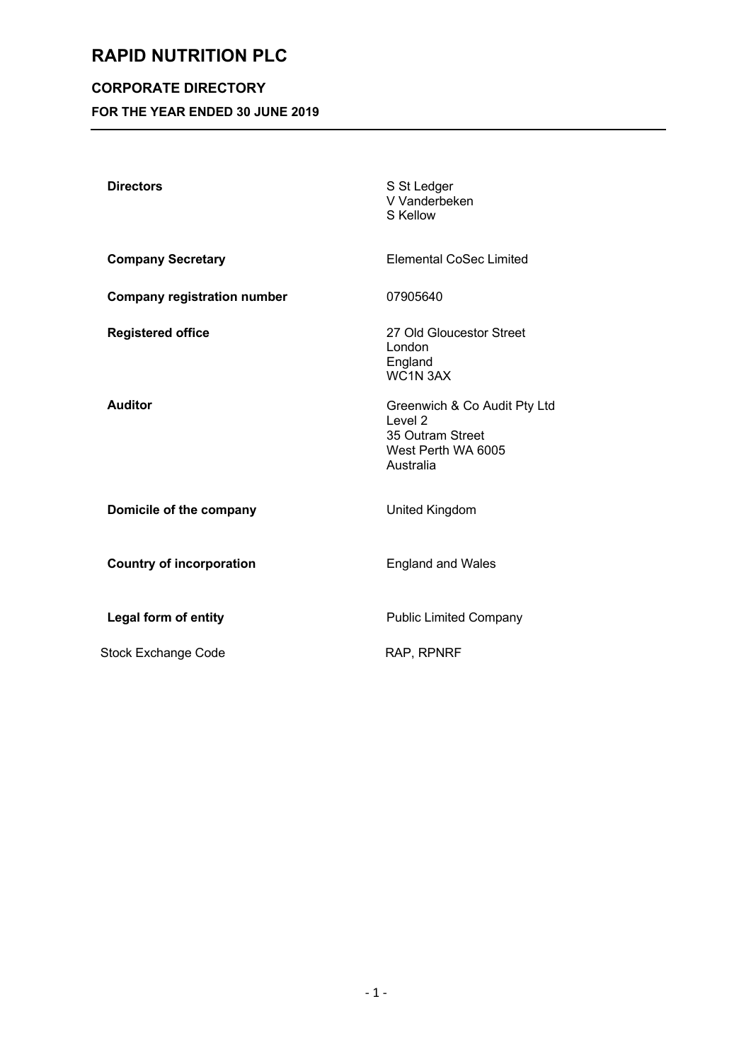# RAPID NUTRITION PLC

## CORPORATE DIRECTORY

### FOR THE YEAR ENDED 30 JUNE 2019

| | |
|---|---|
| **Directors** | S St Ledger<br>V Vanderbeken<br>S Kellow |
| **Company Secretary** | Elemental CoSec Limited |
| **Company registration number** | 07905640 |
| **Registered office** | 27 Old Gloucestor Street<br>London<br>England<br>WC1N 3AX |
| **Auditor** | Greenwich & Co Audit Pty Ltd<br>Level 2<br>35 Outram Street<br>West Perth WA 6005<br>Australia |
| **Domicile of the company** | United Kingdom |
| **Country of incorporation** | England and Wales |
| **Legal form of entity** | Public Limited Company |
| Stock Exchange Code | RAP, RPNRF |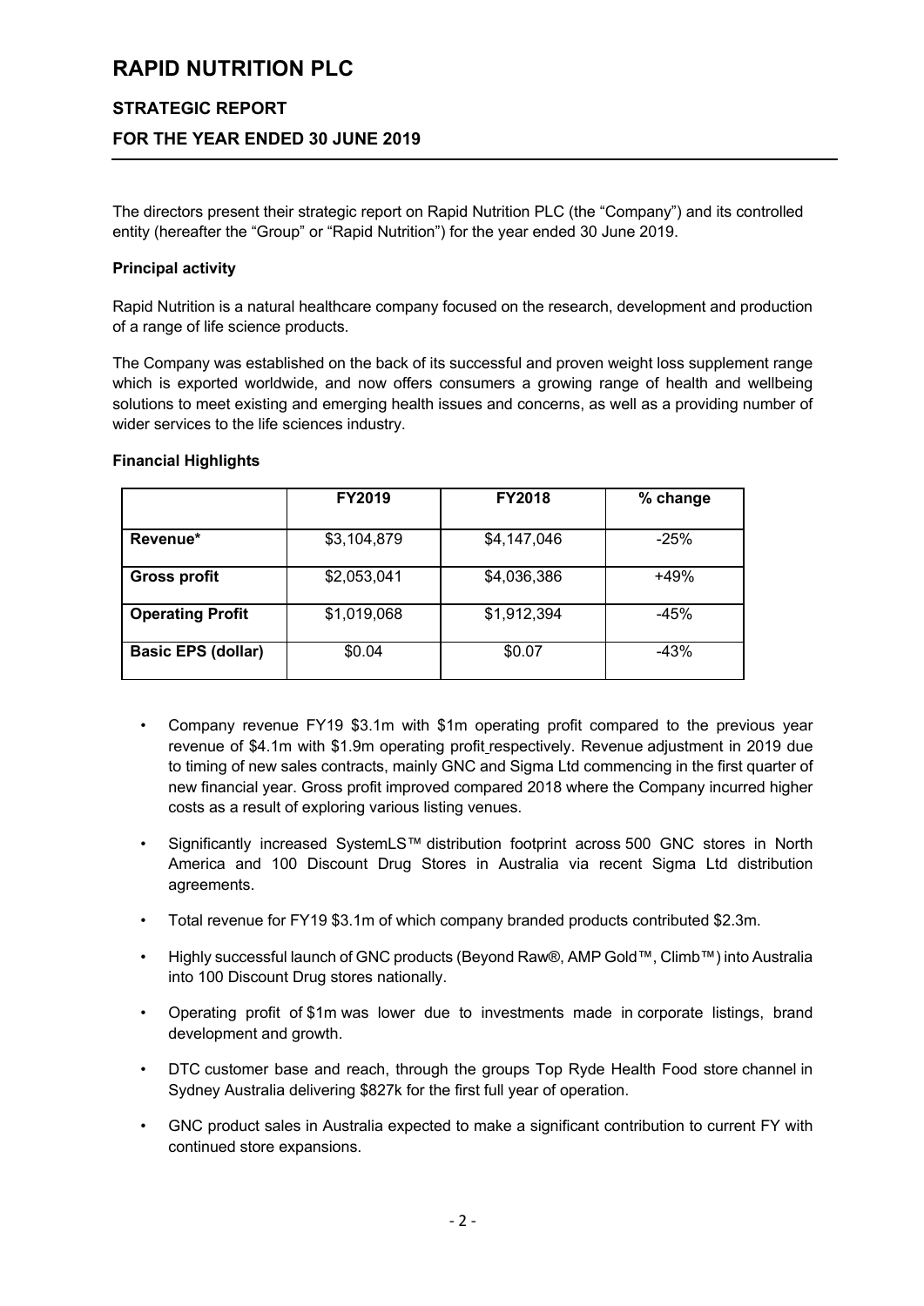# RAPID NUTRITION PLC

## STRATEGIC REPORT

## FOR THE YEAR ENDED 30 JUNE 2019

The directors present their strategic report on Rapid Nutrition PLC (the "Company") and its controlled entity (hereafter the "Group" or "Rapid Nutrition") for the year ended 30 June 2019.

**Principal activity**

Rapid Nutrition is a natural healthcare company focused on the research, development and production of a range of life science products.

The Company was established on the back of its successful and proven weight loss supplement range which is exported worldwide, and now offers consumers a growing range of health and wellbeing solutions to meet existing and emerging health issues and concerns, as well as a providing number of wider services to the life sciences industry.

**Financial Highlights**

| | FY2019 | FY2018 | % change |
|---|---|---|---|
| **Revenue*** | $3,104,879 | $4,147,046 | -25% |
| **Gross profit** | $2,053,041 | $4,036,386 | +49% |
| **Operating Profit** | $1,019,068 | $1,912,394 | -45% |
| **Basic EPS (dollar)** | $0.04 | $0.07 | -43% |

- Company revenue FY19 $3.1m with $1m operating profit compared to the previous year revenue of $4.1m with $1.9m operating profit respectively. Revenue adjustment in 2019 due to timing of new sales contracts, mainly GNC and Sigma Ltd commencing in the first quarter of new financial year. Gross profit improved compared 2018 where the Company incurred higher costs as a result of exploring various listing venues.
- Significantly increased SystemLS™ distribution footprint across 500 GNC stores in North America and 100 Discount Drug Stores in Australia via recent Sigma Ltd distribution agreements.
- Total revenue for FY19 $3.1m of which company branded products contributed $2.3m.
- Highly successful launch of GNC products (Beyond Raw®, AMP Gold™, Climb™) into Australia into 100 Discount Drug stores nationally.
- Operating profit of $1m was lower due to investments made in corporate listings, brand development and growth.
- DTC customer base and reach, through the groups Top Ryde Health Food store channel in Sydney Australia delivering $827k for the first full year of operation.
- GNC product sales in Australia expected to make a significant contribution to current FY with continued store expansions.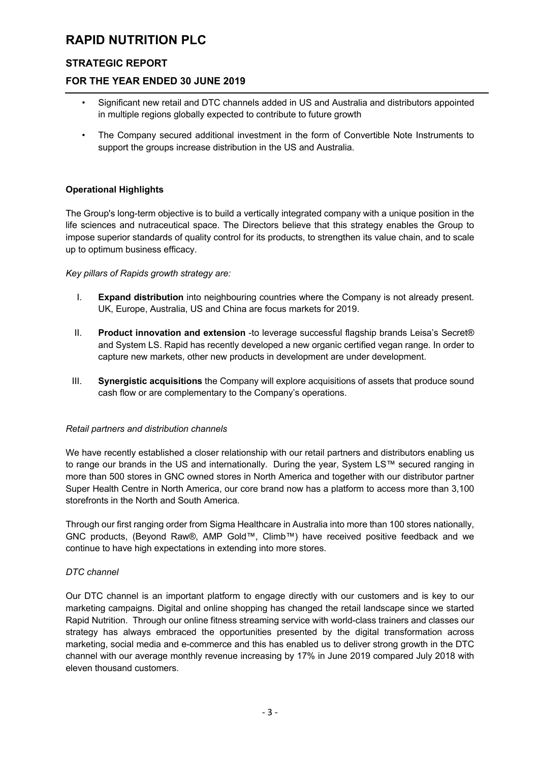# RAPID NUTRITION PLC

## STRATEGIC REPORT

## FOR THE YEAR ENDED 30 JUNE 2019

- Significant new retail and DTC channels added in US and Australia and distributors appointed in multiple regions globally expected to contribute to future growth
- The Company secured additional investment in the form of Convertible Note Instruments to support the groups increase distribution in the US and Australia.

**Operational Highlights**

The Group's long-term objective is to build a vertically integrated company with a unique position in the life sciences and nutraceutical space. The Directors believe that this strategy enables the Group to impose superior standards of quality control for its products, to strengthen its value chain, and to scale up to optimum business efficacy.

*Key pillars of Rapids growth strategy are:*

I. **Expand distribution** into neighbouring countries where the Company is not already present. UK, Europe, Australia, US and China are focus markets for 2019.

II. **Product innovation and extension** -to leverage successful flagship brands Leisa's Secret® and System LS. Rapid has recently developed a new organic certified vegan range. In order to capture new markets, other new products in development are under development.

III. **Synergistic acquisitions** the Company will explore acquisitions of assets that produce sound cash flow or are complementary to the Company's operations.

*Retail partners and distribution channels*

We have recently established a closer relationship with our retail partners and distributors enabling us to range our brands in the US and internationally. During the year, System LS™ secured ranging in more than 500 stores in GNC owned stores in North America and together with our distributor partner Super Health Centre in North America, our core brand now has a platform to access more than 3,100 storefronts in the North and South America.

Through our first ranging order from Sigma Healthcare in Australia into more than 100 stores nationally, GNC products, (Beyond Raw®, AMP Gold™, Climb™) have received positive feedback and we continue to have high expectations in extending into more stores.

*DTC channel*

Our DTC channel is an important platform to engage directly with our customers and is key to our marketing campaigns. Digital and online shopping has changed the retail landscape since we started Rapid Nutrition. Through our online fitness streaming service with world-class trainers and classes our strategy has always embraced the opportunities presented by the digital transformation across marketing, social media and e-commerce and this has enabled us to deliver strong growth in the DTC channel with our average monthly revenue increasing by 17% in June 2019 compared July 2018 with eleven thousand customers.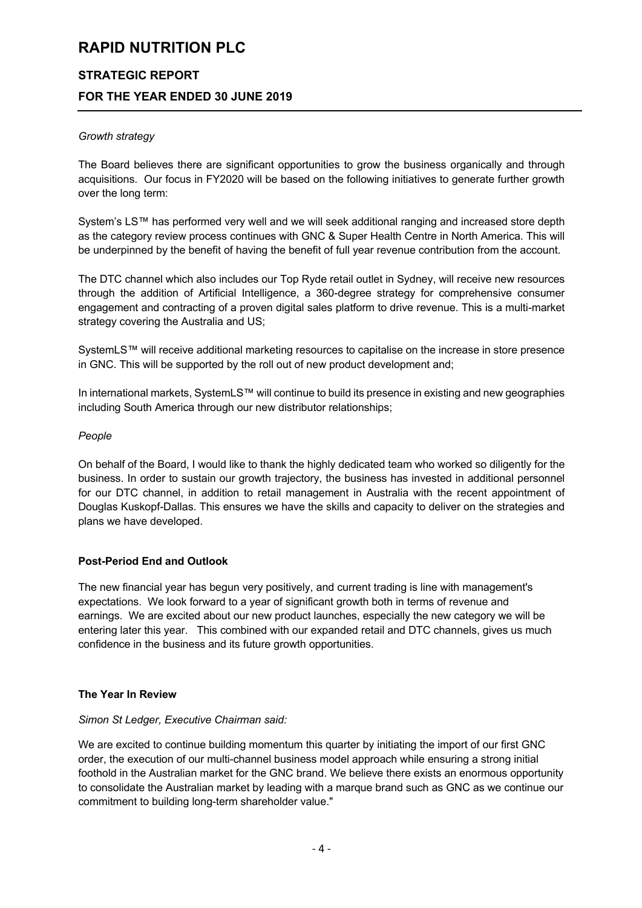*Growth strategy*

The Board believes there are significant opportunities to grow the business organically and through acquisitions. Our focus in FY2020 will be based on the following initiatives to generate further growth over the long term:

System's LS™ has performed very well and we will seek additional ranging and increased store depth as the category review process continues with GNC & Super Health Centre in North America. This will be underpinned by the benefit of having the benefit of full year revenue contribution from the account.

The DTC channel which also includes our Top Ryde retail outlet in Sydney, will receive new resources through the addition of Artificial Intelligence, a 360-degree strategy for comprehensive consumer engagement and contracting of a proven digital sales platform to drive revenue. This is a multi-market strategy covering the Australia and US;

SystemLS™ will receive additional marketing resources to capitalise on the increase in store presence in GNC. This will be supported by the roll out of new product development and;

In international markets, SystemLS™ will continue to build its presence in existing and new geographies including South America through our new distributor relationships;

*People*

On behalf of the Board, I would like to thank the highly dedicated team who worked so diligently for the business. In order to sustain our growth trajectory, the business has invested in additional personnel for our DTC channel, in addition to retail management in Australia with the recent appointment of Douglas Kuskopf-Dallas. This ensures we have the skills and capacity to deliver on the strategies and plans we have developed.

**Post-Period End and Outlook**

The new financial year has begun very positively, and current trading is line with management's expectations. We look forward to a year of significant growth both in terms of revenue and earnings. We are excited about our new product launches, especially the new category we will be entering later this year. This combined with our expanded retail and DTC channels, gives us much confidence in the business and its future growth opportunities.

**The Year In Review**

*Simon St Ledger, Executive Chairman said:*

We are excited to continue building momentum this quarter by initiating the import of our first GNC order, the execution of our multi-channel business model approach while ensuring a strong initial foothold in the Australian market for the GNC brand. We believe there exists an enormous opportunity to consolidate the Australian market by leading with a marque brand such as GNC as we continue our commitment to building long-term shareholder value."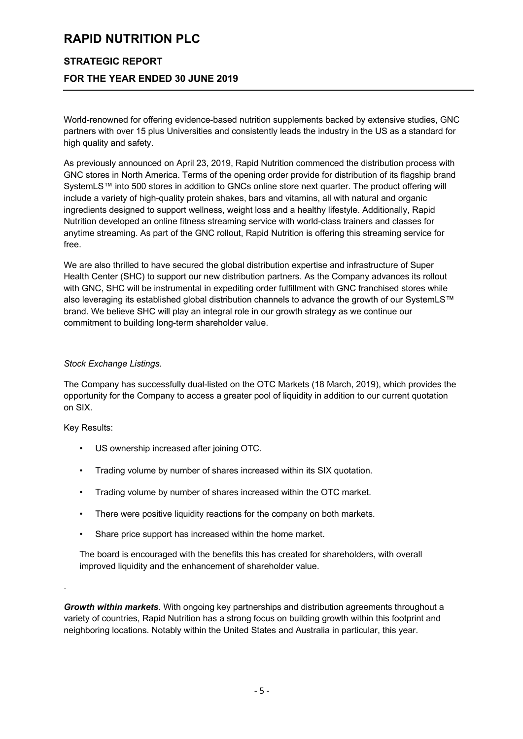World-renowned for offering evidence-based nutrition supplements backed by extensive studies, GNC partners with over 15 plus Universities and consistently leads the industry in the US as a standard for high quality and safety.

As previously announced on April 23, 2019, Rapid Nutrition commenced the distribution process with GNC stores in North America. Terms of the opening order provide for distribution of its flagship brand SystemLS™ into 500 stores in addition to GNCs online store next quarter. The product offering will include a variety of high-quality protein shakes, bars and vitamins, all with natural and organic ingredients designed to support wellness, weight loss and a healthy lifestyle. Additionally, Rapid Nutrition developed an online fitness streaming service with world-class trainers and classes for anytime streaming. As part of the GNC rollout, Rapid Nutrition is offering this streaming service for free.

We are also thrilled to have secured the global distribution expertise and infrastructure of Super Health Center (SHC) to support our new distribution partners. As the Company advances its rollout with GNC, SHC will be instrumental in expediting order fulfillment with GNC franchised stores while also leveraging its established global distribution channels to advance the growth of our SystemLS™ brand. We believe SHC will play an integral role in our growth strategy as we continue our commitment to building long-term shareholder value.

*Stock Exchange Listings*.

The Company has successfully dual-listed on the OTC Markets (18 March, 2019), which provides the opportunity for the Company to access a greater pool of liquidity in addition to our current quotation on SIX.

Key Results:

- US ownership increased after joining OTC.
- Trading volume by number of shares increased within its SIX quotation.
- Trading volume by number of shares increased within the OTC market.
- There were positive liquidity reactions for the company on both markets.
- Share price support has increased within the home market.

The board is encouraged with the benefits this has created for shareholders, with overall improved liquidity and the enhancement of shareholder value.

.

***Growth within markets***. With ongoing key partnerships and distribution agreements throughout a variety of countries, Rapid Nutrition has a strong focus on building growth within this footprint and neighboring locations. Notably within the United States and Australia in particular, this year.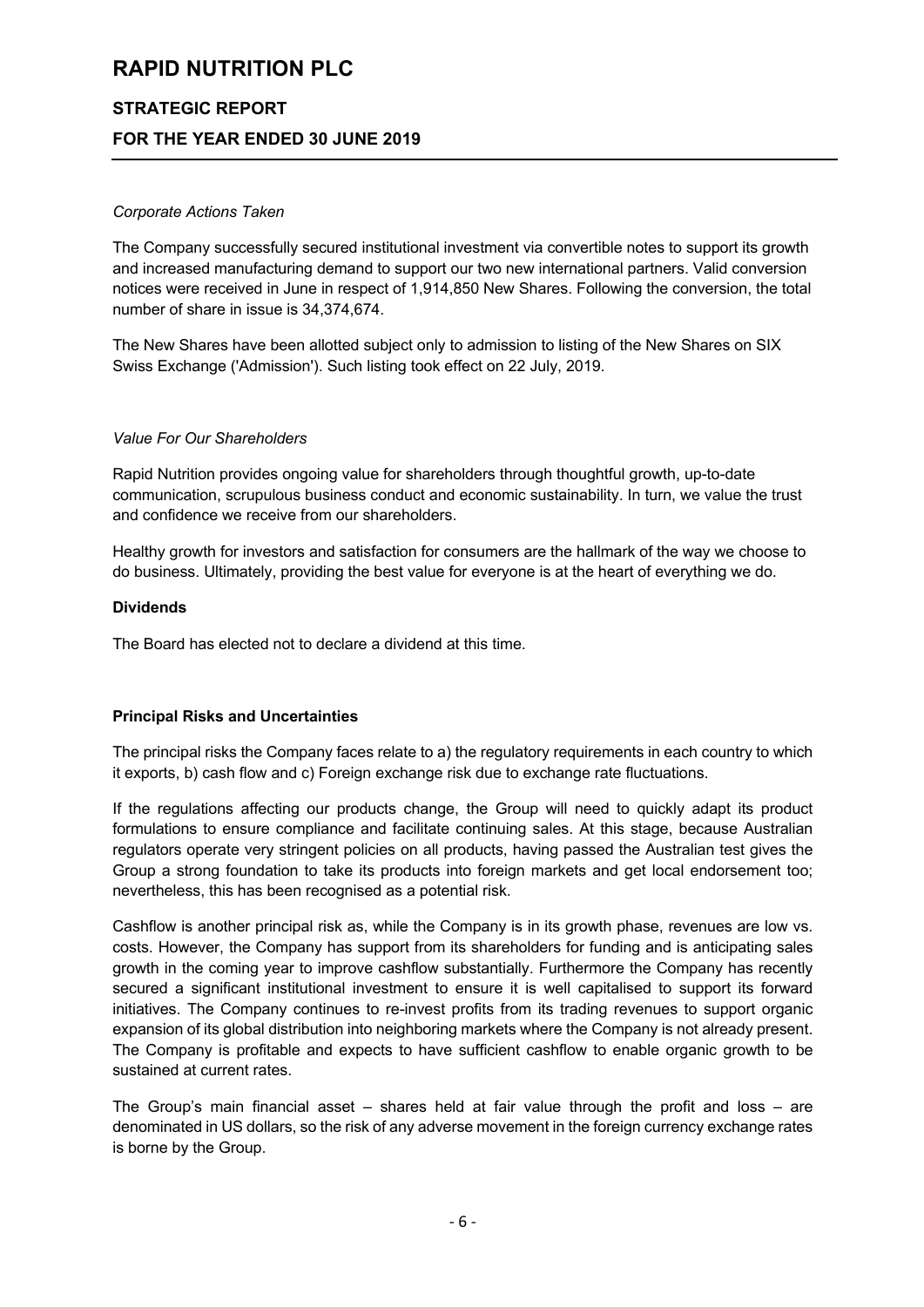*Corporate Actions Taken*

The Company successfully secured institutional investment via convertible notes to support its growth and increased manufacturing demand to support our two new international partners. Valid conversion notices were received in June in respect of 1,914,850 New Shares. Following the conversion, the total number of share in issue is 34,374,674.

The New Shares have been allotted subject only to admission to listing of the New Shares on SIX Swiss Exchange ('Admission'). Such listing took effect on 22 July, 2019.

*Value For Our Shareholders*

Rapid Nutrition provides ongoing value for shareholders through thoughtful growth, up-to-date communication, scrupulous business conduct and economic sustainability. In turn, we value the trust and confidence we receive from our shareholders.

Healthy growth for investors and satisfaction for consumers are the hallmark of the way we choose to do business. Ultimately, providing the best value for everyone is at the heart of everything we do.

**Dividends**

The Board has elected not to declare a dividend at this time.

**Principal Risks and Uncertainties**

The principal risks the Company faces relate to a) the regulatory requirements in each country to which it exports, b) cash flow and c) Foreign exchange risk due to exchange rate fluctuations.

If the regulations affecting our products change, the Group will need to quickly adapt its product formulations to ensure compliance and facilitate continuing sales. At this stage, because Australian regulators operate very stringent policies on all products, having passed the Australian test gives the Group a strong foundation to take its products into foreign markets and get local endorsement too; nevertheless, this has been recognised as a potential risk.

Cashflow is another principal risk as, while the Company is in its growth phase, revenues are low vs. costs. However, the Company has support from its shareholders for funding and is anticipating sales growth in the coming year to improve cashflow substantially. Furthermore the Company has recently secured a significant institutional investment to ensure it is well capitalised to support its forward initiatives. The Company continues to re-invest profits from its trading revenues to support organic expansion of its global distribution into neighboring markets where the Company is not already present. The Company is profitable and expects to have sufficient cashflow to enable organic growth to be sustained at current rates.

The Group's main financial asset – shares held at fair value through the profit and loss – are denominated in US dollars, so the risk of any adverse movement in the foreign currency exchange rates is borne by the Group.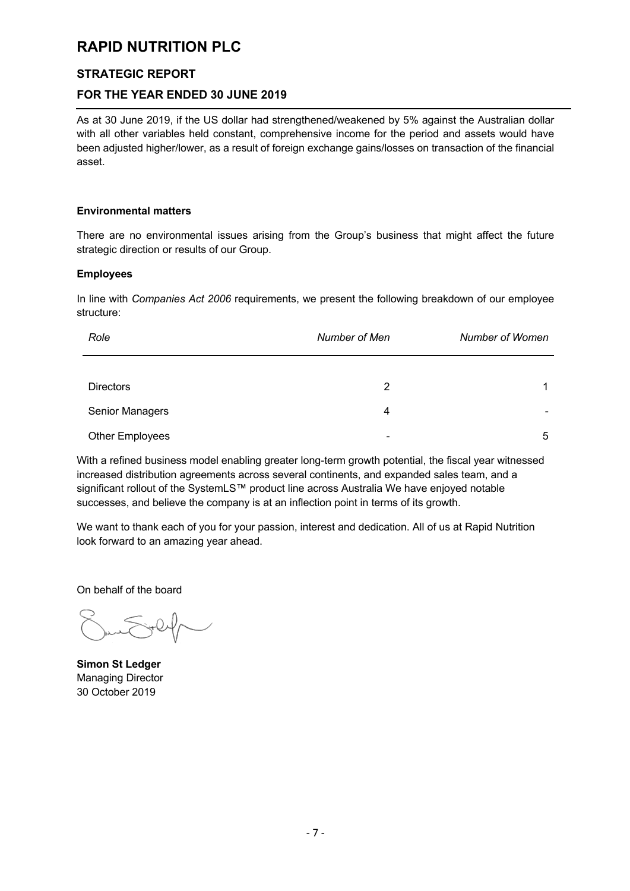# RAPID NUTRITION PLC

## STRATEGIC REPORT

## FOR THE YEAR ENDED 30 JUNE 2019

As at 30 June 2019, if the US dollar had strengthened/weakened by 5% against the Australian dollar with all other variables held constant, comprehensive income for the period and assets would have been adjusted higher/lower, as a result of foreign exchange gains/losses on transaction of the financial asset.

**Environmental matters**

There are no environmental issues arising from the Group's business that might affect the future strategic direction or results of our Group.

**Employees**

In line with *Companies Act 2006* requirements, we present the following breakdown of our employee structure:

| *Role* | *Number of Men* | *Number of Women* |
|---|---|---|
| Directors | 2 | 1 |
| Senior Managers | 4 | - |
| Other Employees | - | 5 |

With a refined business model enabling greater long-term growth potential, the fiscal year witnessed increased distribution agreements across several continents, and expanded sales team, and a significant rollout of the SystemLS™ product line across Australia We have enjoyed notable successes, and believe the company is at an inflection point in terms of its growth.

We want to thank each of you for your passion, interest and dedication. All of us at Rapid Nutrition look forward to an amazing year ahead.

On behalf of the board

**Simon St Ledger**
Managing Director
30 October 2019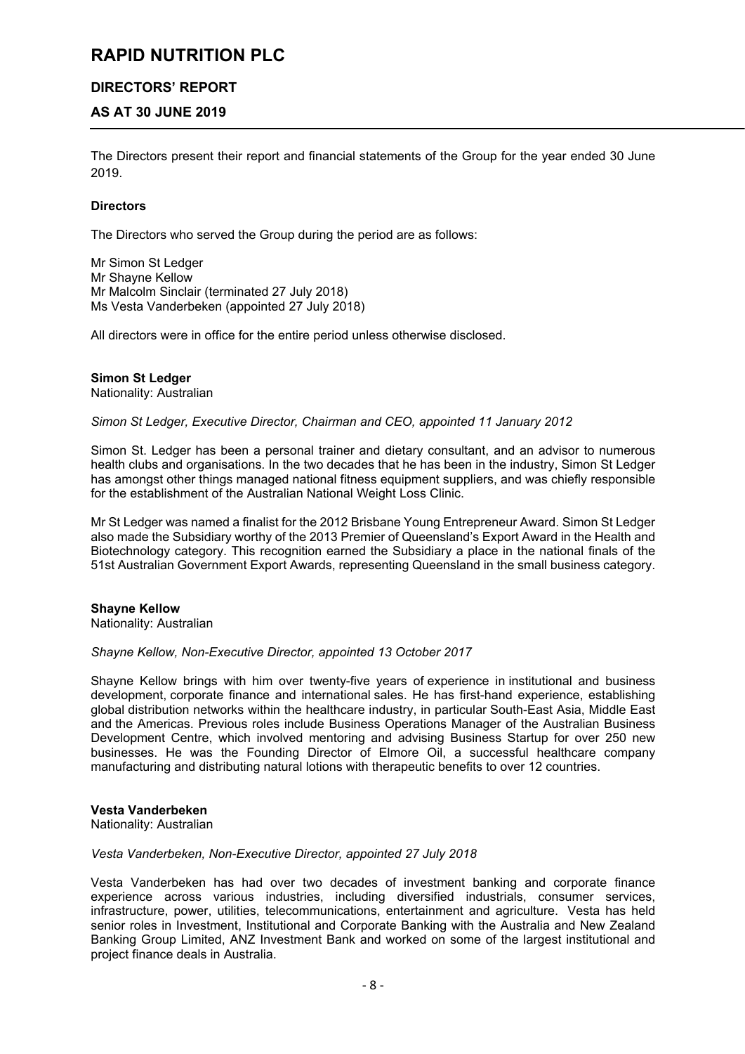# RAPID NUTRITION PLC

## DIRECTORS' REPORT

## AS AT 30 JUNE 2019

The Directors present their report and financial statements of the Group for the year ended 30 June 2019.

**Directors**

The Directors who served the Group during the period are as follows:

Mr Simon St Ledger
Mr Shayne Kellow
Mr Malcolm Sinclair (terminated 27 July 2018)
Ms Vesta Vanderbeken (appointed 27 July 2018)

All directors were in office for the entire period unless otherwise disclosed.

**Simon St Ledger**
Nationality: Australian

*Simon St Ledger, Executive Director, Chairman and CEO, appointed 11 January 2012*

Simon St. Ledger has been a personal trainer and dietary consultant, and an advisor to numerous health clubs and organisations. In the two decades that he has been in the industry, Simon St Ledger has amongst other things managed national fitness equipment suppliers, and was chiefly responsible for the establishment of the Australian National Weight Loss Clinic.

Mr St Ledger was named a finalist for the 2012 Brisbane Young Entrepreneur Award. Simon St Ledger also made the Subsidiary worthy of the 2013 Premier of Queensland's Export Award in the Health and Biotechnology category. This recognition earned the Subsidiary a place in the national finals of the 51st Australian Government Export Awards, representing Queensland in the small business category.

**Shayne Kellow**
Nationality: Australian

*Shayne Kellow, Non-Executive Director, appointed 13 October 2017*

Shayne Kellow brings with him over twenty-five years of experience in institutional and business development, corporate finance and international sales. He has first-hand experience, establishing global distribution networks within the healthcare industry, in particular South-East Asia, Middle East and the Americas. Previous roles include Business Operations Manager of the Australian Business Development Centre, which involved mentoring and advising Business Startup for over 250 new businesses. He was the Founding Director of Elmore Oil, a successful healthcare company manufacturing and distributing natural lotions with therapeutic benefits to over 12 countries.

**Vesta Vanderbeken**
Nationality: Australian

*Vesta Vanderbeken, Non-Executive Director, appointed 27 July 2018*

Vesta Vanderbeken has had over two decades of investment banking and corporate finance experience across various industries, including diversified industrials, consumer services, infrastructure, power, utilities, telecommunications, entertainment and agriculture. Vesta has held senior roles in Investment, Institutional and Corporate Banking with the Australia and New Zealand Banking Group Limited, ANZ Investment Bank and worked on some of the largest institutional and project finance deals in Australia.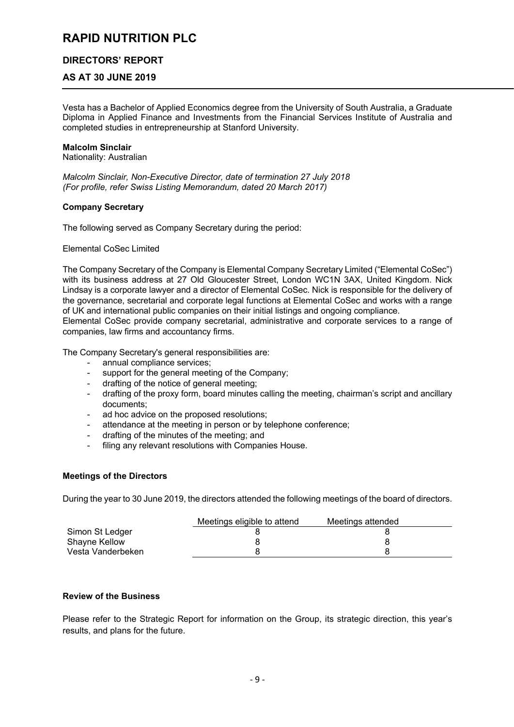Vesta has a Bachelor of Applied Economics degree from the University of South Australia, a Graduate Diploma in Applied Finance and Investments from the Financial Services Institute of Australia and completed studies in entrepreneurship at Stanford University.

**Malcolm Sinclair**
Nationality: Australian

*Malcolm Sinclair, Non-Executive Director, date of termination 27 July 2018*
*(For profile, refer Swiss Listing Memorandum, dated 20 March 2017)*

**Company Secretary**

The following served as Company Secretary during the period:

Elemental CoSec Limited

The Company Secretary of the Company is Elemental Company Secretary Limited ("Elemental CoSec") with its business address at 27 Old Gloucester Street, London WC1N 3AX, United Kingdom. Nick Lindsay is a corporate lawyer and a director of Elemental CoSec. Nick is responsible for the delivery of the governance, secretarial and corporate legal functions at Elemental CoSec and works with a range of UK and international public companies on their initial listings and ongoing compliance.
Elemental CoSec provide company secretarial, administrative and corporate services to a range of companies, law firms and accountancy firms.

The Company Secretary's general responsibilities are:

- annual compliance services;
- support for the general meeting of the Company;
- drafting of the notice of general meeting;
- drafting of the proxy form, board minutes calling the meeting, chairman's script and ancillary documents;
- ad hoc advice on the proposed resolutions;
- attendance at the meeting in person or by telephone conference;
- drafting of the minutes of the meeting; and
- filing any relevant resolutions with Companies House.

**Meetings of the Directors**

During the year to 30 June 2019, the directors attended the following meetings of the board of directors.

| | Meetings eligible to attend | Meetings attended |
|---|---|---|
| Simon St Ledger | 8 | 8 |
| Shayne Kellow | 8 | 8 |
| Vesta Vanderbeken | 8 | 8 |

**Review of the Business**

Please refer to the Strategic Report for information on the Group, its strategic direction, this year's results, and plans for the future.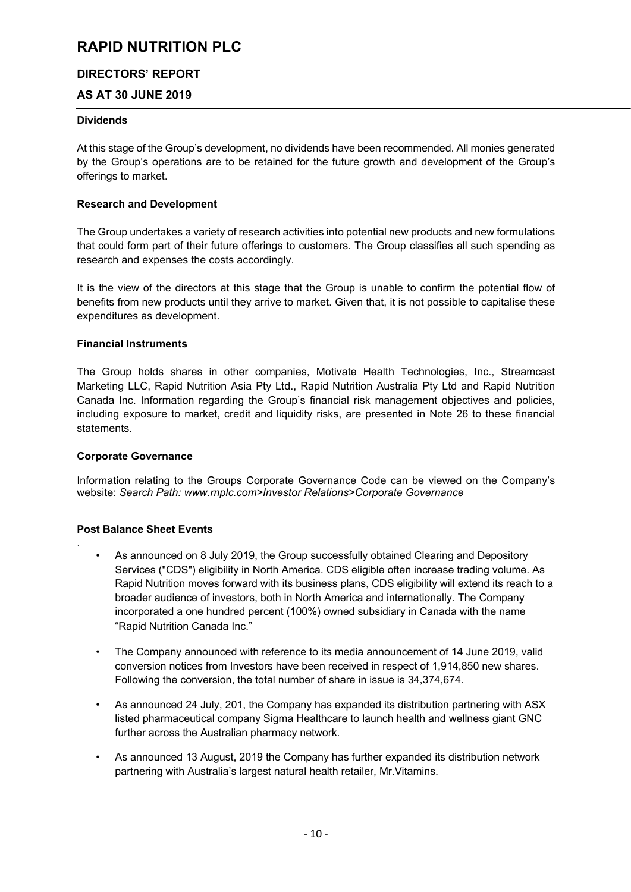# RAPID NUTRITION PLC

## DIRECTORS' REPORT

## AS AT 30 JUNE 2019

### Dividends

At this stage of the Group's development, no dividends have been recommended. All monies generated by the Group's operations are to be retained for the future growth and development of the Group's offerings to market.

### Research and Development

The Group undertakes a variety of research activities into potential new products and new formulations that could form part of their future offerings to customers. The Group classifies all such spending as research and expenses the costs accordingly.

It is the view of the directors at this stage that the Group is unable to confirm the potential flow of benefits from new products until they arrive to market. Given that, it is not possible to capitalise these expenditures as development.

### Financial Instruments

The Group holds shares in other companies, Motivate Health Technologies, Inc., Streamcast Marketing LLC, Rapid Nutrition Asia Pty Ltd., Rapid Nutrition Australia Pty Ltd and Rapid Nutrition Canada Inc. Information regarding the Group's financial risk management objectives and policies, including exposure to market, credit and liquidity risks, are presented in Note 26 to these financial statements.

### Corporate Governance

Information relating to the Groups Corporate Governance Code can be viewed on the Company's website: *Search Path: www.rnplc.com>Investor Relations>Corporate Governance*

### Post Balance Sheet Events

- As announced on 8 July 2019, the Group successfully obtained Clearing and Depository Services ("CDS") eligibility in North America. CDS eligible often increase trading volume. As Rapid Nutrition moves forward with its business plans, CDS eligibility will extend its reach to a broader audience of investors, both in North America and internationally. The Company incorporated a one hundred percent (100%) owned subsidiary in Canada with the name "Rapid Nutrition Canada Inc."

- The Company announced with reference to its media announcement of 14 June 2019, valid conversion notices from Investors have been received in respect of 1,914,850 new shares. Following the conversion, the total number of share in issue is 34,374,674.

- As announced 24 July, 201, the Company has expanded its distribution partnering with ASX listed pharmaceutical company Sigma Healthcare to launch health and wellness giant GNC further across the Australian pharmacy network.

- As announced 13 August, 2019 the Company has further expanded its distribution network partnering with Australia's largest natural health retailer, Mr.Vitamins.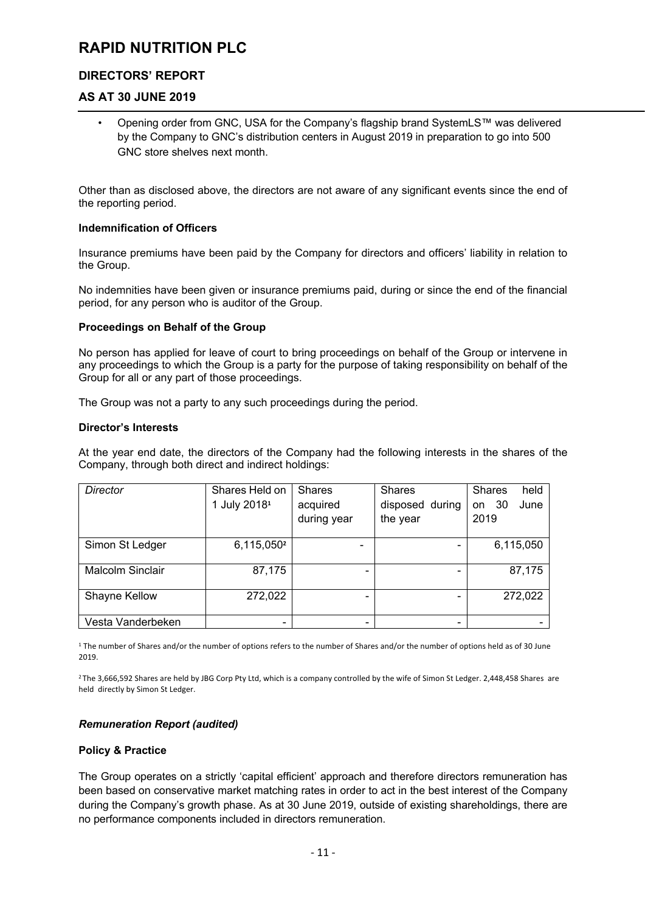- Opening order from GNC, USA for the Company's flagship brand SystemLS™ was delivered by the Company to GNC's distribution centers in August 2019 in preparation to go into 500 GNC store shelves next month.

Other than as disclosed above, the directors are not aware of any significant events since the end of the reporting period.

**Indemnification of Officers**

Insurance premiums have been paid by the Company for directors and officers' liability in relation to the Group.

No indemnities have been given or insurance premiums paid, during or since the end of the financial period, for any person who is auditor of the Group.

**Proceedings on Behalf of the Group**

No person has applied for leave of court to bring proceedings on behalf of the Group or intervene in any proceedings to which the Group is a party for the purpose of taking responsibility on behalf of the Group for all or any part of those proceedings.

The Group was not a party to any such proceedings during the period.

**Director's Interests**

At the year end date, the directors of the Company had the following interests in the shares of the Company, through both direct and indirect holdings:

| *Director* | Shares Held on 1 July 2018[1] | Shares acquired during year | Shares disposed during the year | Shares held on 30 June 2019 |
|---|---|---|---|---|
| Simon St Ledger | 6,115,050[2] | - | - | 6,115,050 |
| Malcolm Sinclair | 87,175 | - | - | 87,175 |
| Shayne Kellow | 272,022 | - | - | 272,022 |
| Vesta Vanderbeken | - | - | - | - |

[1] The number of Shares and/or the number of options refers to the number of Shares and/or the number of options held as of 30 June 2019.

[2] The 3,666,592 Shares are held by JBG Corp Pty Ltd, which is a company controlled by the wife of Simon St Ledger. 2,448,458 Shares are held directly by Simon St Ledger.

***Remuneration Report (audited)***

**Policy & Practice**

The Group operates on a strictly 'capital efficient' approach and therefore directors remuneration has been based on conservative market matching rates in order to act in the best interest of the Company during the Company's growth phase. As at 30 June 2019, outside of existing shareholdings, there are no performance components included in directors remuneration.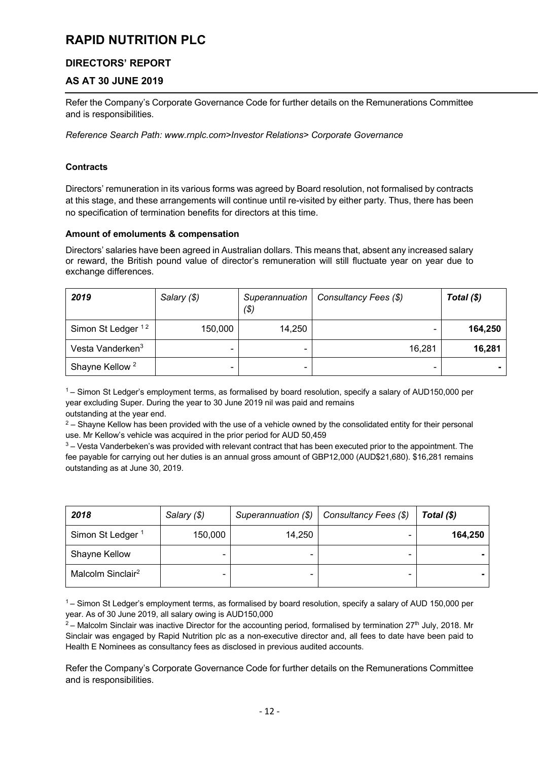# RAPID NUTRITION PLC

## DIRECTORS' REPORT

## AS AT 30 JUNE 2019

Refer the Company's Corporate Governance Code for further details on the Remunerations Committee and is responsibilities.

*Reference Search Path: www.rnplc.com>Investor Relations> Corporate Governance*

**Contracts**

Directors' remuneration in its various forms was agreed by Board resolution, not formalised by contracts at this stage, and these arrangements will continue until re-visited by either party. Thus, there has been no specification of termination benefits for directors at this time.

**Amount of emoluments & compensation**

Directors' salaries have been agreed in Australian dollars. This means that, absent any increased salary or reward, the British pound value of director's remuneration will still fluctuate year on year due to exchange differences.

| *2019* | *Salary ($)* | *Superannuation ($)* | *Consultancy Fees ($)* | ***Total ($)*** |
|---|---|---|---|---|
| Simon St Ledger [1 2] | 150,000 | 14,250 | - | **164,250** |
| Vesta Vanderken[3] | - | - | 16,281 | **16,281** |
| Shayne Kellow [2] | - | - | - | **-** |

[1] – Simon St Ledger's employment terms, as formalised by board resolution, specify a salary of AUD150,000 per year excluding Super. During the year to 30 June 2019 nil was paid and remains outstanding at the year end.

[2] – Shayne Kellow has been provided with the use of a vehicle owned by the consolidated entity for their personal use. Mr Kellow's vehicle was acquired in the prior period for AUD 50,459

[3] – Vesta Vanderbeken's was provided with relevant contract that has been executed prior to the appointment. The fee payable for carrying out her duties is an annual gross amount of GBP12,000 (AUD$21,680). $16,281 remains outstanding as at June 30, 2019.

| *2018* | *Salary ($)* | *Superannuation ($)* | *Consultancy Fees ($)* | ***Total ($)*** |
|---|---|---|---|---|
| Simon St Ledger [1] | 150,000 | 14,250 | - | **164,250** |
| Shayne Kellow | - | - | - | **-** |
| Malcolm Sinclair[2] | - | - | - | **-** |

[1] – Simon St Ledger's employment terms, as formalised by board resolution, specify a salary of AUD 150,000 per year. As of 30 June 2019, all salary owing is AUD150,000

[2] – Malcolm Sinclair was inactive Director for the accounting period, formalised by termination 27th July, 2018. Mr Sinclair was engaged by Rapid Nutrition plc as a non-executive director and, all fees to date have been paid to Health E Nominees as consultancy fees as disclosed in previous audited accounts.

Refer the Company's Corporate Governance Code for further details on the Remunerations Committee and is responsibilities.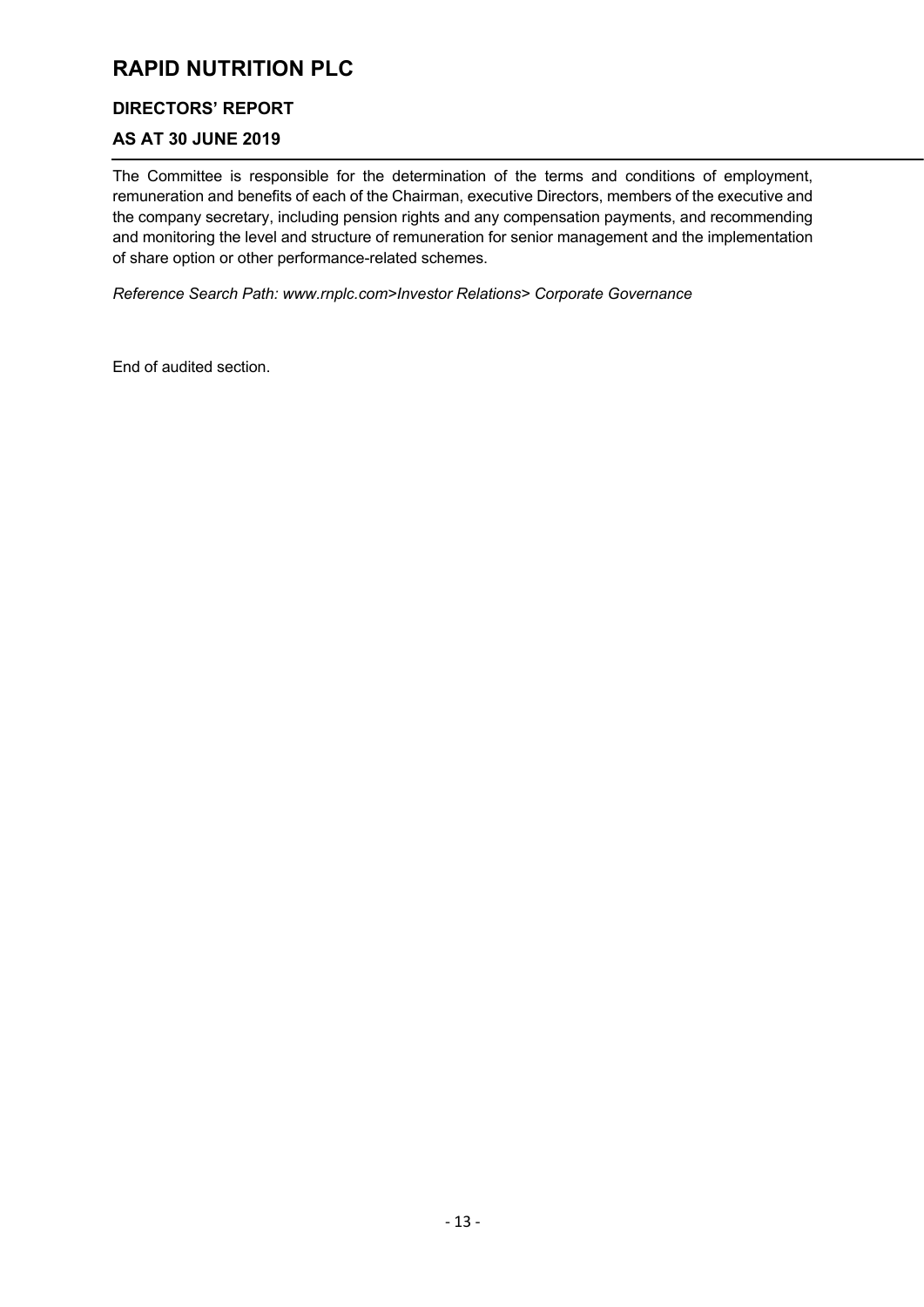The Committee is responsible for the determination of the terms and conditions of employment, remuneration and benefits of each of the Chairman, executive Directors, members of the executive and the company secretary, including pension rights and any compensation payments, and recommending and monitoring the level and structure of remuneration for senior management and the implementation of share option or other performance-related schemes.

*Reference Search Path: www.rnplc.com>Investor Relations> Corporate Governance*

End of audited section.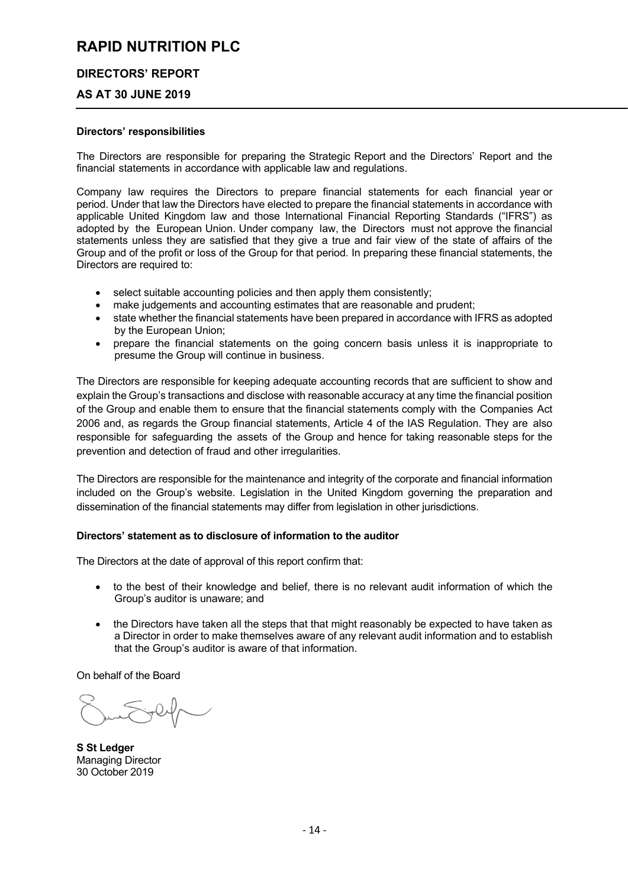# RAPID NUTRITION PLC

## DIRECTORS' REPORT

## AS AT 30 JUNE 2019

**Directors' responsibilities**

The Directors are responsible for preparing the Strategic Report and the Directors' Report and the financial statements in accordance with applicable law and regulations.

Company law requires the Directors to prepare financial statements for each financial year or period. Under that law the Directors have elected to prepare the financial statements in accordance with applicable United Kingdom law and those International Financial Reporting Standards ("IFRS") as adopted by the European Union. Under company law, the Directors must not approve the financial statements unless they are satisfied that they give a true and fair view of the state of affairs of the Group and of the profit or loss of the Group for that period. In preparing these financial statements, the Directors are required to:

- select suitable accounting policies and then apply them consistently;
- make judgements and accounting estimates that are reasonable and prudent;
- state whether the financial statements have been prepared in accordance with IFRS as adopted by the European Union;
- prepare the financial statements on the going concern basis unless it is inappropriate to presume the Group will continue in business.

The Directors are responsible for keeping adequate accounting records that are sufficient to show and explain the Group's transactions and disclose with reasonable accuracy at any time the financial position of the Group and enable them to ensure that the financial statements comply with the Companies Act 2006 and, as regards the Group financial statements, Article 4 of the IAS Regulation. They are also responsible for safeguarding the assets of the Group and hence for taking reasonable steps for the prevention and detection of fraud and other irregularities.

The Directors are responsible for the maintenance and integrity of the corporate and financial information included on the Group's website. Legislation in the United Kingdom governing the preparation and dissemination of the financial statements may differ from legislation in other jurisdictions.

**Directors' statement as to disclosure of information to the auditor**

The Directors at the date of approval of this report confirm that:

- to the best of their knowledge and belief, there is no relevant audit information of which the Group's auditor is unaware; and
- the Directors have taken all the steps that that might reasonably be expected to have taken as a Director in order to make themselves aware of any relevant audit information and to establish that the Group's auditor is aware of that information.

On behalf of the Board

**S St Ledger**
Managing Director
30 October 2019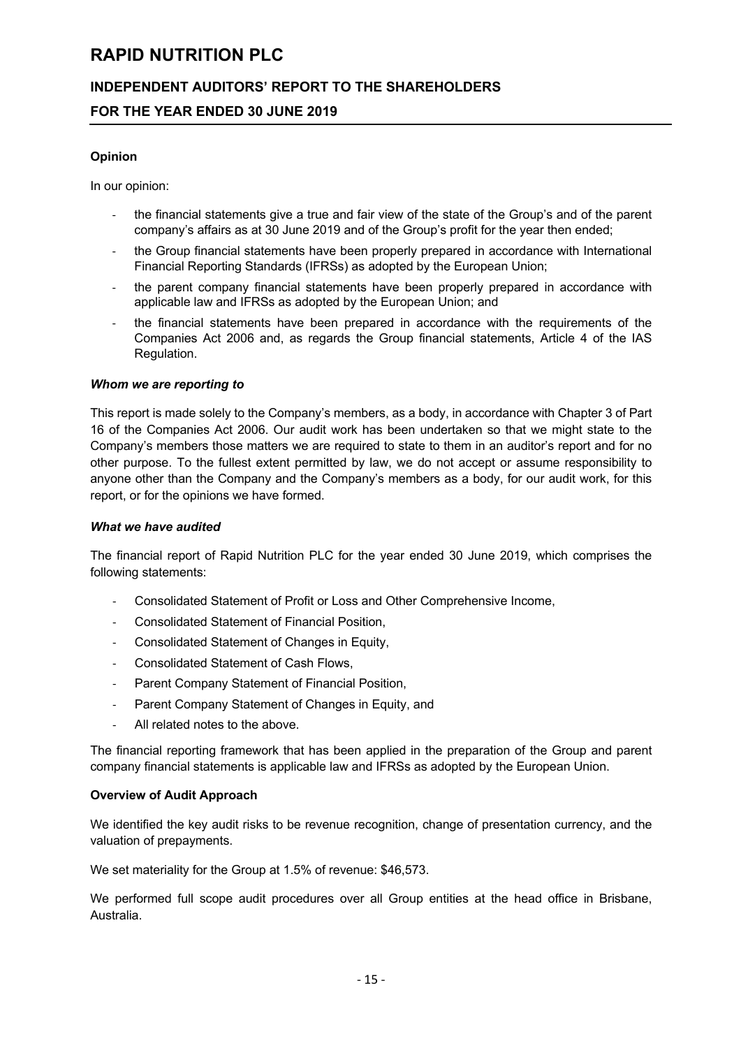# RAPID NUTRITION PLC

## INDEPENDENT AUDITORS' REPORT TO THE SHAREHOLDERS

## FOR THE YEAR ENDED 30 JUNE 2019

**Opinion**

In our opinion:

- the financial statements give a true and fair view of the state of the Group's and of the parent company's affairs as at 30 June 2019 and of the Group's profit for the year then ended;
- the Group financial statements have been properly prepared in accordance with International Financial Reporting Standards (IFRSs) as adopted by the European Union;
- the parent company financial statements have been properly prepared in accordance with applicable law and IFRSs as adopted by the European Union; and
- the financial statements have been prepared in accordance with the requirements of the Companies Act 2006 and, as regards the Group financial statements, Article 4 of the IAS Regulation.

***Whom we are reporting to***

This report is made solely to the Company's members, as a body, in accordance with Chapter 3 of Part 16 of the Companies Act 2006. Our audit work has been undertaken so that we might state to the Company's members those matters we are required to state to them in an auditor's report and for no other purpose. To the fullest extent permitted by law, we do not accept or assume responsibility to anyone other than the Company and the Company's members as a body, for our audit work, for this report, or for the opinions we have formed.

***What we have audited***

The financial report of Rapid Nutrition PLC for the year ended 30 June 2019, which comprises the following statements:

- Consolidated Statement of Profit or Loss and Other Comprehensive Income,
- Consolidated Statement of Financial Position,
- Consolidated Statement of Changes in Equity,
- Consolidated Statement of Cash Flows,
- Parent Company Statement of Financial Position,
- Parent Company Statement of Changes in Equity, and
- All related notes to the above.

The financial reporting framework that has been applied in the preparation of the Group and parent company financial statements is applicable law and IFRSs as adopted by the European Union.

**Overview of Audit Approach**

We identified the key audit risks to be revenue recognition, change of presentation currency, and the valuation of prepayments.

We set materiality for the Group at 1.5% of revenue: $46,573.

We performed full scope audit procedures over all Group entities at the head office in Brisbane, Australia.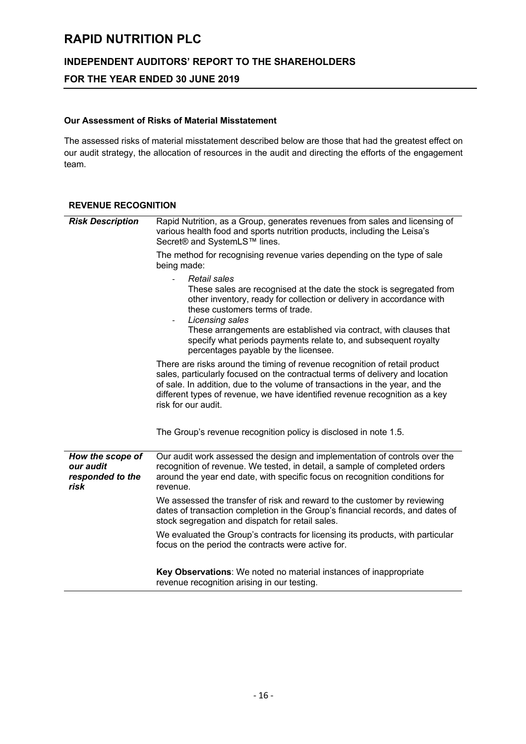# RAPID NUTRITION PLC

## INDEPENDENT AUDITORS' REPORT TO THE SHAREHOLDERS

## FOR THE YEAR ENDED 30 JUNE 2019

**Our Assessment of Risks of Material Misstatement**

The assessed risks of material misstatement described below are those that had the greatest effect on our audit strategy, the allocation of resources in the audit and directing the efforts of the engagement team.

**REVENUE RECOGNITION**

| | |
|---|---|
| ***Risk Description*** | Rapid Nutrition, as a Group, generates revenues from sales and licensing of various health food and sports nutrition products, including the Leisa's Secret® and SystemLS™ lines.<br><br>The method for recognising revenue varies depending on the type of sale being made:<br><br>- *Retail sales*<br>These sales are recognised at the date the stock is segregated from other inventory, ready for collection or delivery in accordance with these customers terms of trade.<br>- *Licensing sales*<br>These arrangements are established via contract, with clauses that specify what periods payments relate to, and subsequent royalty percentages payable by the licensee.<br><br>There are risks around the timing of revenue recognition of retail product sales, particularly focused on the contractual terms of delivery and location of sale. In addition, due to the volume of transactions in the year, and the different types of revenue, we have identified revenue recognition as a key risk for our audit.<br><br>The Group's revenue recognition policy is disclosed in note 1.5. |
| ***How the scope of our audit responded to the risk*** | Our audit work assessed the design and implementation of controls over the recognition of revenue. We tested, in detail, a sample of completed orders around the year end date, with specific focus on recognition conditions for revenue.<br><br>We assessed the transfer of risk and reward to the customer by reviewing dates of transaction completion in the Group's financial records, and dates of stock segregation and dispatch for retail sales.<br><br>We evaluated the Group's contracts for licensing its products, with particular focus on the period the contracts were active for.<br><br>**Key Observations**: We noted no material instances of inappropriate revenue recognition arising in our testing. |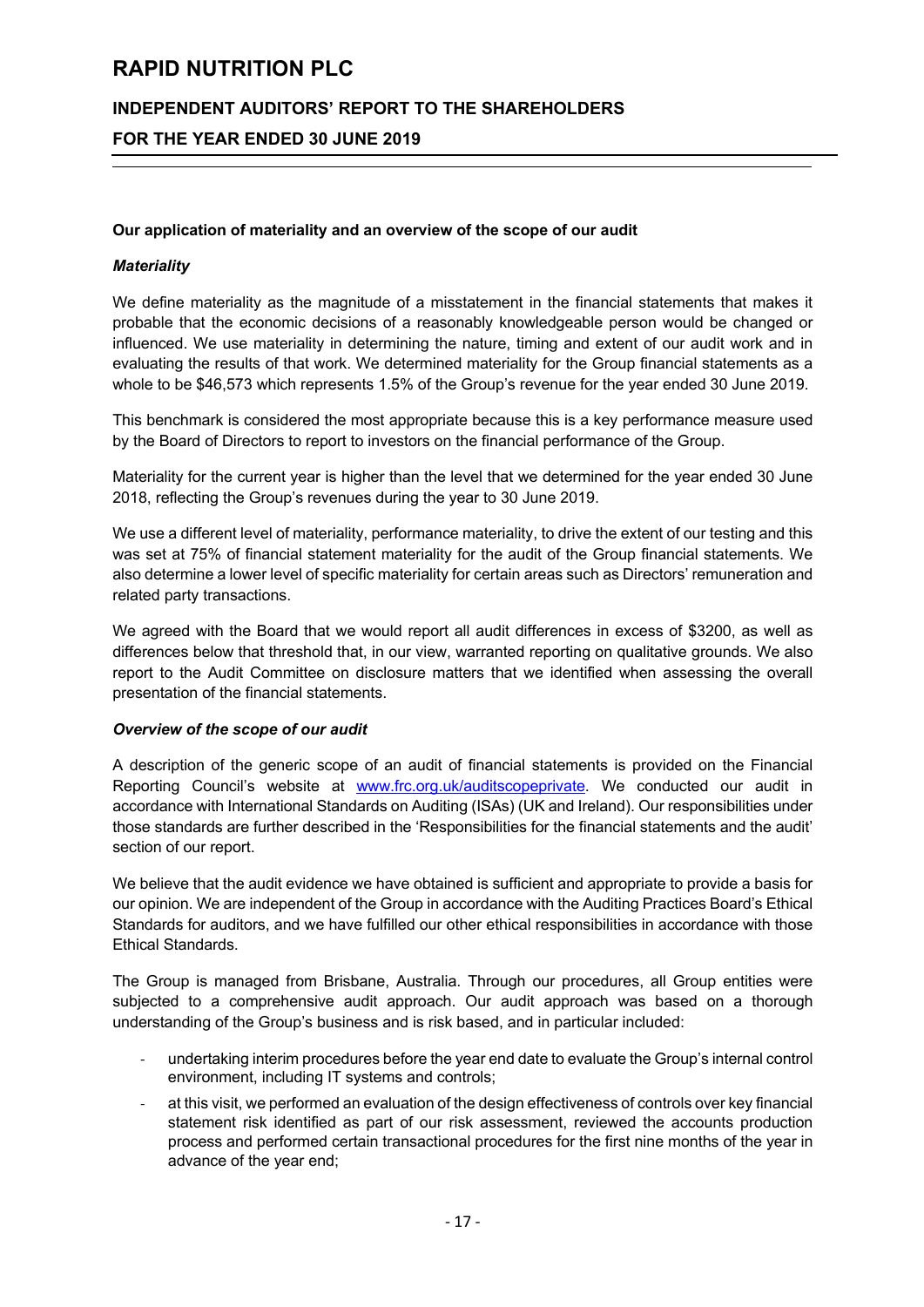## Our application of materiality and an overview of the scope of our audit

### *Materiality*

We define materiality as the magnitude of a misstatement in the financial statements that makes it probable that the economic decisions of a reasonably knowledgeable person would be changed or influenced. We use materiality in determining the nature, timing and extent of our audit work and in evaluating the results of that work. We determined materiality for the Group financial statements as a whole to be $46,573 which represents 1.5% of the Group's revenue for the year ended 30 June 2019.

This benchmark is considered the most appropriate because this is a key performance measure used by the Board of Directors to report to investors on the financial performance of the Group.

Materiality for the current year is higher than the level that we determined for the year ended 30 June 2018, reflecting the Group's revenues during the year to 30 June 2019.

We use a different level of materiality, performance materiality, to drive the extent of our testing and this was set at 75% of financial statement materiality for the audit of the Group financial statements. We also determine a lower level of specific materiality for certain areas such as Directors' remuneration and related party transactions.

We agreed with the Board that we would report all audit differences in excess of $3200, as well as differences below that threshold that, in our view, warranted reporting on qualitative grounds. We also report to the Audit Committee on disclosure matters that we identified when assessing the overall presentation of the financial statements.

### *Overview of the scope of our audit*

A description of the generic scope of an audit of financial statements is provided on the Financial Reporting Council's website at www.frc.org.uk/auditscopeprivate. We conducted our audit in accordance with International Standards on Auditing (ISAs) (UK and Ireland). Our responsibilities under those standards are further described in the 'Responsibilities for the financial statements and the audit' section of our report.

We believe that the audit evidence we have obtained is sufficient and appropriate to provide a basis for our opinion. We are independent of the Group in accordance with the Auditing Practices Board's Ethical Standards for auditors, and we have fulfilled our other ethical responsibilities in accordance with those Ethical Standards.

The Group is managed from Brisbane, Australia. Through our procedures, all Group entities were subjected to a comprehensive audit approach. Our audit approach was based on a thorough understanding of the Group's business and is risk based, and in particular included:

- undertaking interim procedures before the year end date to evaluate the Group's internal control environment, including IT systems and controls;
- at this visit, we performed an evaluation of the design effectiveness of controls over key financial statement risk identified as part of our risk assessment, reviewed the accounts production process and performed certain transactional procedures for the first nine months of the year in advance of the year end;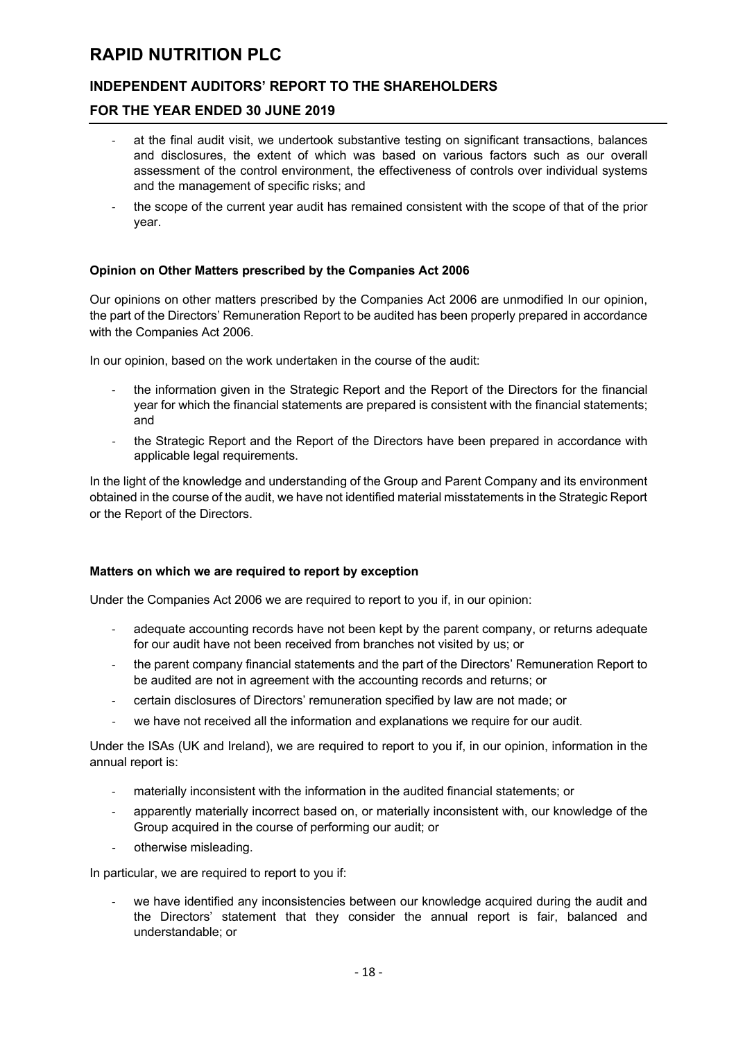- at the final audit visit, we undertook substantive testing on significant transactions, balances and disclosures, the extent of which was based on various factors such as our overall assessment of the control environment, the effectiveness of controls over individual systems and the management of specific risks; and
- the scope of the current year audit has remained consistent with the scope of that of the prior year.

**Opinion on Other Matters prescribed by the Companies Act 2006**

Our opinions on other matters prescribed by the Companies Act 2006 are unmodified In our opinion, the part of the Directors' Remuneration Report to be audited has been properly prepared in accordance with the Companies Act 2006.

In our opinion, based on the work undertaken in the course of the audit:

- the information given in the Strategic Report and the Report of the Directors for the financial year for which the financial statements are prepared is consistent with the financial statements; and
- the Strategic Report and the Report of the Directors have been prepared in accordance with applicable legal requirements.

In the light of the knowledge and understanding of the Group and Parent Company and its environment obtained in the course of the audit, we have not identified material misstatements in the Strategic Report or the Report of the Directors.

**Matters on which we are required to report by exception**

Under the Companies Act 2006 we are required to report to you if, in our opinion:

- adequate accounting records have not been kept by the parent company, or returns adequate for our audit have not been received from branches not visited by us; or
- the parent company financial statements and the part of the Directors' Remuneration Report to be audited are not in agreement with the accounting records and returns; or
- certain disclosures of Directors' remuneration specified by law are not made; or
- we have not received all the information and explanations we require for our audit.

Under the ISAs (UK and Ireland), we are required to report to you if, in our opinion, information in the annual report is:

- materially inconsistent with the information in the audited financial statements; or
- apparently materially incorrect based on, or materially inconsistent with, our knowledge of the Group acquired in the course of performing our audit; or
- otherwise misleading.

In particular, we are required to report to you if:

- we have identified any inconsistencies between our knowledge acquired during the audit and the Directors' statement that they consider the annual report is fair, balanced and understandable; or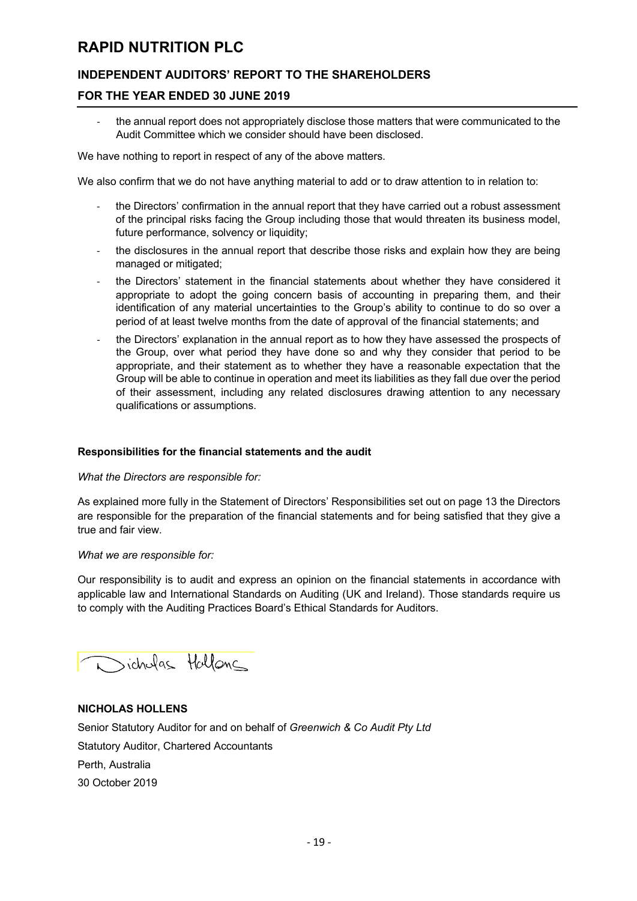- the annual report does not appropriately disclose those matters that were communicated to the Audit Committee which we consider should have been disclosed.

We have nothing to report in respect of any of the above matters.

We also confirm that we do not have anything material to add or to draw attention to in relation to:

- the Directors' confirmation in the annual report that they have carried out a robust assessment of the principal risks facing the Group including those that would threaten its business model, future performance, solvency or liquidity;
- the disclosures in the annual report that describe those risks and explain how they are being managed or mitigated;
- the Directors' statement in the financial statements about whether they have considered it appropriate to adopt the going concern basis of accounting in preparing them, and their identification of any material uncertainties to the Group's ability to continue to do so over a period of at least twelve months from the date of approval of the financial statements; and
- the Directors' explanation in the annual report as to how they have assessed the prospects of the Group, over what period they have done so and why they consider that period to be appropriate, and their statement as to whether they have a reasonable expectation that the Group will be able to continue in operation and meet its liabilities as they fall due over the period of their assessment, including any related disclosures drawing attention to any necessary qualifications or assumptions.

**Responsibilities for the financial statements and the audit**

*What the Directors are responsible for:*

As explained more fully in the Statement of Directors' Responsibilities set out on page 13 the Directors are responsible for the preparation of the financial statements and for being satisfied that they give a true and fair view.

*What we are responsible for:*

Our responsibility is to audit and express an opinion on the financial statements in accordance with applicable law and International Standards on Auditing (UK and Ireland). Those standards require us to comply with the Auditing Practices Board's Ethical Standards for Auditors.

Nicholas Hollens

**NICHOLAS HOLLENS**

Senior Statutory Auditor for and on behalf of *Greenwich & Co Audit Pty Ltd*

Statutory Auditor, Chartered Accountants

Perth, Australia

30 October 2019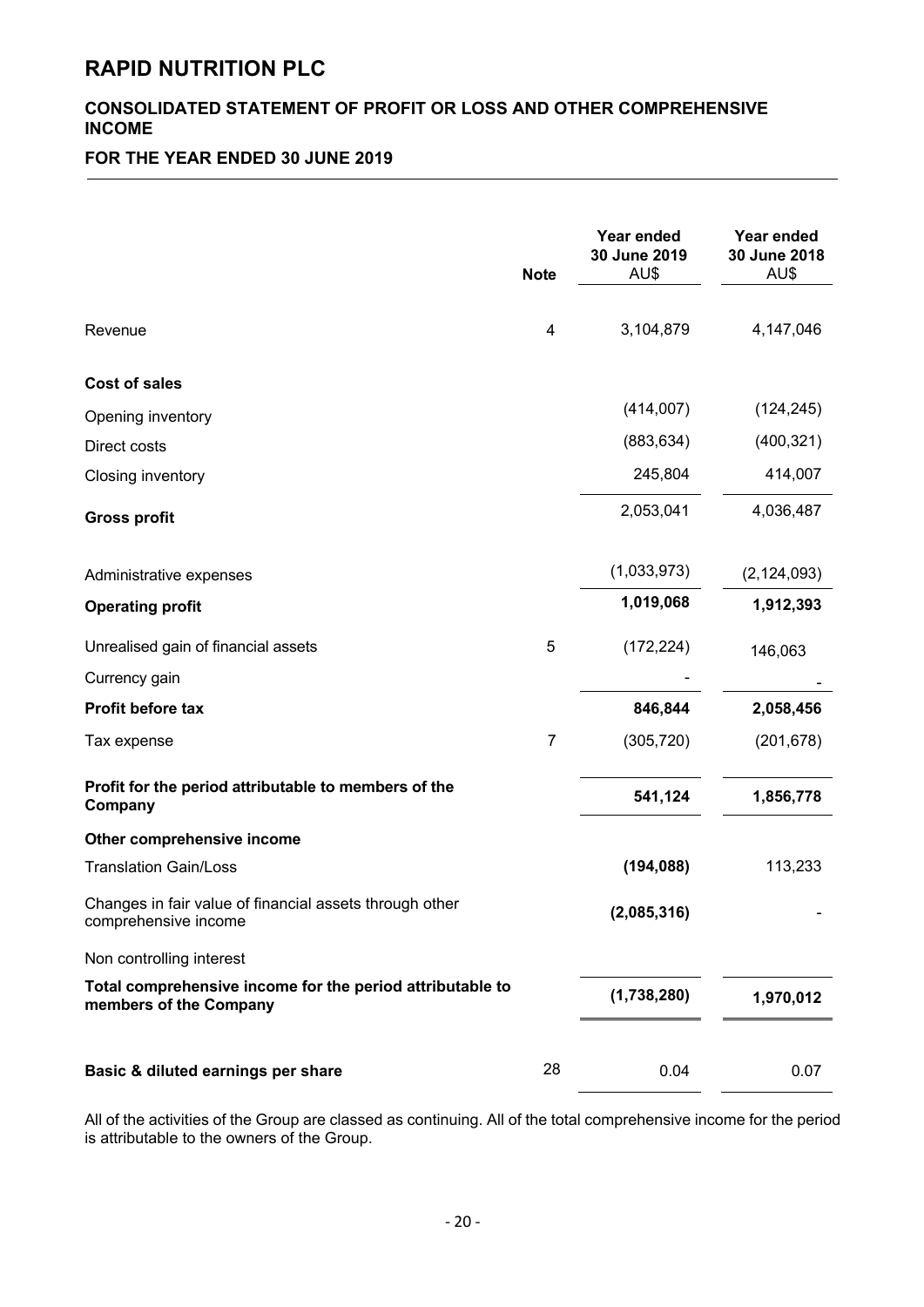# RAPID NUTRITION PLC

## CONSOLIDATED STATEMENT OF PROFIT OR LOSS AND OTHER COMPREHENSIVE INCOME

## FOR THE YEAR ENDED 30 JUNE 2019

| | Note | Year ended 30 June 2019 AU$ | Year ended 30 June 2018 AU$ |
|---|---|---|---|
| Revenue | 4 | 3,104,879 | 4,147,046 |
| **Cost of sales** | | | |
| Opening inventory | | (414,007) | (124,245) |
| Direct costs | | (883,634) | (400,321) |
| Closing inventory | | 245,804 | 414,007 |
| **Gross profit** | | 2,053,041 | 4,036,487 |
| Administrative expenses | | (1,033,973) | (2,124,093) |
| **Operating profit** | | **1,019,068** | **1,912,393** |
| Unrealised gain of financial assets | 5 | (172,224) | 146,063 |
| Currency gain | | - | - |
| **Profit before tax** | | **846,844** | **2,058,456** |
| Tax expense | 7 | (305,720) | (201,678) |
| **Profit for the period attributable to members of the Company** | | **541,124** | **1,856,778** |
| **Other comprehensive income** | | | |
| Translation Gain/Loss | | **(194,088)** | 113,233 |
| Changes in fair value of financial assets through other comprehensive income | | **(2,085,316)** | - |
| Non controlling interest | | | |
| **Total comprehensive income for the period attributable to members of the Company** | | **(1,738,280)** | **1,970,012** |
| **Basic & diluted earnings per share** | 28 | 0.04 | 0.07 |

All of the activities of the Group are classed as continuing. All of the total comprehensive income for the period is attributable to the owners of the Group.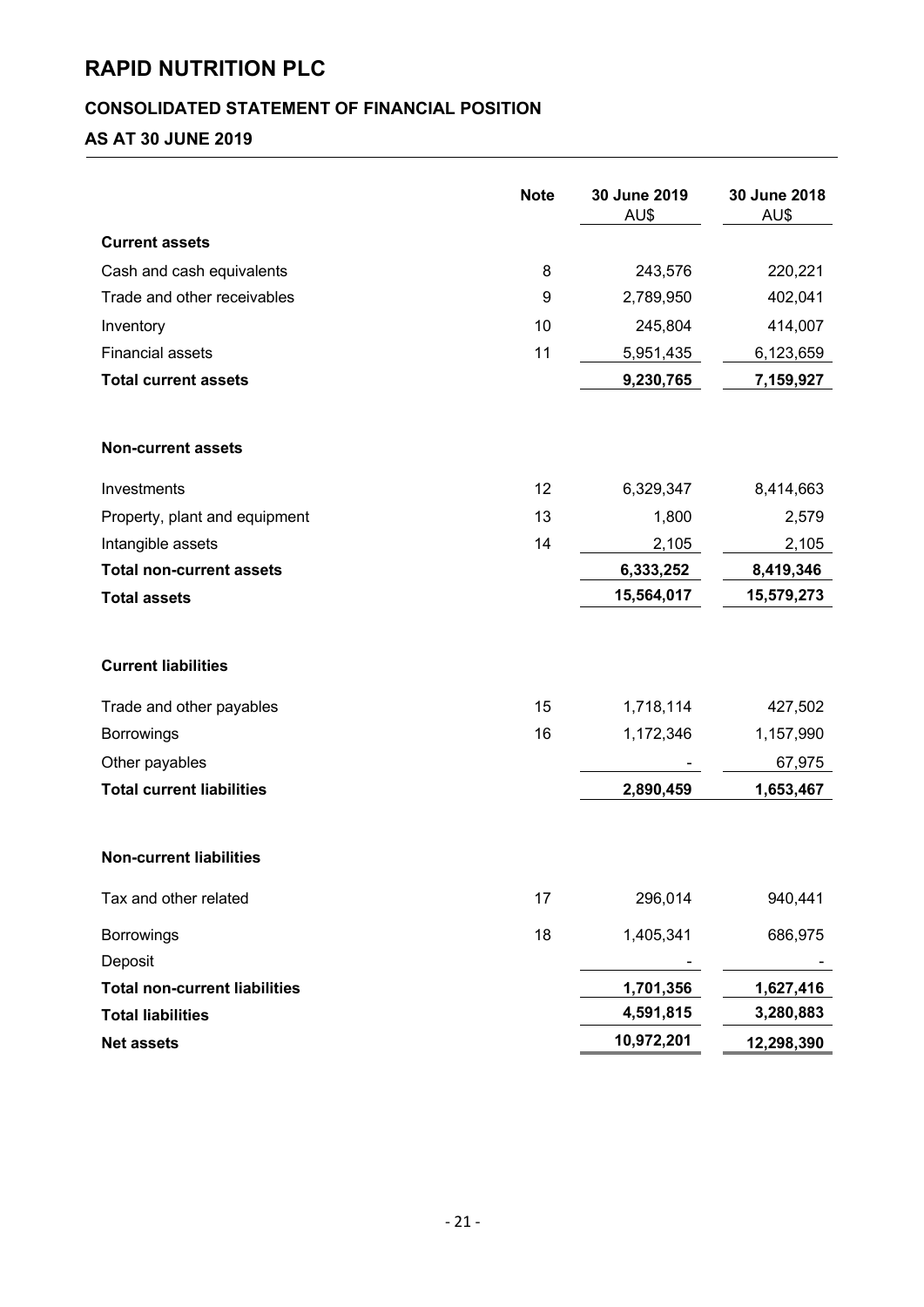# RAPID NUTRITION PLC

## CONSOLIDATED STATEMENT OF FINANCIAL POSITION

## AS AT 30 JUNE 2019

| | Note | 30 June 2019 AU$ | 30 June 2018 AU$ |
|---|---|---|---|
| **Current assets** | | | |
| Cash and cash equivalents | 8 | 243,576 | 220,221 |
| Trade and other receivables | 9 | 2,789,950 | 402,041 |
| Inventory | 10 | 245,804 | 414,007 |
| Financial assets | 11 | 5,951,435 | 6,123,659 |
| **Total current assets** | | **9,230,765** | **7,159,927** |
| | | | |
| **Non-current assets** | | | |
| Investments | 12 | 6,329,347 | 8,414,663 |
| Property, plant and equipment | 13 | 1,800 | 2,579 |
| Intangible assets | 14 | 2,105 | 2,105 |
| **Total non-current assets** | | **6,333,252** | **8,419,346** |
| **Total assets** | | **15,564,017** | **15,579,273** |
| | | | |
| **Current liabilities** | | | |
| Trade and other payables | 15 | 1,718,114 | 427,502 |
| Borrowings | 16 | 1,172,346 | 1,157,990 |
| Other payables | | - | 67,975 |
| **Total current liabilities** | | **2,890,459** | **1,653,467** |
| | | | |
| **Non-current liabilities** | | | |
| Tax and other related | 17 | 296,014 | 940,441 |
| Borrowings | 18 | 1,405,341 | 686,975 |
| Deposit | | - | - |
| **Total non-current liabilities** | | **1,701,356** | **1,627,416** |
| **Total liabilities** | | **4,591,815** | **3,280,883** |
| **Net assets** | | **10,972,201** | **12,298,390** |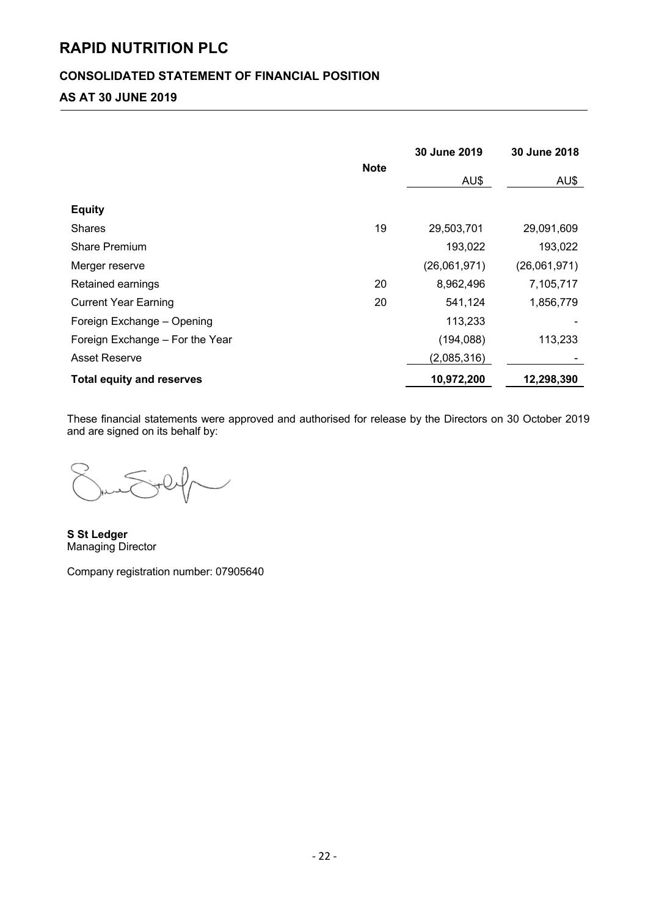# RAPID NUTRITION PLC

## CONSOLIDATED STATEMENT OF FINANCIAL POSITION

## AS AT 30 JUNE 2019

| | Note | 30 June 2019 | 30 June 2018 |
|---|---|---|---|
| | | AU$ | AU$ |
| **Equity** | | | |
| Shares | 19 | 29,503,701 | 29,091,609 |
| Share Premium | | 193,022 | 193,022 |
| Merger reserve | | (26,061,971) | (26,061,971) |
| Retained earnings | 20 | 8,962,496 | 7,105,717 |
| Current Year Earning | 20 | 541,124 | 1,856,779 |
| Foreign Exchange – Opening | | 113,233 | - |
| Foreign Exchange – For the Year | | (194,088) | 113,233 |
| Asset Reserve | | (2,085,316) | - |
| **Total equity and reserves** | | **10,972,200** | **12,298,390** |

These financial statements were approved and authorised for release by the Directors on 30 October 2019 and are signed on its behalf by:

**S St Ledger**
Managing Director

Company registration number: 07905640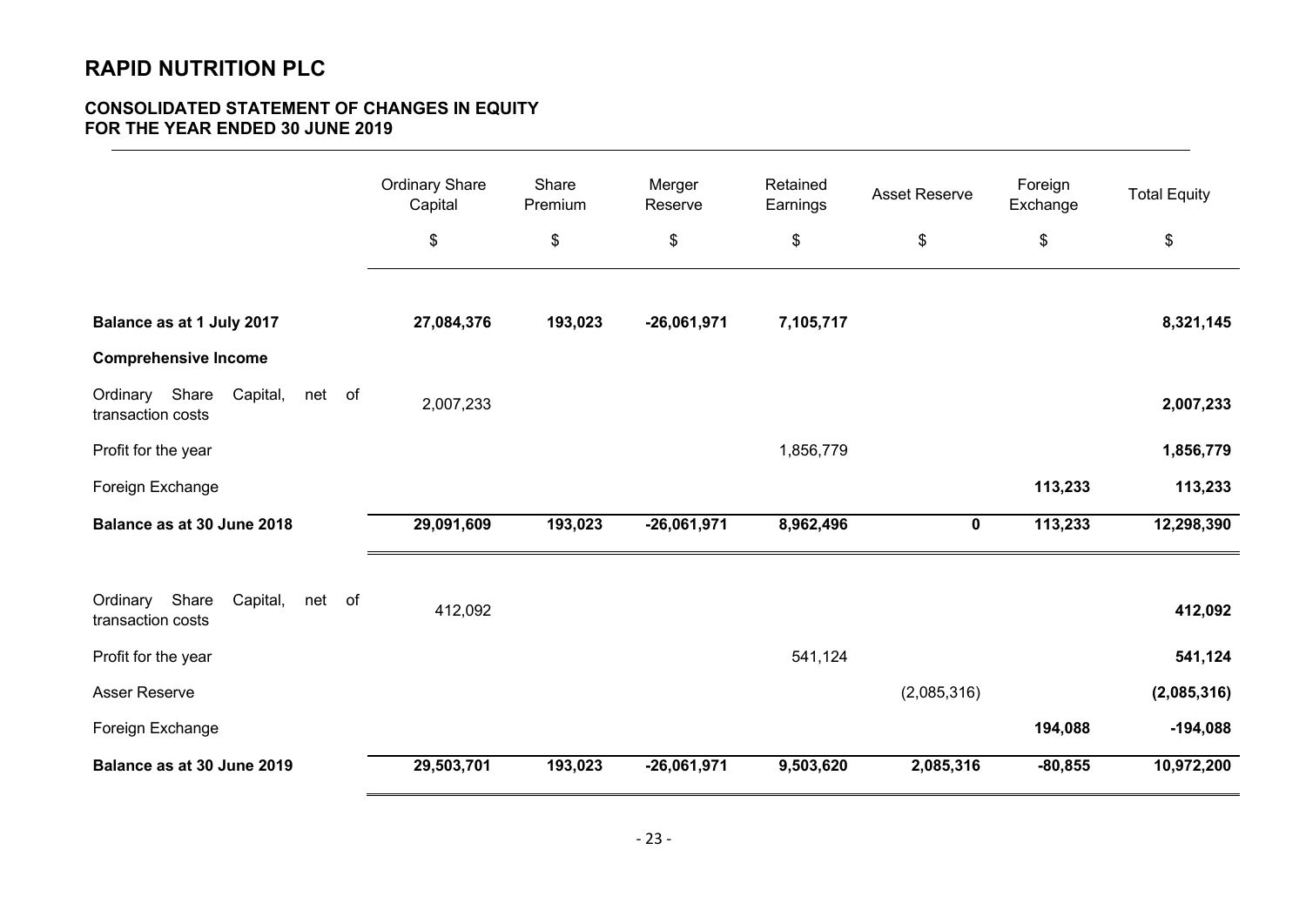# RAPID NUTRITION PLC

## CONSOLIDATED STATEMENT OF CHANGES IN EQUITY FOR THE YEAR ENDED 30 JUNE 2019

| | Ordinary Share Capital | Share Premium | Merger Reserve | Retained Earnings | Asset Reserve | Foreign Exchange | Total Equity |
|---|---|---|---|---|---|---|---|
| | $ | $ | $ | $ | $ | $ | $ |
| **Balance as at 1 July 2017** | **27,084,376** | **193,023** | **-26,061,971** | **7,105,717** | | | **8,321,145** |
| **Comprehensive Income** | | | | | | | |
| Ordinary Share Capital, net of transaction costs | 2,007,233 | | | | | | **2,007,233** |
| Profit for the year | | | | 1,856,779 | | | **1,856,779** |
| Foreign Exchange | | | | | | **113,233** | **113,233** |
| **Balance as at 30 June 2018** | **29,091,609** | **193,023** | **-26,061,971** | **8,962,496** | **0** | **113,233** | **12,298,390** |
| Ordinary Share Capital, net of transaction costs | 412,092 | | | | | | **412,092** |
| Profit for the year | | | | 541,124 | | | **541,124** |
| Asser Reserve | | | | | (2,085,316) | | **(2,085,316)** |
| Foreign Exchange | | | | | | **194,088** | **-194,088** |
| **Balance as at 30 June 2019** | **29,503,701** | **193,023** | **-26,061,971** | **9,503,620** | **2,085,316** | **-80,855** | **10,972,200** |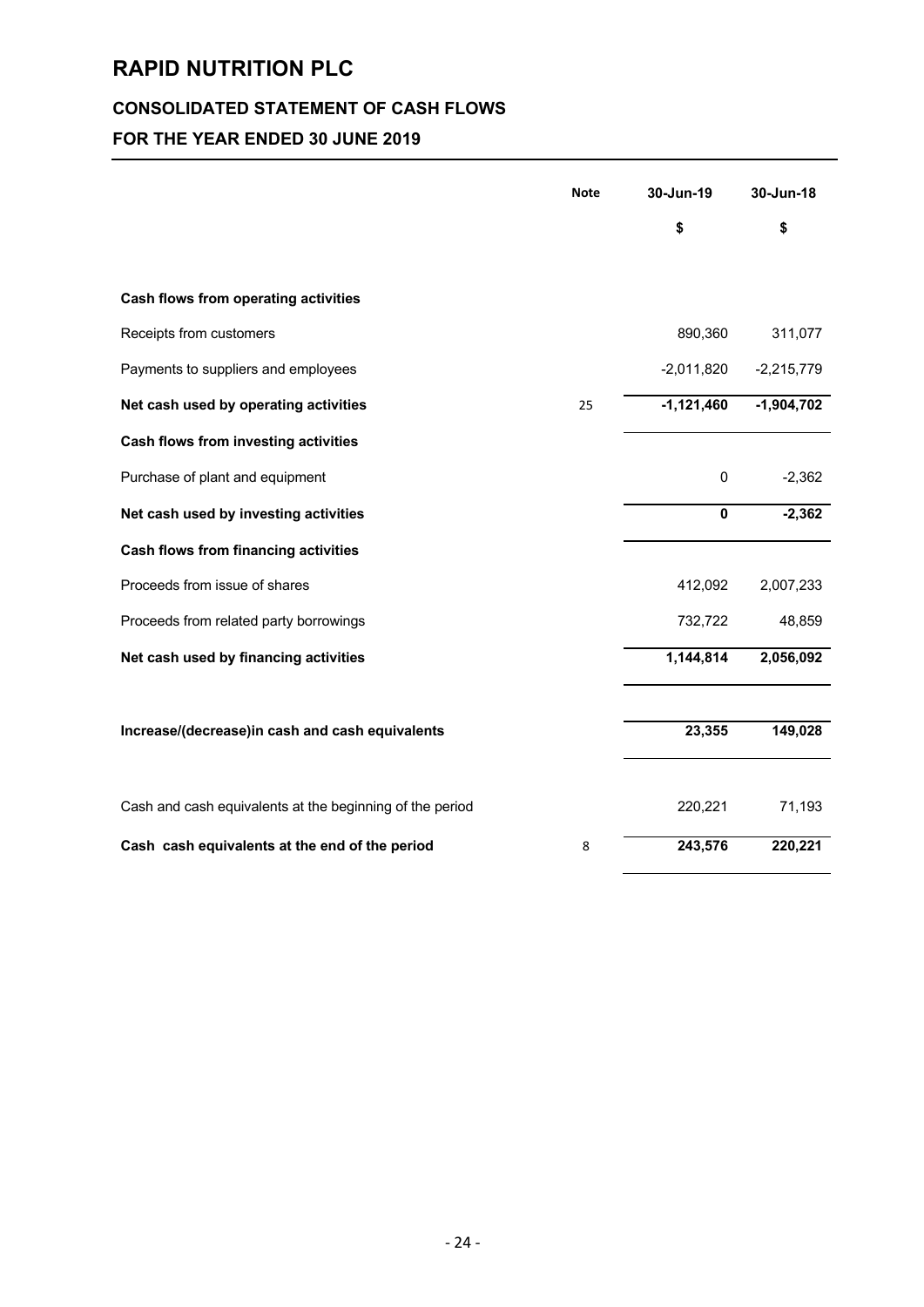# RAPID NUTRITION PLC

## CONSOLIDATED STATEMENT OF CASH FLOWS

## FOR THE YEAR ENDED 30 JUNE 2019

| | Note | 30-Jun-19 | 30-Jun-18 |
|---|---|---|---|
| | | $ | $ |
| **Cash flows from operating activities** | | | |
| Receipts from customers | | 890,360 | 311,077 |
| Payments to suppliers and employees | | -2,011,820 | -2,215,779 |
| **Net cash used by operating activities** | 25 | **-1,121,460** | **-1,904,702** |
| **Cash flows from investing activities** | | | |
| Purchase of plant and equipment | | 0 | -2,362 |
| **Net cash used by investing activities** | | **0** | **-2,362** |
| **Cash flows from financing activities** | | | |
| Proceeds from issue of shares | | 412,092 | 2,007,233 |
| Proceeds from related party borrowings | | 732,722 | 48,859 |
| **Net cash used by financing activities** | | **1,144,814** | **2,056,092** |
| **Increase/(decrease)in cash and cash equivalents** | | **23,355** | **149,028** |
| Cash and cash equivalents at the beginning of the period | | 220,221 | 71,193 |
| **Cash cash equivalents at the end of the period** | 8 | **243,576** | **220,221** |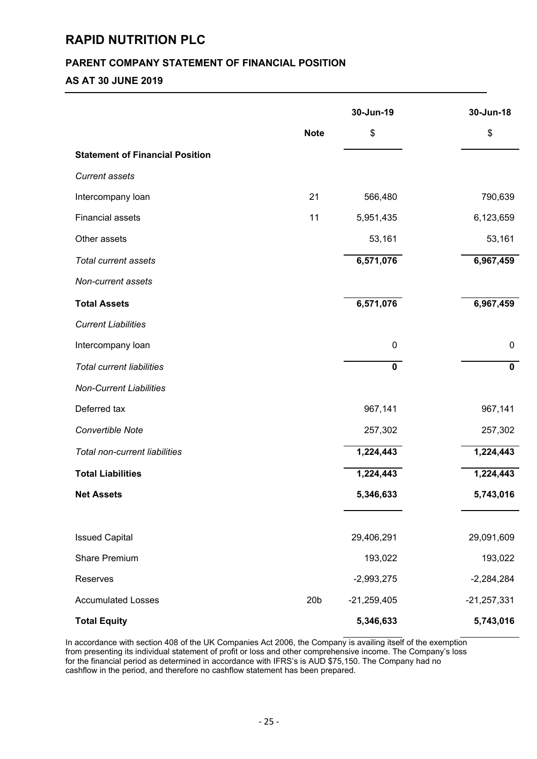# RAPID NUTRITION PLC

## PARENT COMPANY STATEMENT OF FINANCIAL POSITION

## AS AT 30 JUNE 2019

| | Note | 30-Jun-19 | 30-Jun-18 |
|---|---|---|---|
| | | $ | $ |
| **Statement of Financial Position** | | | |
| *Current assets* | | | |
| Intercompany loan | 21 | 566,480 | 790,639 |
| Financial assets | 11 | 5,951,435 | 6,123,659 |
| Other assets | | 53,161 | 53,161 |
| *Total current assets* | | 6,571,076 | 6,967,459 |
| *Non-current assets* | | | |
| **Total Assets** | | 6,571,076 | 6,967,459 |
| *Current Liabilities* | | | |
| Intercompany loan | | 0 | 0 |
| *Total current liabilities* | | **0** | **0** |
| *Non-Current Liabilities* | | | |
| Deferred tax | | 967,141 | 967,141 |
| *Convertible Note* | | 257,302 | 257,302 |
| *Total non-current liabilities* | | 1,224,443 | 1,224,443 |
| **Total Liabilities** | | 1,224,443 | 1,224,443 |
| **Net Assets** | | **5,346,633** | **5,743,016** |
| | | | |
| Issued Capital | | 29,406,291 | 29,091,609 |
| Share Premium | | 193,022 | 193,022 |
| Reserves | | -2,993,275 | -2,284,284 |
| Accumulated Losses | 20b | -21,259,405 | -21,257,331 |
| **Total Equity** | | **5,346,633** | **5,743,016** |

In accordance with section 408 of the UK Companies Act 2006, the Company is availing itself of the exemption from presenting its individual statement of profit or loss and other comprehensive income. The Company's loss for the financial period as determined in accordance with IFRS's is AUD $75,150. The Company had no cashflow in the period, and therefore no cashflow statement has been prepared.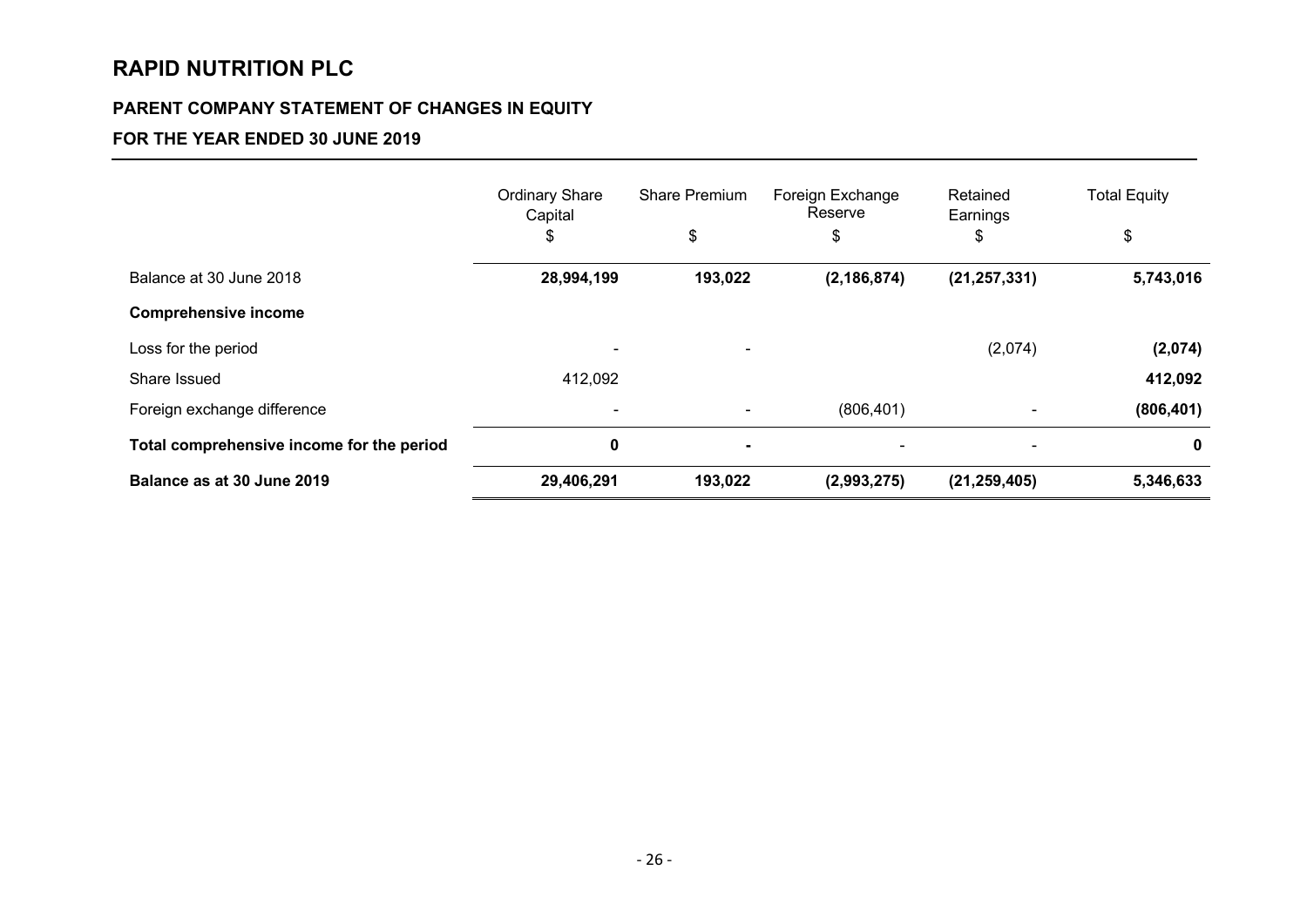# RAPID NUTRITION PLC

## PARENT COMPANY STATEMENT OF CHANGES IN EQUITY

## FOR THE YEAR ENDED 30 JUNE 2019

| | Ordinary Share Capital | Share Premium | Foreign Exchange Reserve | Retained Earnings | Total Equity |
|---|---|---|---|---|---|
| | $ | $ | $ | $ | $ |
| Balance at 30 June 2018 | **28,994,199** | **193,022** | **(2,186,874)** | **(21,257,331)** | **5,743,016** |
| **Comprehensive income** | | | | | |
| Loss for the period | - | - | | (2,074) | **(2,074)** |
| Share Issued | 412,092 | | | | **412,092** |
| Foreign exchange difference | - | - | (806,401) | - | **(806,401)** |
| **Total comprehensive income for the period** | **0** | **-** | - | - | **0** |
| **Balance as at 30 June 2019** | **29,406,291** | **193,022** | **(2,993,275)** | **(21,259,405)** | **5,346,633** |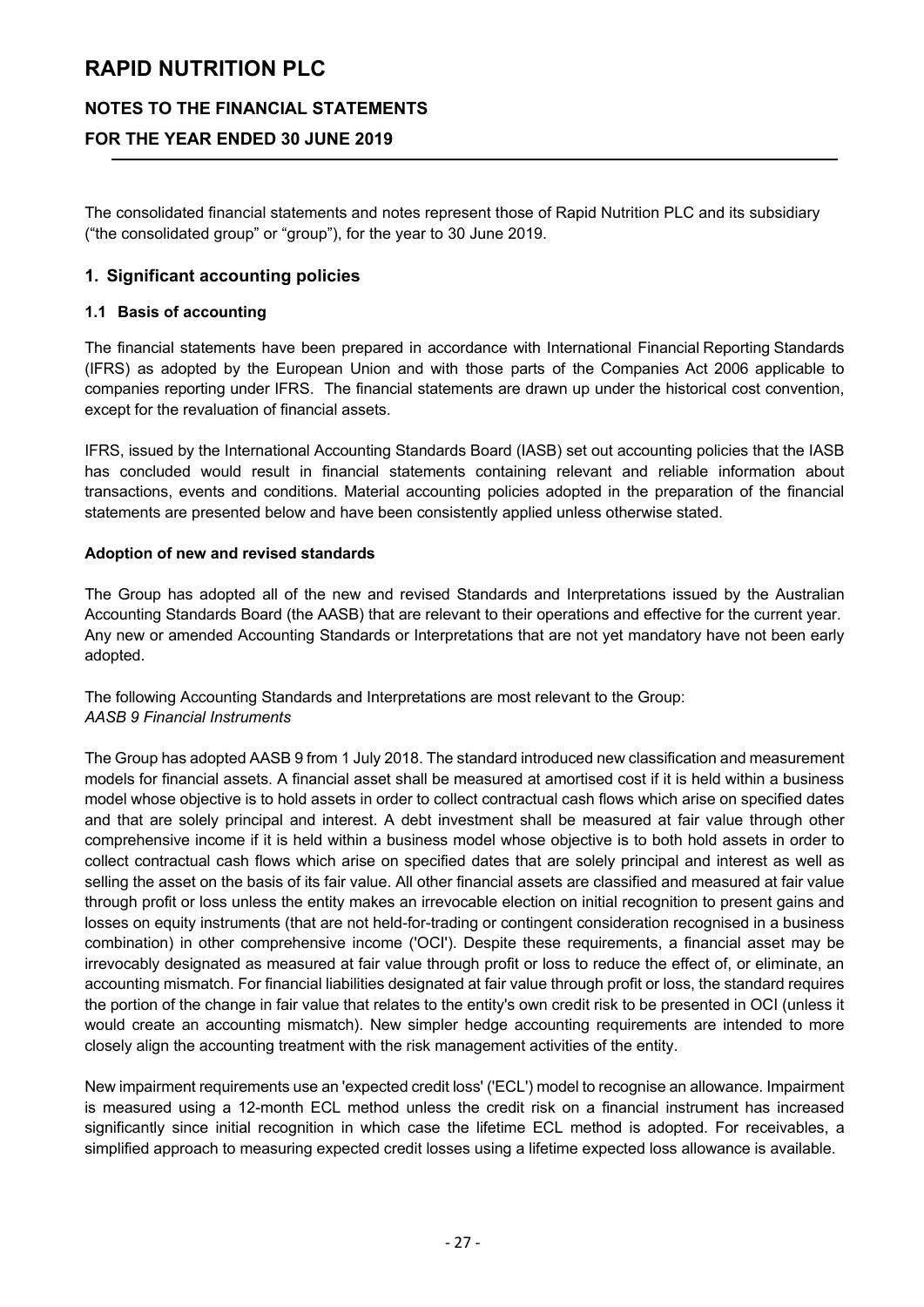# RAPID NUTRITION PLC

## NOTES TO THE FINANCIAL STATEMENTS

## FOR THE YEAR ENDED 30 JUNE 2019

The consolidated financial statements and notes represent those of Rapid Nutrition PLC and its subsidiary ("the consolidated group" or "group"), for the year to 30 June 2019.

### 1. Significant accounting policies

#### 1.1 Basis of accounting

The financial statements have been prepared in accordance with International Financial Reporting Standards (IFRS) as adopted by the European Union and with those parts of the Companies Act 2006 applicable to companies reporting under IFRS. The financial statements are drawn up under the historical cost convention, except for the revaluation of financial assets.

IFRS, issued by the International Accounting Standards Board (IASB) set out accounting policies that the IASB has concluded would result in financial statements containing relevant and reliable information about transactions, events and conditions. Material accounting policies adopted in the preparation of the financial statements are presented below and have been consistently applied unless otherwise stated.

**Adoption of new and revised standards**

The Group has adopted all of the new and revised Standards and Interpretations issued by the Australian Accounting Standards Board (the AASB) that are relevant to their operations and effective for the current year. Any new or amended Accounting Standards or Interpretations that are not yet mandatory have not been early adopted.

The following Accounting Standards and Interpretations are most relevant to the Group:
*AASB 9 Financial Instruments*

The Group has adopted AASB 9 from 1 July 2018. The standard introduced new classification and measurement models for financial assets. A financial asset shall be measured at amortised cost if it is held within a business model whose objective is to hold assets in order to collect contractual cash flows which arise on specified dates and that are solely principal and interest. A debt investment shall be measured at fair value through other comprehensive income if it is held within a business model whose objective is to both hold assets in order to collect contractual cash flows which arise on specified dates that are solely principal and interest as well as selling the asset on the basis of its fair value. All other financial assets are classified and measured at fair value through profit or loss unless the entity makes an irrevocable election on initial recognition to present gains and losses on equity instruments (that are not held-for-trading or contingent consideration recognised in a business combination) in other comprehensive income ('OCI'). Despite these requirements, a financial asset may be irrevocably designated as measured at fair value through profit or loss to reduce the effect of, or eliminate, an accounting mismatch. For financial liabilities designated at fair value through profit or loss, the standard requires the portion of the change in fair value that relates to the entity's own credit risk to be presented in OCI (unless it would create an accounting mismatch). New simpler hedge accounting requirements are intended to more closely align the accounting treatment with the risk management activities of the entity.

New impairment requirements use an 'expected credit loss' ('ECL') model to recognise an allowance. Impairment is measured using a 12-month ECL method unless the credit risk on a financial instrument has increased significantly since initial recognition in which case the lifetime ECL method is adopted. For receivables, a simplified approach to measuring expected credit losses using a lifetime expected loss allowance is available.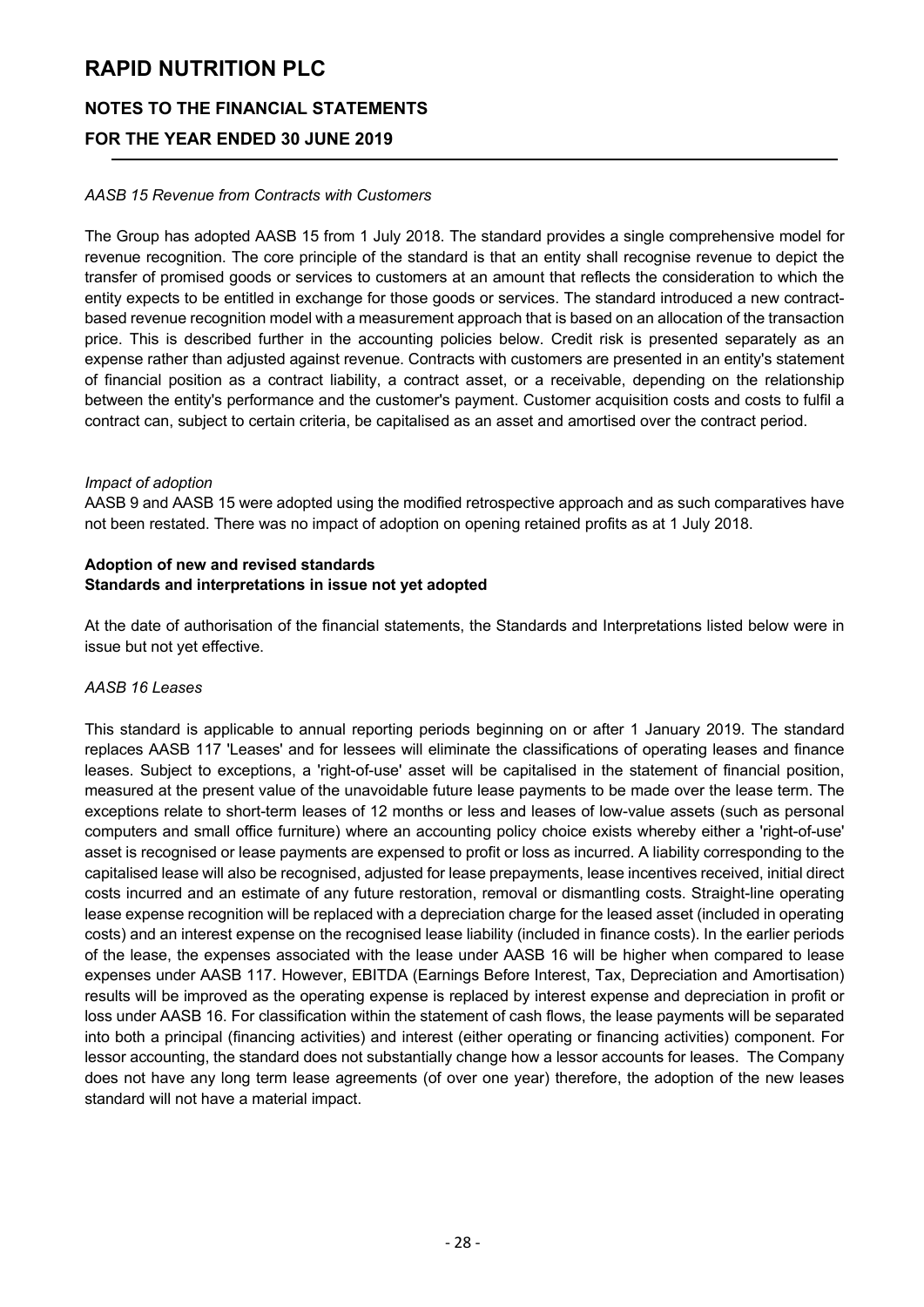*AASB 15 Revenue from Contracts with Customers*

The Group has adopted AASB 15 from 1 July 2018. The standard provides a single comprehensive model for revenue recognition. The core principle of the standard is that an entity shall recognise revenue to depict the transfer of promised goods or services to customers at an amount that reflects the consideration to which the entity expects to be entitled in exchange for those goods or services. The standard introduced a new contract-based revenue recognition model with a measurement approach that is based on an allocation of the transaction price. This is described further in the accounting policies below. Credit risk is presented separately as an expense rather than adjusted against revenue. Contracts with customers are presented in an entity's statement of financial position as a contract liability, a contract asset, or a receivable, depending on the relationship between the entity's performance and the customer's payment. Customer acquisition costs and costs to fulfil a contract can, subject to certain criteria, be capitalised as an asset and amortised over the contract period.

*Impact of adoption*

AASB 9 and AASB 15 were adopted using the modified retrospective approach and as such comparatives have not been restated. There was no impact of adoption on opening retained profits as at 1 July 2018.

**Adoption of new and revised standards**
**Standards and interpretations in issue not yet adopted**

At the date of authorisation of the financial statements, the Standards and Interpretations listed below were in issue but not yet effective.

*AASB 16 Leases*

This standard is applicable to annual reporting periods beginning on or after 1 January 2019. The standard replaces AASB 117 'Leases' and for lessees will eliminate the classifications of operating leases and finance leases. Subject to exceptions, a 'right-of-use' asset will be capitalised in the statement of financial position, measured at the present value of the unavoidable future lease payments to be made over the lease term. The exceptions relate to short-term leases of 12 months or less and leases of low-value assets (such as personal computers and small office furniture) where an accounting policy choice exists whereby either a 'right-of-use' asset is recognised or lease payments are expensed to profit or loss as incurred. A liability corresponding to the capitalised lease will also be recognised, adjusted for lease prepayments, lease incentives received, initial direct costs incurred and an estimate of any future restoration, removal or dismantling costs. Straight-line operating lease expense recognition will be replaced with a depreciation charge for the leased asset (included in operating costs) and an interest expense on the recognised lease liability (included in finance costs). In the earlier periods of the lease, the expenses associated with the lease under AASB 16 will be higher when compared to lease expenses under AASB 117. However, EBITDA (Earnings Before Interest, Tax, Depreciation and Amortisation) results will be improved as the operating expense is replaced by interest expense and depreciation in profit or loss under AASB 16. For classification within the statement of cash flows, the lease payments will be separated into both a principal (financing activities) and interest (either operating or financing activities) component. For lessor accounting, the standard does not substantially change how a lessor accounts for leases. The Company does not have any long term lease agreements (of over one year) therefore, the adoption of the new leases standard will not have a material impact.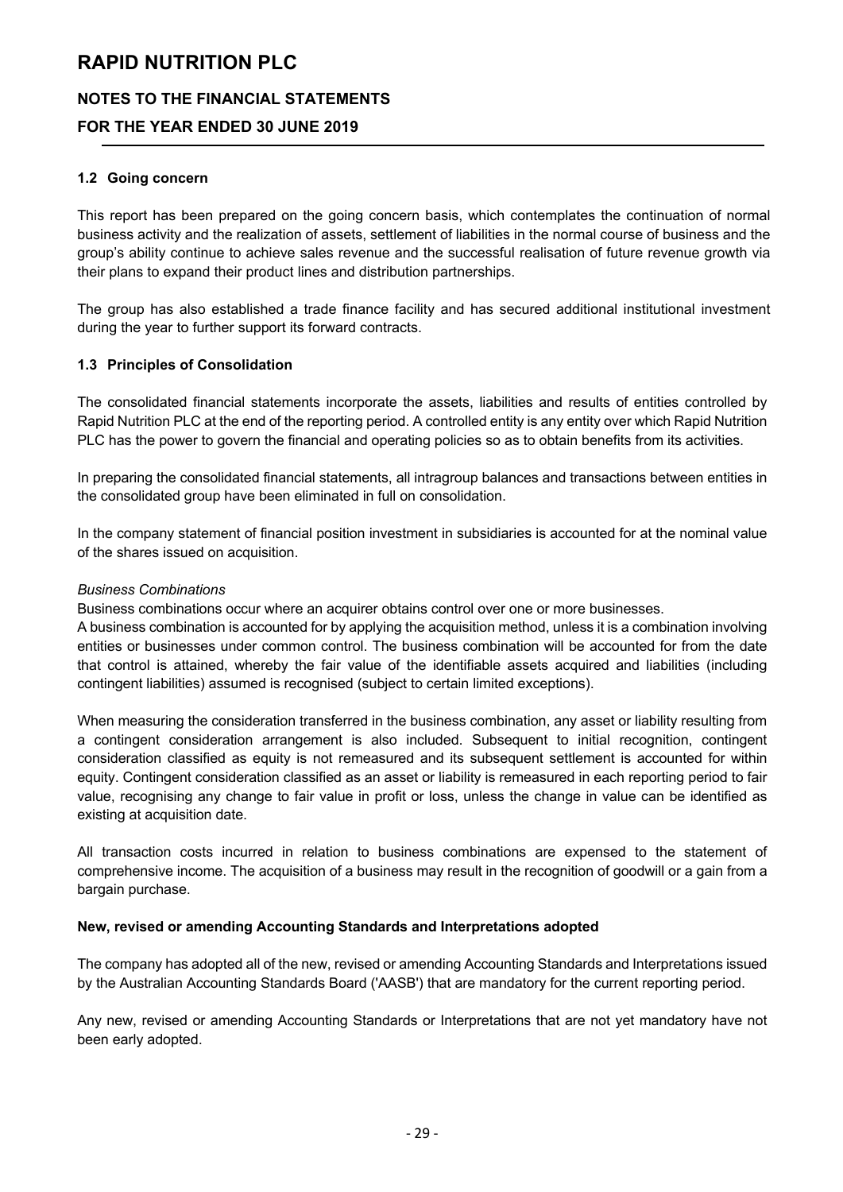### 1.2 Going concern

This report has been prepared on the going concern basis, which contemplates the continuation of normal business activity and the realization of assets, settlement of liabilities in the normal course of business and the group's ability continue to achieve sales revenue and the successful realisation of future revenue growth via their plans to expand their product lines and distribution partnerships.

The group has also established a trade finance facility and has secured additional institutional investment during the year to further support its forward contracts.

### 1.3 Principles of Consolidation

The consolidated financial statements incorporate the assets, liabilities and results of entities controlled by Rapid Nutrition PLC at the end of the reporting period. A controlled entity is any entity over which Rapid Nutrition PLC has the power to govern the financial and operating policies so as to obtain benefits from its activities.

In preparing the consolidated financial statements, all intragroup balances and transactions between entities in the consolidated group have been eliminated in full on consolidation.

In the company statement of financial position investment in subsidiaries is accounted for at the nominal value of the shares issued on acquisition.

*Business Combinations*

Business combinations occur where an acquirer obtains control over one or more businesses.

A business combination is accounted for by applying the acquisition method, unless it is a combination involving entities or businesses under common control. The business combination will be accounted for from the date that control is attained, whereby the fair value of the identifiable assets acquired and liabilities (including contingent liabilities) assumed is recognised (subject to certain limited exceptions).

When measuring the consideration transferred in the business combination, any asset or liability resulting from a contingent consideration arrangement is also included. Subsequent to initial recognition, contingent consideration classified as equity is not remeasured and its subsequent settlement is accounted for within equity. Contingent consideration classified as an asset or liability is remeasured in each reporting period to fair value, recognising any change to fair value in profit or loss, unless the change in value can be identified as existing at acquisition date.

All transaction costs incurred in relation to business combinations are expensed to the statement of comprehensive income. The acquisition of a business may result in the recognition of goodwill or a gain from a bargain purchase.

**New, revised or amending Accounting Standards and Interpretations adopted**

The company has adopted all of the new, revised or amending Accounting Standards and Interpretations issued by the Australian Accounting Standards Board ('AASB') that are mandatory for the current reporting period.

Any new, revised or amending Accounting Standards or Interpretations that are not yet mandatory have not been early adopted.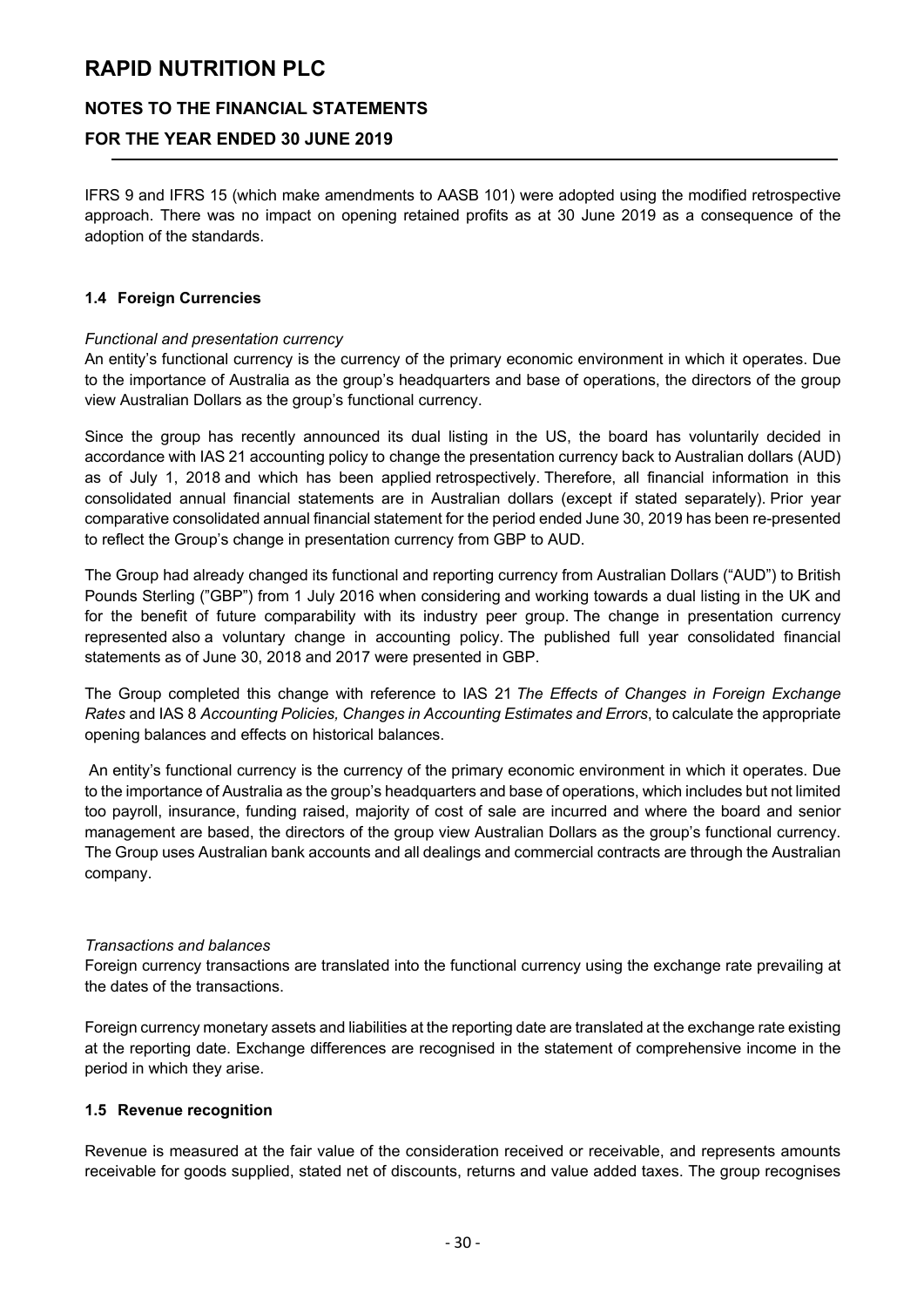IFRS 9 and IFRS 15 (which make amendments to AASB 101) were adopted using the modified retrospective approach. There was no impact on opening retained profits as at 30 June 2019 as a consequence of the adoption of the standards.

### 1.4 Foreign Currencies

*Functional and presentation currency*

An entity's functional currency is the currency of the primary economic environment in which it operates. Due to the importance of Australia as the group's headquarters and base of operations, the directors of the group view Australian Dollars as the group's functional currency.

Since the group has recently announced its dual listing in the US, the board has voluntarily decided in accordance with IAS 21 accounting policy to change the presentation currency back to Australian dollars (AUD) as of July 1, 2018 and which has been applied retrospectively. Therefore, all financial information in this consolidated annual financial statements are in Australian dollars (except if stated separately). Prior year comparative consolidated annual financial statement for the period ended June 30, 2019 has been re-presented to reflect the Group's change in presentation currency from GBP to AUD.

The Group had already changed its functional and reporting currency from Australian Dollars ("AUD") to British Pounds Sterling ("GBP") from 1 July 2016 when considering and working towards a dual listing in the UK and for the benefit of future comparability with its industry peer group. The change in presentation currency represented also a voluntary change in accounting policy. The published full year consolidated financial statements as of June 30, 2018 and 2017 were presented in GBP.

The Group completed this change with reference to IAS 21 *The Effects of Changes in Foreign Exchange Rates* and IAS 8 *Accounting Policies, Changes in Accounting Estimates and Errors*, to calculate the appropriate opening balances and effects on historical balances.

An entity's functional currency is the currency of the primary economic environment in which it operates. Due to the importance of Australia as the group's headquarters and base of operations, which includes but not limited too payroll, insurance, funding raised, majority of cost of sale are incurred and where the board and senior management are based, the directors of the group view Australian Dollars as the group's functional currency. The Group uses Australian bank accounts and all dealings and commercial contracts are through the Australian company.

*Transactions and balances*

Foreign currency transactions are translated into the functional currency using the exchange rate prevailing at the dates of the transactions.

Foreign currency monetary assets and liabilities at the reporting date are translated at the exchange rate existing at the reporting date. Exchange differences are recognised in the statement of comprehensive income in the period in which they arise.

### 1.5 Revenue recognition

Revenue is measured at the fair value of the consideration received or receivable, and represents amounts receivable for goods supplied, stated net of discounts, returns and value added taxes. The group recognises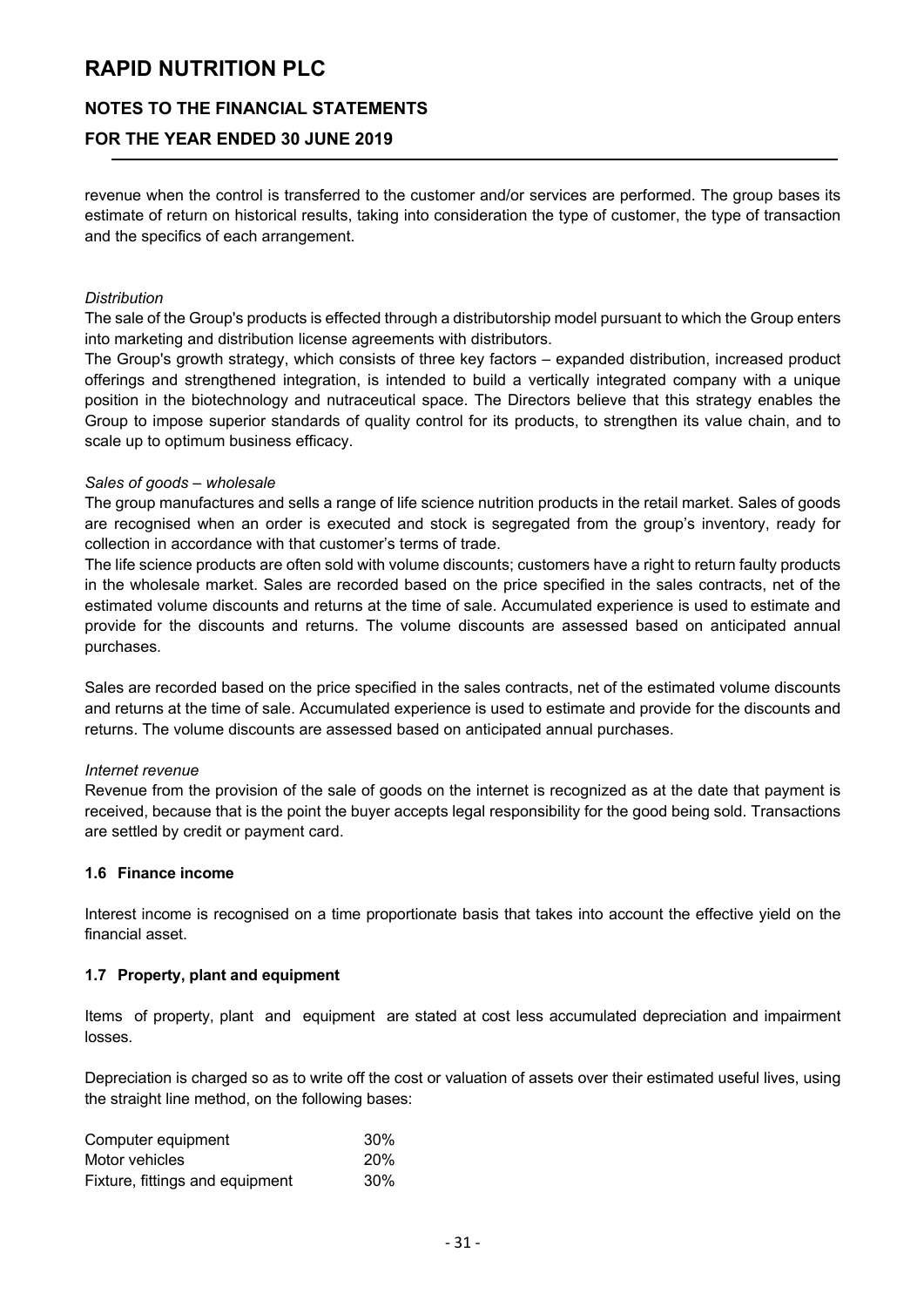revenue when the control is transferred to the customer and/or services are performed. The group bases its estimate of return on historical results, taking into consideration the type of customer, the type of transaction and the specifics of each arrangement.

*Distribution*

The sale of the Group's products is effected through a distributorship model pursuant to which the Group enters into marketing and distribution license agreements with distributors.

The Group's growth strategy, which consists of three key factors – expanded distribution, increased product offerings and strengthened integration, is intended to build a vertically integrated company with a unique position in the biotechnology and nutraceutical space. The Directors believe that this strategy enables the Group to impose superior standards of quality control for its products, to strengthen its value chain, and to scale up to optimum business efficacy.

*Sales of goods – wholesale*

The group manufactures and sells a range of life science nutrition products in the retail market. Sales of goods are recognised when an order is executed and stock is segregated from the group's inventory, ready for collection in accordance with that customer's terms of trade.

The life science products are often sold with volume discounts; customers have a right to return faulty products in the wholesale market. Sales are recorded based on the price specified in the sales contracts, net of the estimated volume discounts and returns at the time of sale. Accumulated experience is used to estimate and provide for the discounts and returns. The volume discounts are assessed based on anticipated annual purchases.

Sales are recorded based on the price specified in the sales contracts, net of the estimated volume discounts and returns at the time of sale. Accumulated experience is used to estimate and provide for the discounts and returns. The volume discounts are assessed based on anticipated annual purchases.

*Internet revenue*

Revenue from the provision of the sale of goods on the internet is recognized as at the date that payment is received, because that is the point the buyer accepts legal responsibility for the good being sold. Transactions are settled by credit or payment card.

### 1.6 Finance income

Interest income is recognised on a time proportionate basis that takes into account the effective yield on the financial asset.

### 1.7 Property, plant and equipment

Items of property, plant and equipment are stated at cost less accumulated depreciation and impairment losses.

Depreciation is charged so as to write off the cost or valuation of assets over their estimated useful lives, using the straight line method, on the following bases:

| | |
|---|---|
| Computer equipment | 30% |
| Motor vehicles | 20% |
| Fixture, fittings and equipment | 30% |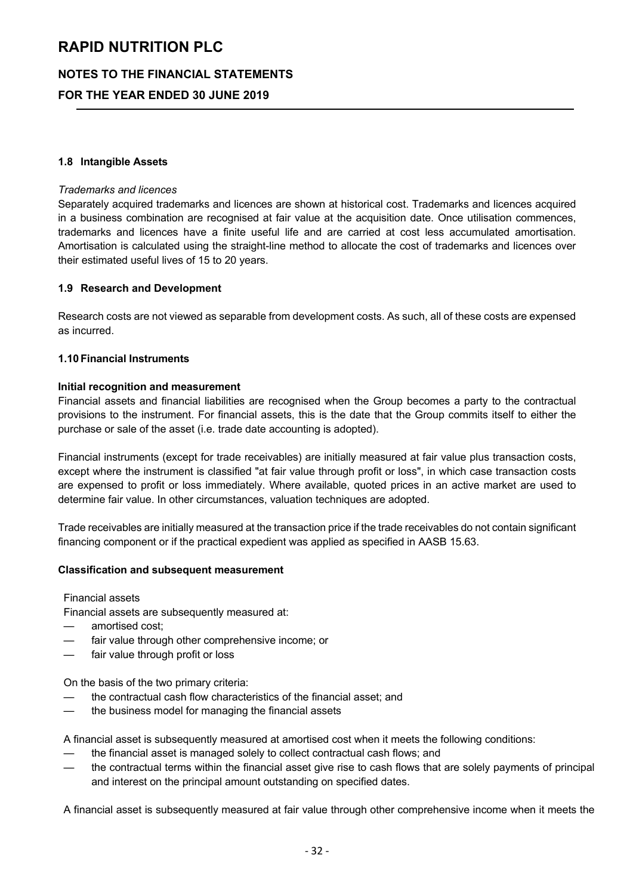### 1.8 Intangible Assets

*Trademarks and licences*

Separately acquired trademarks and licences are shown at historical cost. Trademarks and licences acquired in a business combination are recognised at fair value at the acquisition date. Once utilisation commences, trademarks and licences have a finite useful life and are carried at cost less accumulated amortisation. Amortisation is calculated using the straight-line method to allocate the cost of trademarks and licences over their estimated useful lives of 15 to 20 years.

### 1.9 Research and Development

Research costs are not viewed as separable from development costs. As such, all of these costs are expensed as incurred.

### 1.10 Financial Instruments

**Initial recognition and measurement**

Financial assets and financial liabilities are recognised when the Group becomes a party to the contractual provisions to the instrument. For financial assets, this is the date that the Group commits itself to either the purchase or sale of the asset (i.e. trade date accounting is adopted).

Financial instruments (except for trade receivables) are initially measured at fair value plus transaction costs, except where the instrument is classified "at fair value through profit or loss", in which case transaction costs are expensed to profit or loss immediately. Where available, quoted prices in an active market are used to determine fair value. In other circumstances, valuation techniques are adopted.

Trade receivables are initially measured at the transaction price if the trade receivables do not contain significant financing component or if the practical expedient was applied as specified in AASB 15.63.

**Classification and subsequent measurement**

Financial assets

Financial assets are subsequently measured at:

- amortised cost;
- fair value through other comprehensive income; or
- fair value through profit or loss

On the basis of the two primary criteria:

- the contractual cash flow characteristics of the financial asset; and
- the business model for managing the financial assets

A financial asset is subsequently measured at amortised cost when it meets the following conditions:

- the financial asset is managed solely to collect contractual cash flows; and
- the contractual terms within the financial asset give rise to cash flows that are solely payments of principal and interest on the principal amount outstanding on specified dates.

A financial asset is subsequently measured at fair value through other comprehensive income when it meets the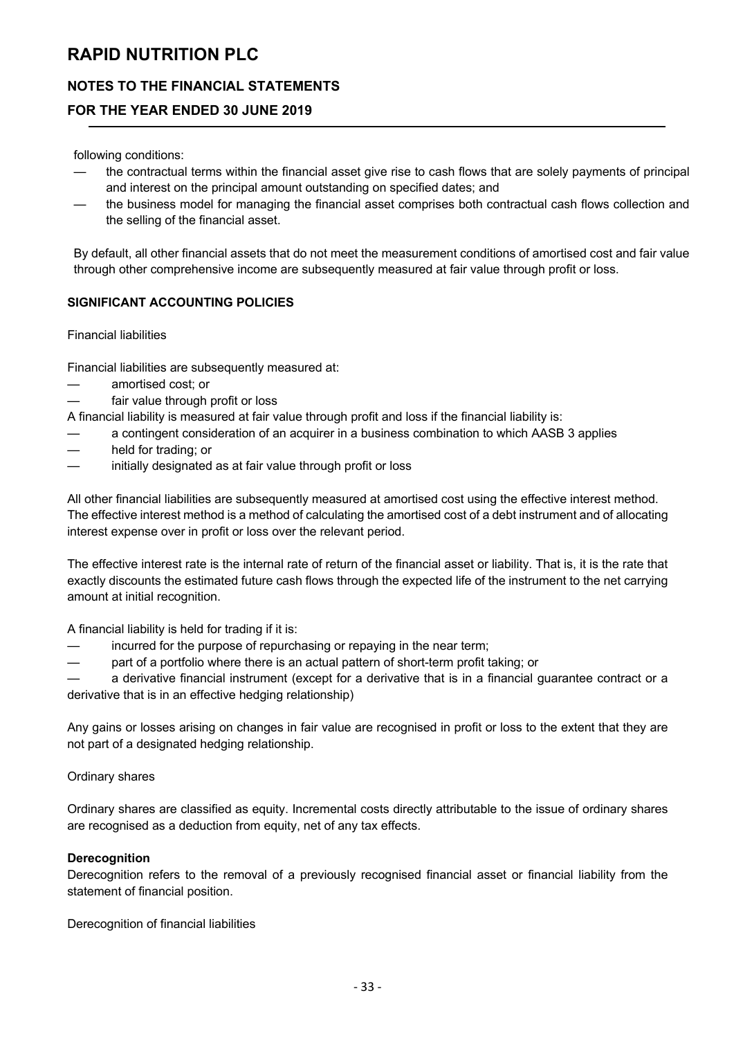following conditions:

- the contractual terms within the financial asset give rise to cash flows that are solely payments of principal and interest on the principal amount outstanding on specified dates; and
- the business model for managing the financial asset comprises both contractual cash flows collection and the selling of the financial asset.

By default, all other financial assets that do not meet the measurement conditions of amortised cost and fair value through other comprehensive income are subsequently measured at fair value through profit or loss.

**SIGNIFICANT ACCOUNTING POLICIES**

Financial liabilities

Financial liabilities are subsequently measured at:

- amortised cost; or
- fair value through profit or loss

A financial liability is measured at fair value through profit and loss if the financial liability is:

- a contingent consideration of an acquirer in a business combination to which AASB 3 applies
- held for trading; or
- initially designated as at fair value through profit or loss

All other financial liabilities are subsequently measured at amortised cost using the effective interest method. The effective interest method is a method of calculating the amortised cost of a debt instrument and of allocating interest expense over in profit or loss over the relevant period.

The effective interest rate is the internal rate of return of the financial asset or liability. That is, it is the rate that exactly discounts the estimated future cash flows through the expected life of the instrument to the net carrying amount at initial recognition.

A financial liability is held for trading if it is:

- incurred for the purpose of repurchasing or repaying in the near term;
- part of a portfolio where there is an actual pattern of short-term profit taking; or
- a derivative financial instrument (except for a derivative that is in a financial guarantee contract or a derivative that is in an effective hedging relationship)

Any gains or losses arising on changes in fair value are recognised in profit or loss to the extent that they are not part of a designated hedging relationship.

Ordinary shares

Ordinary shares are classified as equity. Incremental costs directly attributable to the issue of ordinary shares are recognised as a deduction from equity, net of any tax effects.

**Derecognition**

Derecognition refers to the removal of a previously recognised financial asset or financial liability from the statement of financial position.

Derecognition of financial liabilities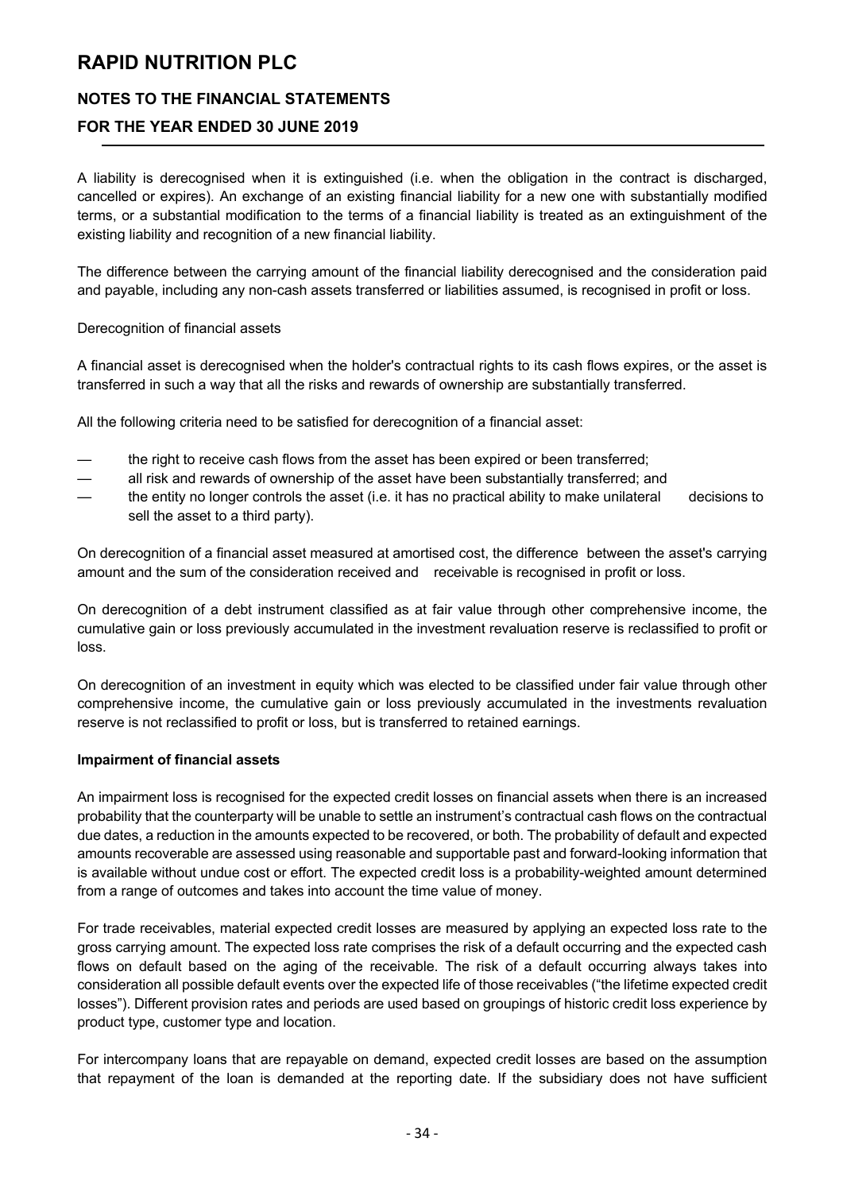A liability is derecognised when it is extinguished (i.e. when the obligation in the contract is discharged, cancelled or expires). An exchange of an existing financial liability for a new one with substantially modified terms, or a substantial modification to the terms of a financial liability is treated as an extinguishment of the existing liability and recognition of a new financial liability.

The difference between the carrying amount of the financial liability derecognised and the consideration paid and payable, including any non-cash assets transferred or liabilities assumed, is recognised in profit or loss.

Derecognition of financial assets

A financial asset is derecognised when the holder's contractual rights to its cash flows expires, or the asset is transferred in such a way that all the risks and rewards of ownership are substantially transferred.

All the following criteria need to be satisfied for derecognition of a financial asset:

- the right to receive cash flows from the asset has been expired or been transferred;
- all risk and rewards of ownership of the asset have been substantially transferred; and
- the entity no longer controls the asset (i.e. it has no practical ability to make unilateral decisions to sell the asset to a third party).

On derecognition of a financial asset measured at amortised cost, the difference between the asset's carrying amount and the sum of the consideration received and receivable is recognised in profit or loss.

On derecognition of a debt instrument classified as at fair value through other comprehensive income, the cumulative gain or loss previously accumulated in the investment revaluation reserve is reclassified to profit or loss.

On derecognition of an investment in equity which was elected to be classified under fair value through other comprehensive income, the cumulative gain or loss previously accumulated in the investments revaluation reserve is not reclassified to profit or loss, but is transferred to retained earnings.

**Impairment of financial assets**

An impairment loss is recognised for the expected credit losses on financial assets when there is an increased probability that the counterparty will be unable to settle an instrument's contractual cash flows on the contractual due dates, a reduction in the amounts expected to be recovered, or both. The probability of default and expected amounts recoverable are assessed using reasonable and supportable past and forward-looking information that is available without undue cost or effort. The expected credit loss is a probability-weighted amount determined from a range of outcomes and takes into account the time value of money.

For trade receivables, material expected credit losses are measured by applying an expected loss rate to the gross carrying amount. The expected loss rate comprises the risk of a default occurring and the expected cash flows on default based on the aging of the receivable. The risk of a default occurring always takes into consideration all possible default events over the expected life of those receivables ("the lifetime expected credit losses"). Different provision rates and periods are used based on groupings of historic credit loss experience by product type, customer type and location.

For intercompany loans that are repayable on demand, expected credit losses are based on the assumption that repayment of the loan is demanded at the reporting date. If the subsidiary does not have sufficient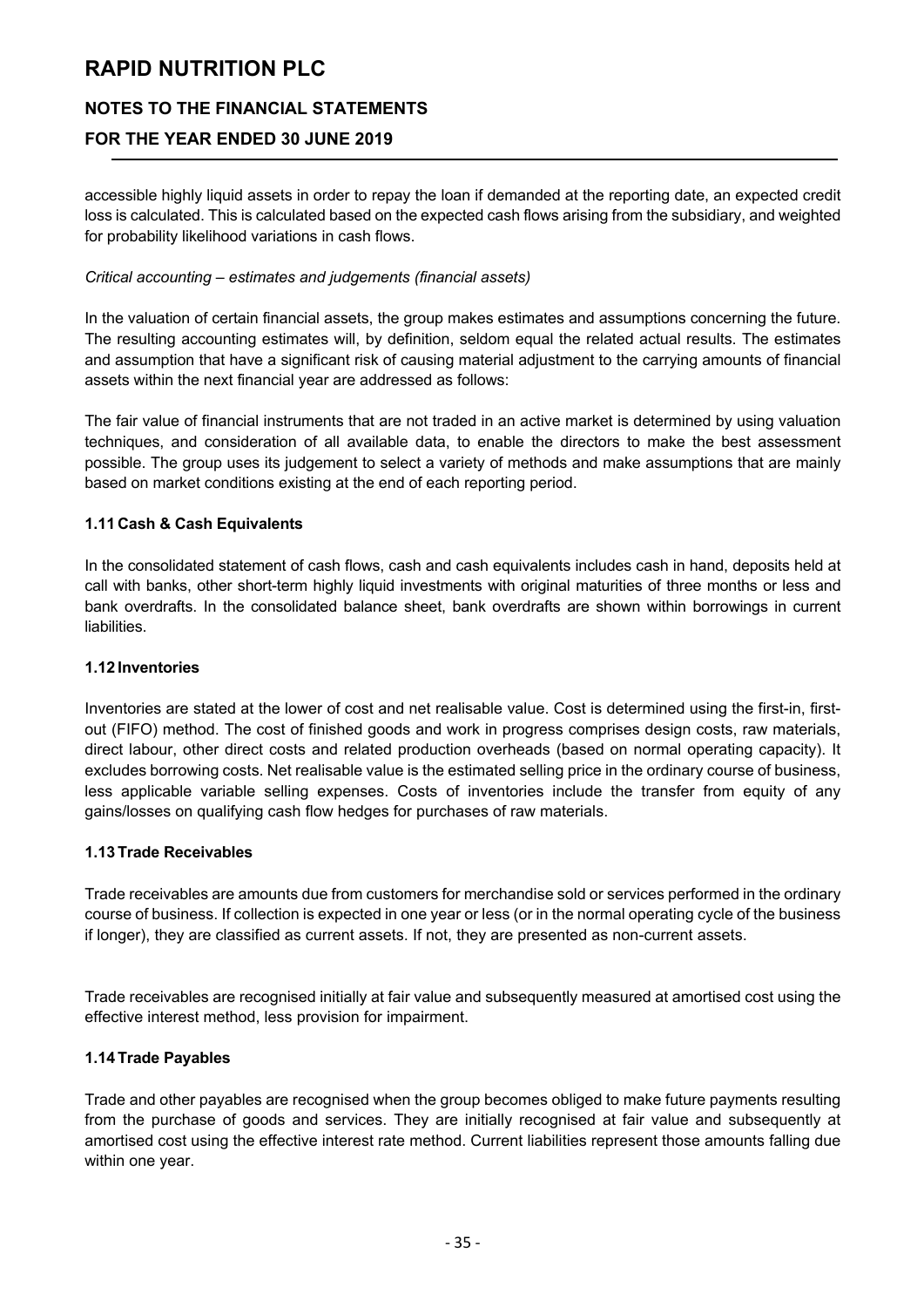accessible highly liquid assets in order to repay the loan if demanded at the reporting date, an expected credit loss is calculated. This is calculated based on the expected cash flows arising from the subsidiary, and weighted for probability likelihood variations in cash flows.

*Critical accounting – estimates and judgements (financial assets)*

In the valuation of certain financial assets, the group makes estimates and assumptions concerning the future. The resulting accounting estimates will, by definition, seldom equal the related actual results. The estimates and assumption that have a significant risk of causing material adjustment to the carrying amounts of financial assets within the next financial year are addressed as follows:

The fair value of financial instruments that are not traded in an active market is determined by using valuation techniques, and consideration of all available data, to enable the directors to make the best assessment possible. The group uses its judgement to select a variety of methods and make assumptions that are mainly based on market conditions existing at the end of each reporting period.

### 1.11 Cash & Cash Equivalents

In the consolidated statement of cash flows, cash and cash equivalents includes cash in hand, deposits held at call with banks, other short-term highly liquid investments with original maturities of three months or less and bank overdrafts. In the consolidated balance sheet, bank overdrafts are shown within borrowings in current liabilities.

### 1.12 Inventories

Inventories are stated at the lower of cost and net realisable value. Cost is determined using the first-in, first-out (FIFO) method. The cost of finished goods and work in progress comprises design costs, raw materials, direct labour, other direct costs and related production overheads (based on normal operating capacity). It excludes borrowing costs. Net realisable value is the estimated selling price in the ordinary course of business, less applicable variable selling expenses. Costs of inventories include the transfer from equity of any gains/losses on qualifying cash flow hedges for purchases of raw materials.

### 1.13 Trade Receivables

Trade receivables are amounts due from customers for merchandise sold or services performed in the ordinary course of business. If collection is expected in one year or less (or in the normal operating cycle of the business if longer), they are classified as current assets. If not, they are presented as non-current assets.

Trade receivables are recognised initially at fair value and subsequently measured at amortised cost using the effective interest method, less provision for impairment.

### 1.14 Trade Payables

Trade and other payables are recognised when the group becomes obliged to make future payments resulting from the purchase of goods and services. They are initially recognised at fair value and subsequently at amortised cost using the effective interest rate method. Current liabilities represent those amounts falling due within one year.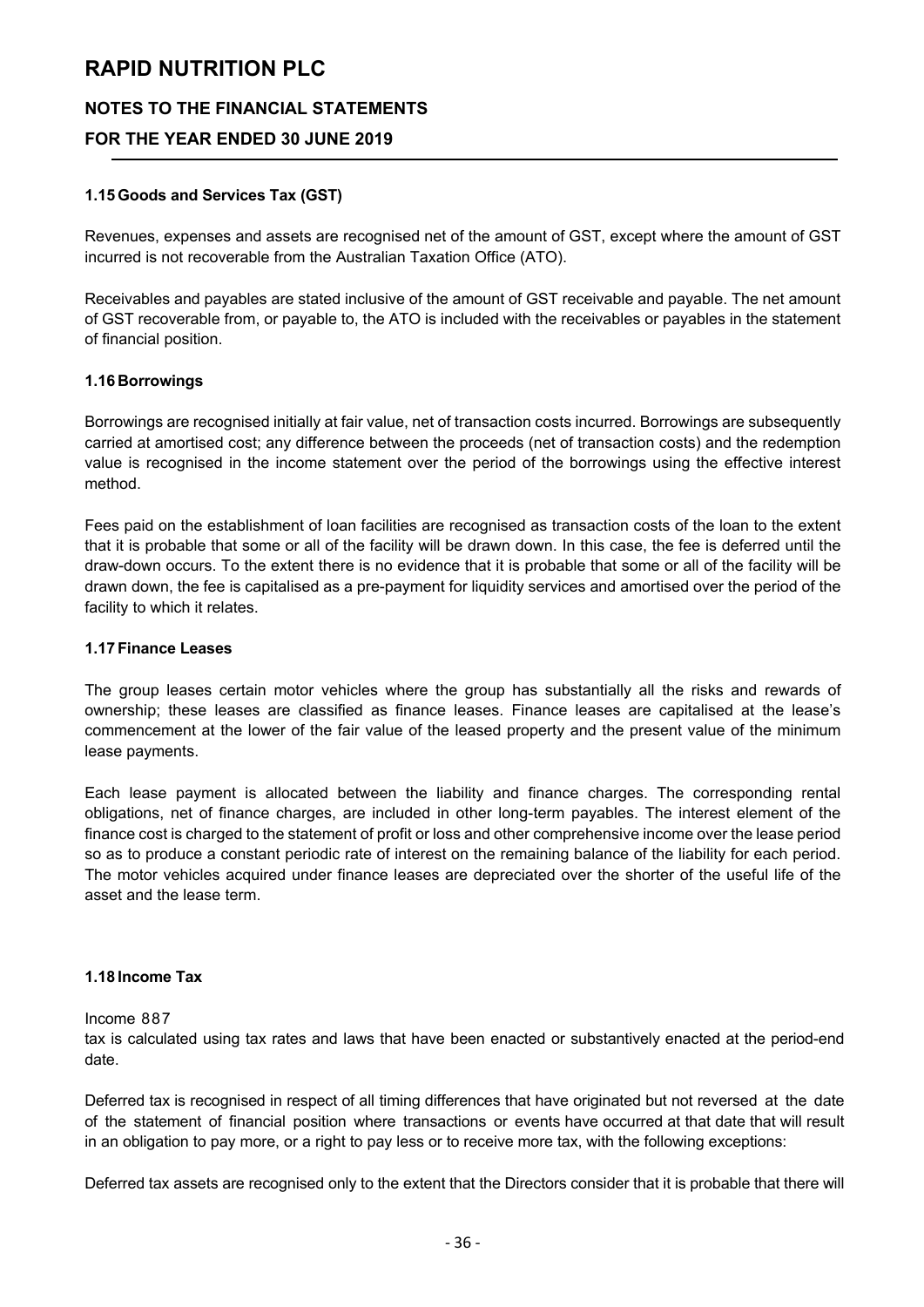# RAPID NUTRITION PLC

## NOTES TO THE FINANCIAL STATEMENTS

## FOR THE YEAR ENDED 30 JUNE 2019

### 1.15 Goods and Services Tax (GST)

Revenues, expenses and assets are recognised net of the amount of GST, except where the amount of GST incurred is not recoverable from the Australian Taxation Office (ATO).

Receivables and payables are stated inclusive of the amount of GST receivable and payable. The net amount of GST recoverable from, or payable to, the ATO is included with the receivables or payables in the statement of financial position.

### 1.16 Borrowings

Borrowings are recognised initially at fair value, net of transaction costs incurred. Borrowings are subsequently carried at amortised cost; any difference between the proceeds (net of transaction costs) and the redemption value is recognised in the income statement over the period of the borrowings using the effective interest method.

Fees paid on the establishment of loan facilities are recognised as transaction costs of the loan to the extent that it is probable that some or all of the facility will be drawn down. In this case, the fee is deferred until the draw-down occurs. To the extent there is no evidence that it is probable that some or all of the facility will be drawn down, the fee is capitalised as a pre-payment for liquidity services and amortised over the period of the facility to which it relates.

### 1.17 Finance Leases

The group leases certain motor vehicles where the group has substantially all the risks and rewards of ownership; these leases are classified as finance leases. Finance leases are capitalised at the lease's commencement at the lower of the fair value of the leased property and the present value of the minimum lease payments.

Each lease payment is allocated between the liability and finance charges. The corresponding rental obligations, net of finance charges, are included in other long-term payables. The interest element of the finance cost is charged to the statement of profit or loss and other comprehensive income over the lease period so as to produce a constant periodic rate of interest on the remaining balance of the liability for each period. The motor vehicles acquired under finance leases are depreciated over the shorter of the useful life of the asset and the lease term.

### 1.18 Income Tax

Income 887
tax is calculated using tax rates and laws that have been enacted or substantively enacted at the period-end date.

Deferred tax is recognised in respect of all timing differences that have originated but not reversed at the date of the statement of financial position where transactions or events have occurred at that date that will result in an obligation to pay more, or a right to pay less or to receive more tax, with the following exceptions:

Deferred tax assets are recognised only to the extent that the Directors consider that it is probable that there will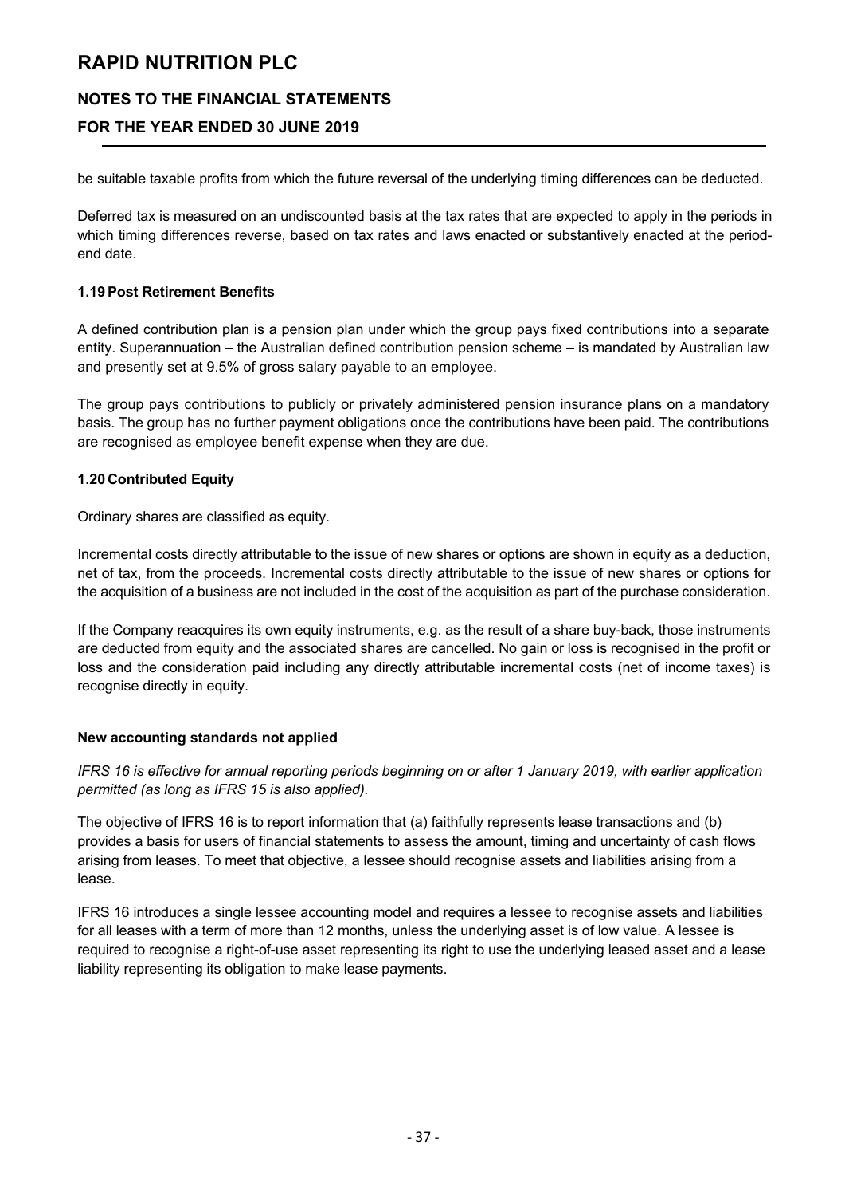be suitable taxable profits from which the future reversal of the underlying timing differences can be deducted.

Deferred tax is measured on an undiscounted basis at the tax rates that are expected to apply in the periods in which timing differences reverse, based on tax rates and laws enacted or substantively enacted at the period-end date.

### 1.19 Post Retirement Benefits

A defined contribution plan is a pension plan under which the group pays fixed contributions into a separate entity. Superannuation – the Australian defined contribution pension scheme – is mandated by Australian law and presently set at 9.5% of gross salary payable to an employee.

The group pays contributions to publicly or privately administered pension insurance plans on a mandatory basis. The group has no further payment obligations once the contributions have been paid. The contributions are recognised as employee benefit expense when they are due.

### 1.20 Contributed Equity

Ordinary shares are classified as equity.

Incremental costs directly attributable to the issue of new shares or options are shown in equity as a deduction, net of tax, from the proceeds. Incremental costs directly attributable to the issue of new shares or options for the acquisition of a business are not included in the cost of the acquisition as part of the purchase consideration.

If the Company reacquires its own equity instruments, e.g. as the result of a share buy-back, those instruments are deducted from equity and the associated shares are cancelled. No gain or loss is recognised in the profit or loss and the consideration paid including any directly attributable incremental costs (net of income taxes) is recognise directly in equity.

### New accounting standards not applied

*IFRS 16 is effective for annual reporting periods beginning on or after 1 January 2019, with earlier application permitted (as long as IFRS 15 is also applied).*

The objective of IFRS 16 is to report information that (a) faithfully represents lease transactions and (b) provides a basis for users of financial statements to assess the amount, timing and uncertainty of cash flows arising from leases. To meet that objective, a lessee should recognise assets and liabilities arising from a lease.

IFRS 16 introduces a single lessee accounting model and requires a lessee to recognise assets and liabilities for all leases with a term of more than 12 months, unless the underlying asset is of low value. A lessee is required to recognise a right-of-use asset representing its right to use the underlying leased asset and a lease liability representing its obligation to make lease payments.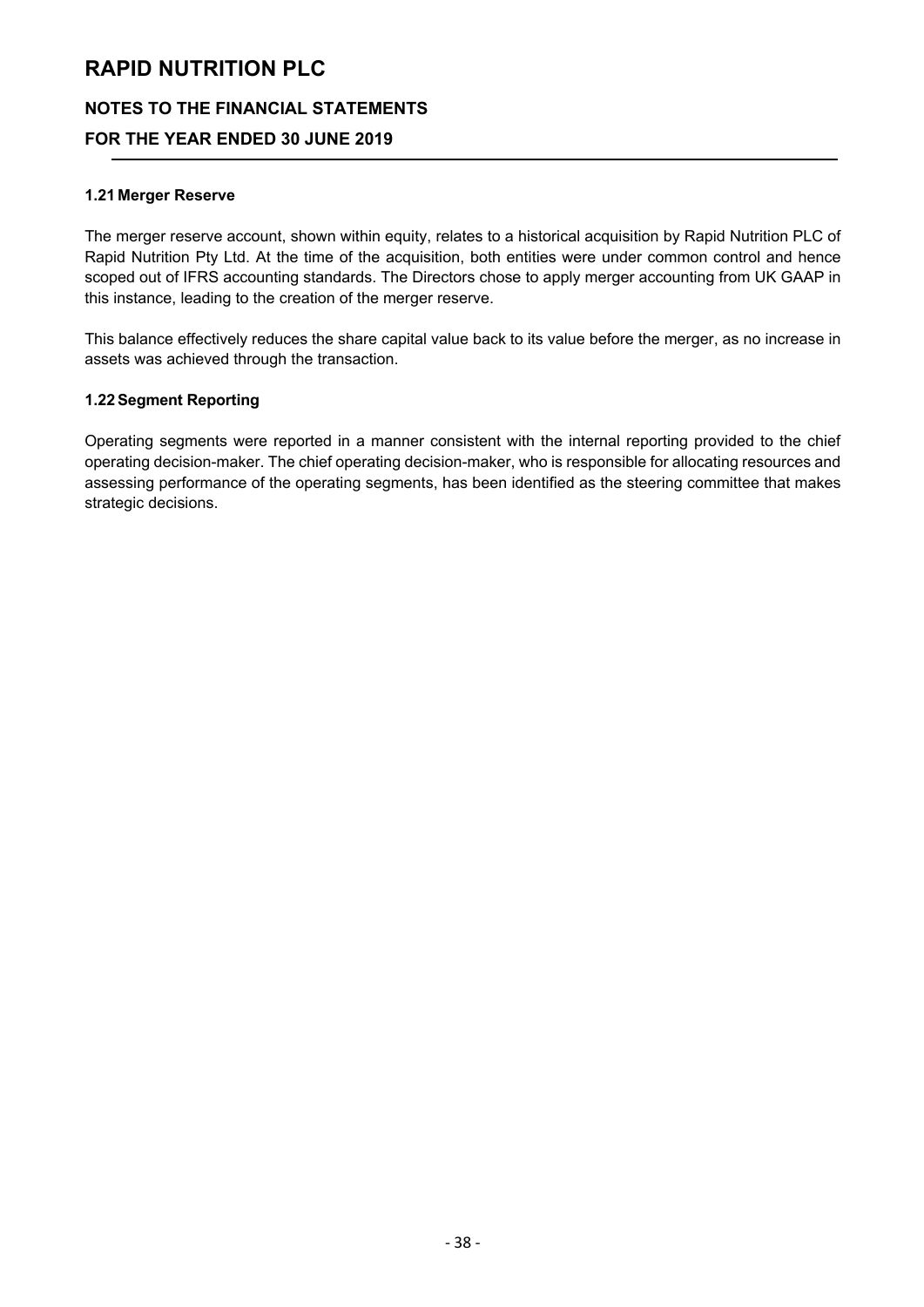### 1.21 Merger Reserve

The merger reserve account, shown within equity, relates to a historical acquisition by Rapid Nutrition PLC of Rapid Nutrition Pty Ltd. At the time of the acquisition, both entities were under common control and hence scoped out of IFRS accounting standards. The Directors chose to apply merger accounting from UK GAAP in this instance, leading to the creation of the merger reserve.

This balance effectively reduces the share capital value back to its value before the merger, as no increase in assets was achieved through the transaction.

### 1.22 Segment Reporting

Operating segments were reported in a manner consistent with the internal reporting provided to the chief operating decision-maker. The chief operating decision-maker, who is responsible for allocating resources and assessing performance of the operating segments, has been identified as the steering committee that makes strategic decisions.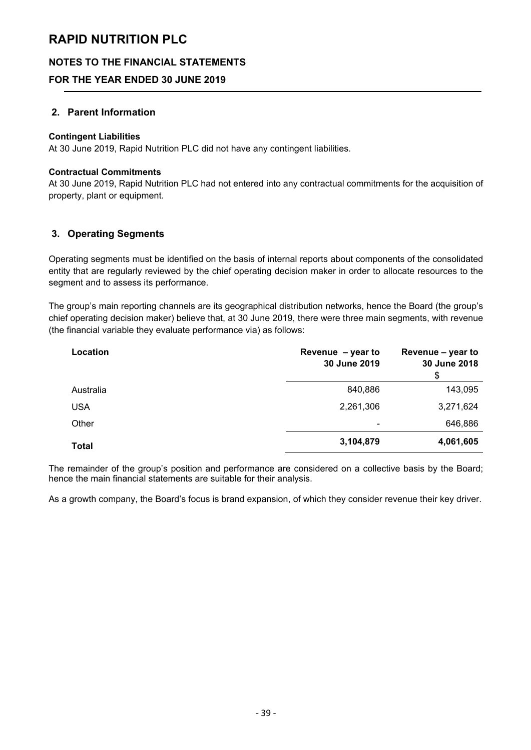# RAPID NUTRITION PLC

## NOTES TO THE FINANCIAL STATEMENTS

## FOR THE YEAR ENDED 30 JUNE 2019

## 2. Parent Information

**Contingent Liabilities**

At 30 June 2019, Rapid Nutrition PLC did not have any contingent liabilities.

**Contractual Commitments**

At 30 June 2019, Rapid Nutrition PLC had not entered into any contractual commitments for the acquisition of property, plant or equipment.

## 3. Operating Segments

Operating segments must be identified on the basis of internal reports about components of the consolidated entity that are regularly reviewed by the chief operating decision maker in order to allocate resources to the segment and to assess its performance.

The group's main reporting channels are its geographical distribution networks, hence the Board (the group's chief operating decision maker) believe that, at 30 June 2019, there were three main segments, with revenue (the financial variable they evaluate performance via) as follows:

| Location | Revenue – year to 30 June 2019 | Revenue – year to 30 June 2018 $ |
|---|---|---|
| Australia | 840,886 | 143,095 |
| USA | 2,261,306 | 3,271,624 |
| Other | - | 646,886 |
| **Total** | **3,104,879** | **4,061,605** |

The remainder of the group's position and performance are considered on a collective basis by the Board; hence the main financial statements are suitable for their analysis.

As a growth company, the Board's focus is brand expansion, of which they consider revenue their key driver.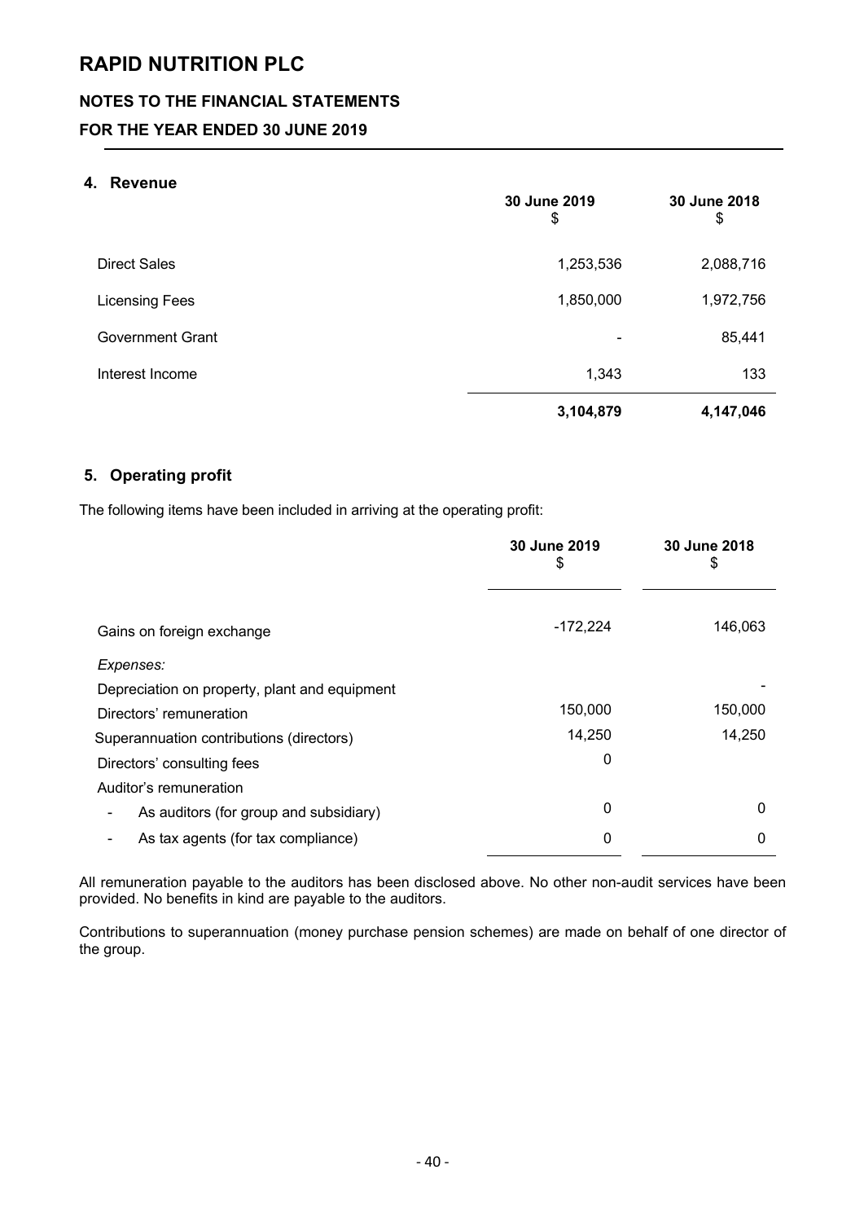# RAPID NUTRITION PLC

## NOTES TO THE FINANCIAL STATEMENTS

## FOR THE YEAR ENDED 30 JUNE 2019

### 4. Revenue

| | 30 June 2019 $ | 30 June 2018 $ |
|---|---|---|
| Direct Sales | 1,253,536 | 2,088,716 |
| Licensing Fees | 1,850,000 | 1,972,756 |
| Government Grant | - | 85,441 |
| Interest Income | 1,343 | 133 |
| | **3,104,879** | **4,147,046** |

### 5. Operating profit

The following items have been included in arriving at the operating profit:

| | 30 June 2019 $ | 30 June 2018 $ |
|---|---|---|
| Gains on foreign exchange | -172,224 | 146,063 |
| *Expenses:* | | |
| Depreciation on property, plant and equipment | | - |
| Directors' remuneration | 150,000 | 150,000 |
| Superannuation contributions (directors) | 14,250 | 14,250 |
| Directors' consulting fees | 0 | |
| Auditor's remuneration | | |
| - As auditors (for group and subsidiary) | 0 | 0 |
| - As tax agents (for tax compliance) | 0 | 0 |

All remuneration payable to the auditors has been disclosed above. No other non-audit services have been provided. No benefits in kind are payable to the auditors.

Contributions to superannuation (money purchase pension schemes) are made on behalf of one director of the group.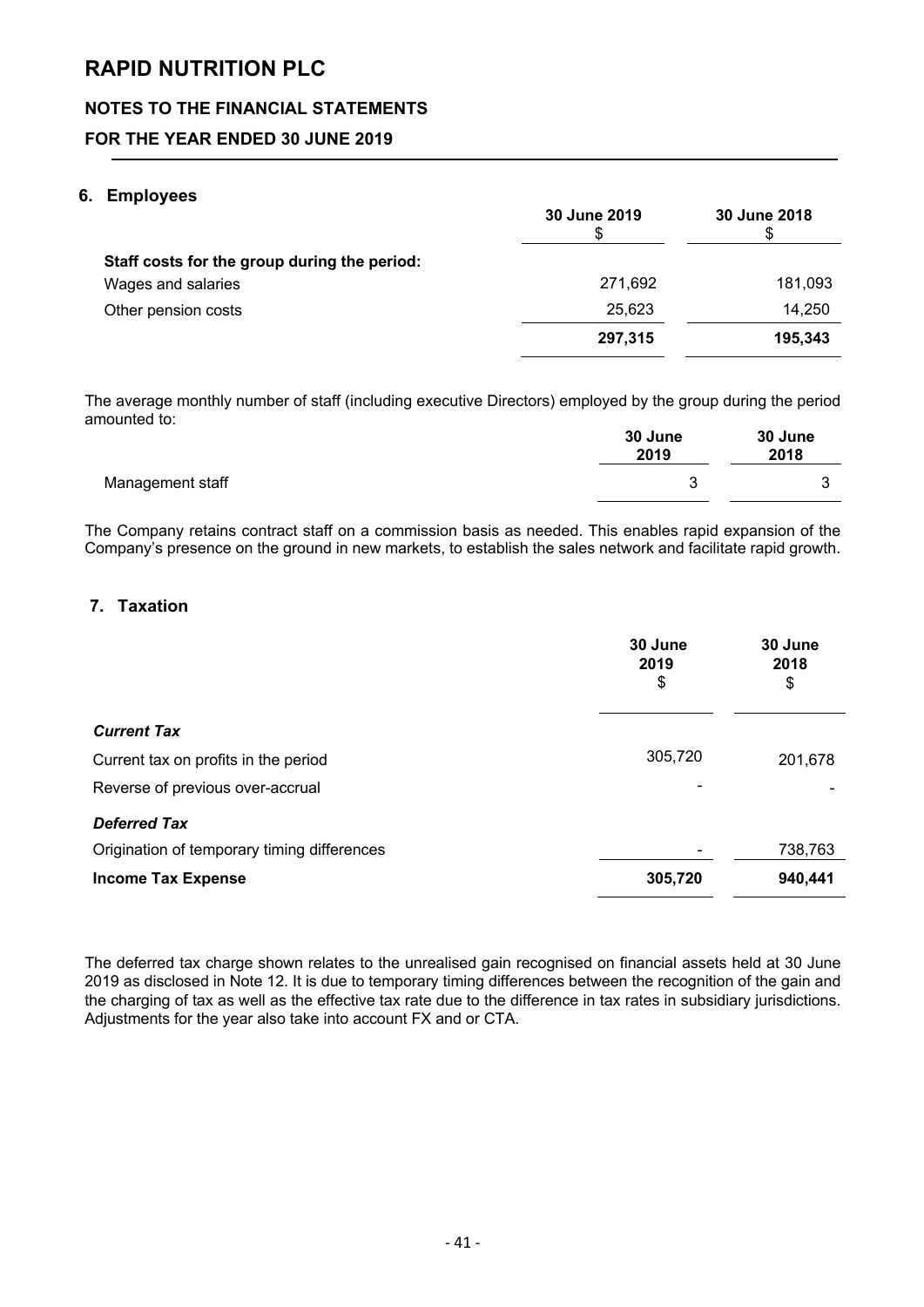# RAPID NUTRITION PLC

## NOTES TO THE FINANCIAL STATEMENTS

## FOR THE YEAR ENDED 30 JUNE 2019

### 6. Employees

| | 30 June 2019<br>$ | 30 June 2018<br>$ |
|---|---|---|
| **Staff costs for the group during the period:** | | |
| Wages and salaries | 271,692 | 181,093 |
| Other pension costs | 25,623 | 14,250 |
| | **297,315** | **195,343** |

The average monthly number of staff (including executive Directors) employed by the group during the period amounted to:

| | 30 June 2019 | 30 June 2018 |
|---|---|---|
| Management staff | 3 | 3 |

The Company retains contract staff on a commission basis as needed. This enables rapid expansion of the Company's presence on the ground in new markets, to establish the sales network and facilitate rapid growth.

### 7. Taxation

| | 30 June 2019<br>$ | 30 June 2018<br>$ |
|---|---|---|
| ***Current Tax*** | | |
| Current tax on profits in the period | 305,720 | 201,678 |
| Reverse of previous over-accrual | - | - |
| ***Deferred Tax*** | | |
| Origination of temporary timing differences | - | 738,763 |
| **Income Tax Expense** | **305,720** | **940,441** |

The deferred tax charge shown relates to the unrealised gain recognised on financial assets held at 30 June 2019 as disclosed in Note 12. It is due to temporary timing differences between the recognition of the gain and the charging of tax as well as the effective tax rate due to the difference in tax rates in subsidiary jurisdictions. Adjustments for the year also take into account FX and or CTA.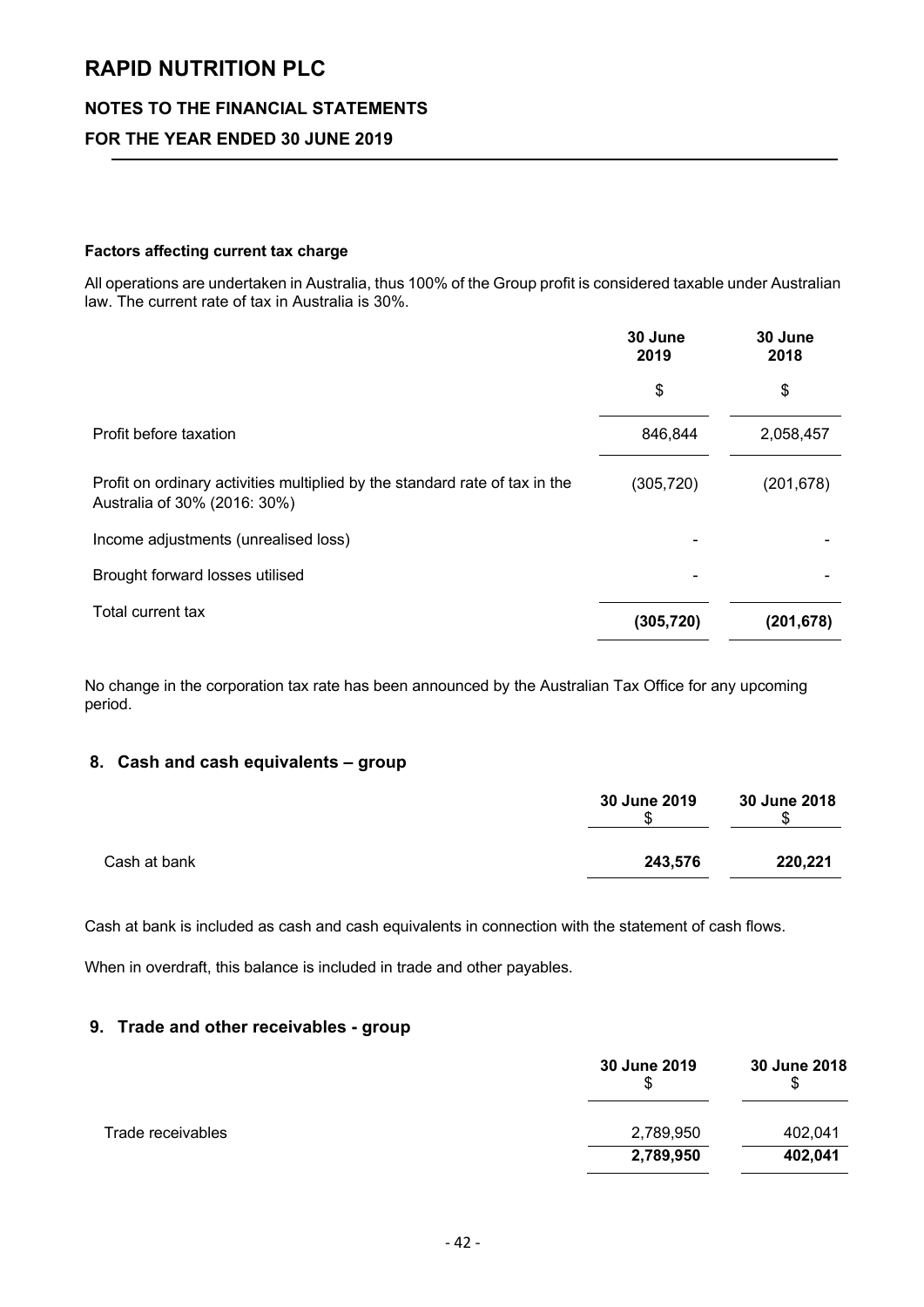### Factors affecting current tax charge

All operations are undertaken in Australia, thus 100% of the Group profit is considered taxable under Australian law. The current rate of tax in Australia is 30%.

| | 30 June 2019 | 30 June 2018 |
|---|---|---|
| | $ | $ |
| Profit before taxation | 846,844 | 2,058,457 |
| Profit on ordinary activities multiplied by the standard rate of tax in the Australia of 30% (2016: 30%) | (305,720) | (201,678) |
| Income adjustments (unrealised loss) | - | - |
| Brought forward losses utilised | - | - |
| Total current tax | **(305,720)** | **(201,678)** |

No change in the corporation tax rate has been announced by the Australian Tax Office for any upcoming period.

## 8. Cash and cash equivalents – group

| | 30 June 2019 $ | 30 June 2018 $ |
|---|---|---|
| Cash at bank | **243,576** | **220,221** |

Cash at bank is included as cash and cash equivalents in connection with the statement of cash flows.

When in overdraft, this balance is included in trade and other payables.

## 9. Trade and other receivables - group

| | 30 June 2019 $ | 30 June 2018 $ |
|---|---|---|
| Trade receivables | 2,789,950 | 402,041 |
| | **2,789,950** | **402,041** |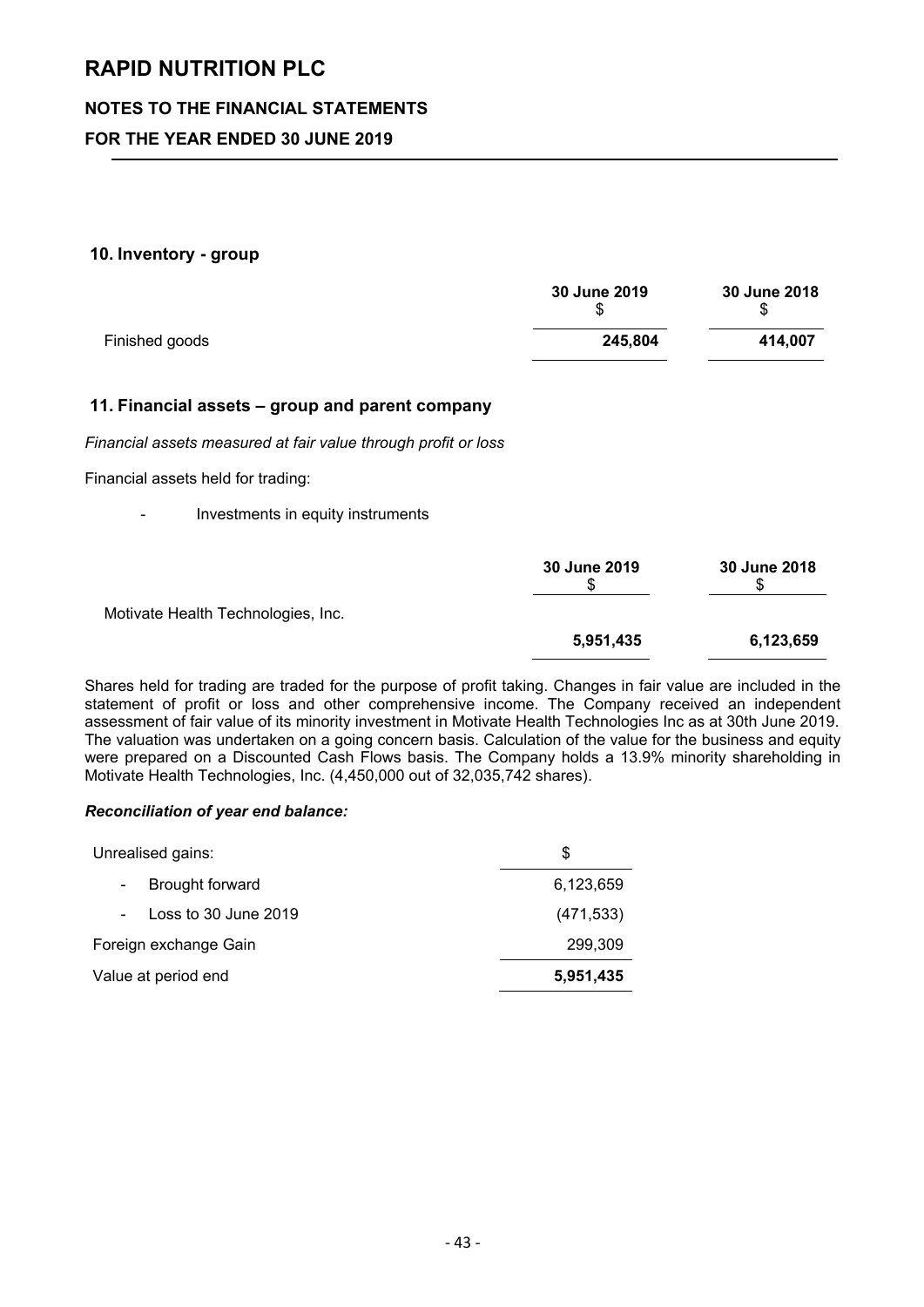# RAPID NUTRITION PLC

## NOTES TO THE FINANCIAL STATEMENTS

## FOR THE YEAR ENDED 30 JUNE 2019

### 10. Inventory - group

| | 30 June 2019<br>$ | 30 June 2018<br>$ |
|---|---|---|
| Finished goods | **245,804** | **414,007** |

### 11. Financial assets – group and parent company

*Financial assets measured at fair value through profit or loss*

Financial assets held for trading:

- Investments in equity instruments

| | 30 June 2019<br>$ | 30 June 2018<br>$ |
|---|---|---|
| Motivate Health Technologies, Inc. | | |
| | **5,951,435** | **6,123,659** |

Shares held for trading are traded for the purpose of profit taking. Changes in fair value are included in the statement of profit or loss and other comprehensive income. The Company received an independent assessment of fair value of its minority investment in Motivate Health Technologies Inc as at 30th June 2019. The valuation was undertaken on a going concern basis. Calculation of the value for the business and equity were prepared on a Discounted Cash Flows basis. The Company holds a 13.9% minority shareholding in Motivate Health Technologies, Inc. (4,450,000 out of 32,035,742 shares).

***Reconciliation of year end balance:***

| Unrealised gains: | $ |
|---|---|
| - Brought forward | 6,123,659 |
| - Loss to 30 June 2019 | (471,533) |
| Foreign exchange Gain | 299,309 |
| Value at period end | **5,951,435** |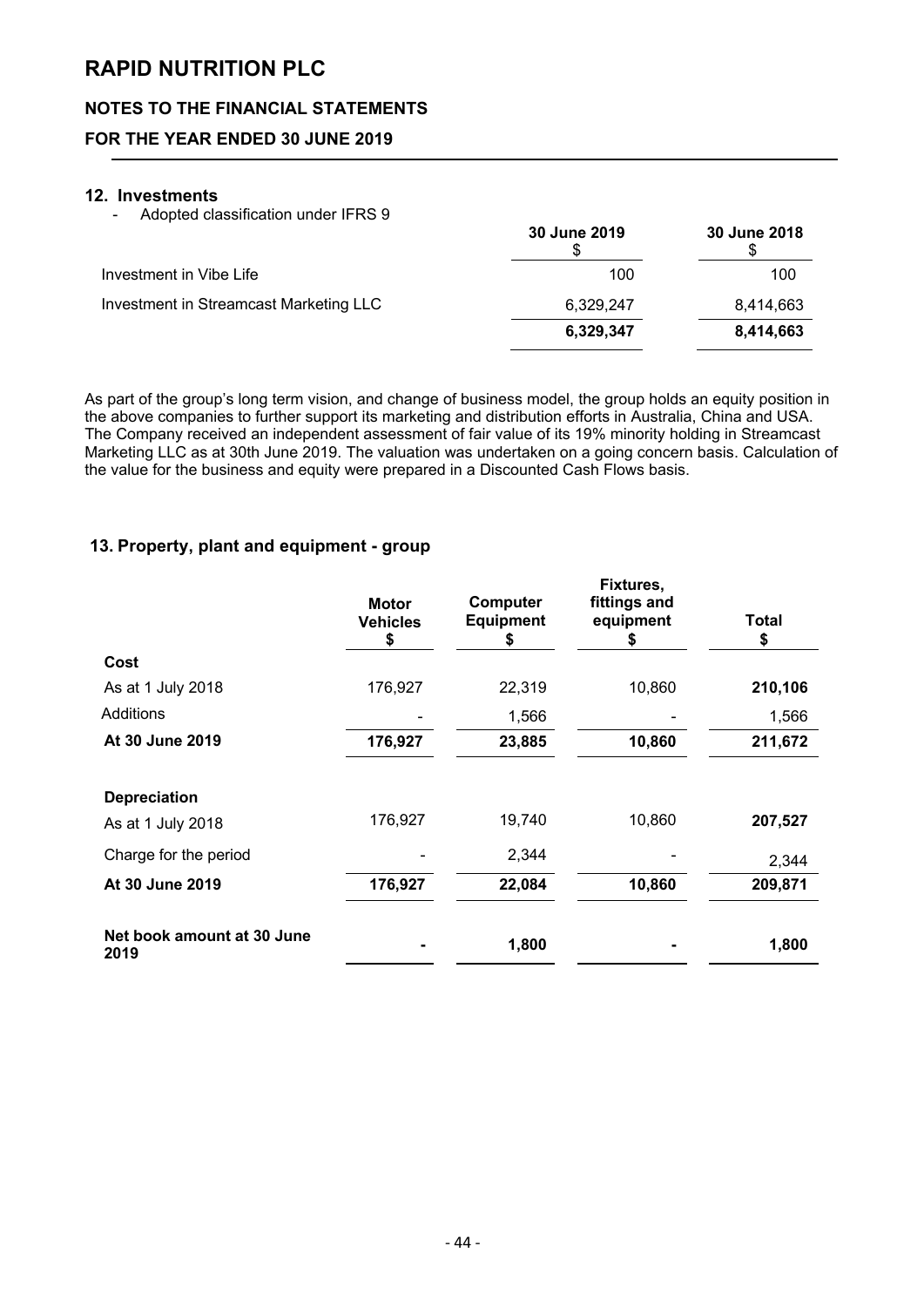# RAPID NUTRITION PLC

## NOTES TO THE FINANCIAL STATEMENTS

## FOR THE YEAR ENDED 30 JUNE 2019

### 12. Investments

- Adopted classification under IFRS 9

| | 30 June 2019<br>$ | 30 June 2018<br>$ |
|---|---|---|
| Investment in Vibe Life | 100 | 100 |
| Investment in Streamcast Marketing LLC | 6,329,247 | 8,414,663 |
| | **6,329,347** | **8,414,663** |

As part of the group's long term vision, and change of business model, the group holds an equity position in the above companies to further support its marketing and distribution efforts in Australia, China and USA. The Company received an independent assessment of fair value of its 19% minority holding in Streamcast Marketing LLC as at 30th June 2019. The valuation was undertaken on a going concern basis. Calculation of the value for the business and equity were prepared in a Discounted Cash Flows basis.

### 13. Property, plant and equipment - group

| | Motor Vehicles<br>$ | Computer Equipment<br>$ | Fixtures, fittings and equipment<br>$ | Total<br>$ |
|---|---|---|---|---|
| **Cost** | | | | |
| As at 1 July 2018 | 176,927 | 22,319 | 10,860 | **210,106** |
| Additions | - | 1,566 | - | 1,566 |
| **At 30 June 2019** | **176,927** | **23,885** | **10,860** | **211,672** |
| | | | | |
| **Depreciation** | | | | |
| As at 1 July 2018 | 176,927 | 19,740 | 10,860 | **207,527** |
| Charge for the period | - | 2,344 | - | 2,344 |
| **At 30 June 2019** | **176,927** | **22,084** | **10,860** | **209,871** |
| | | | | |
| **Net book amount at 30 June 2019** | **-** | **1,800** | **-** | **1,800** |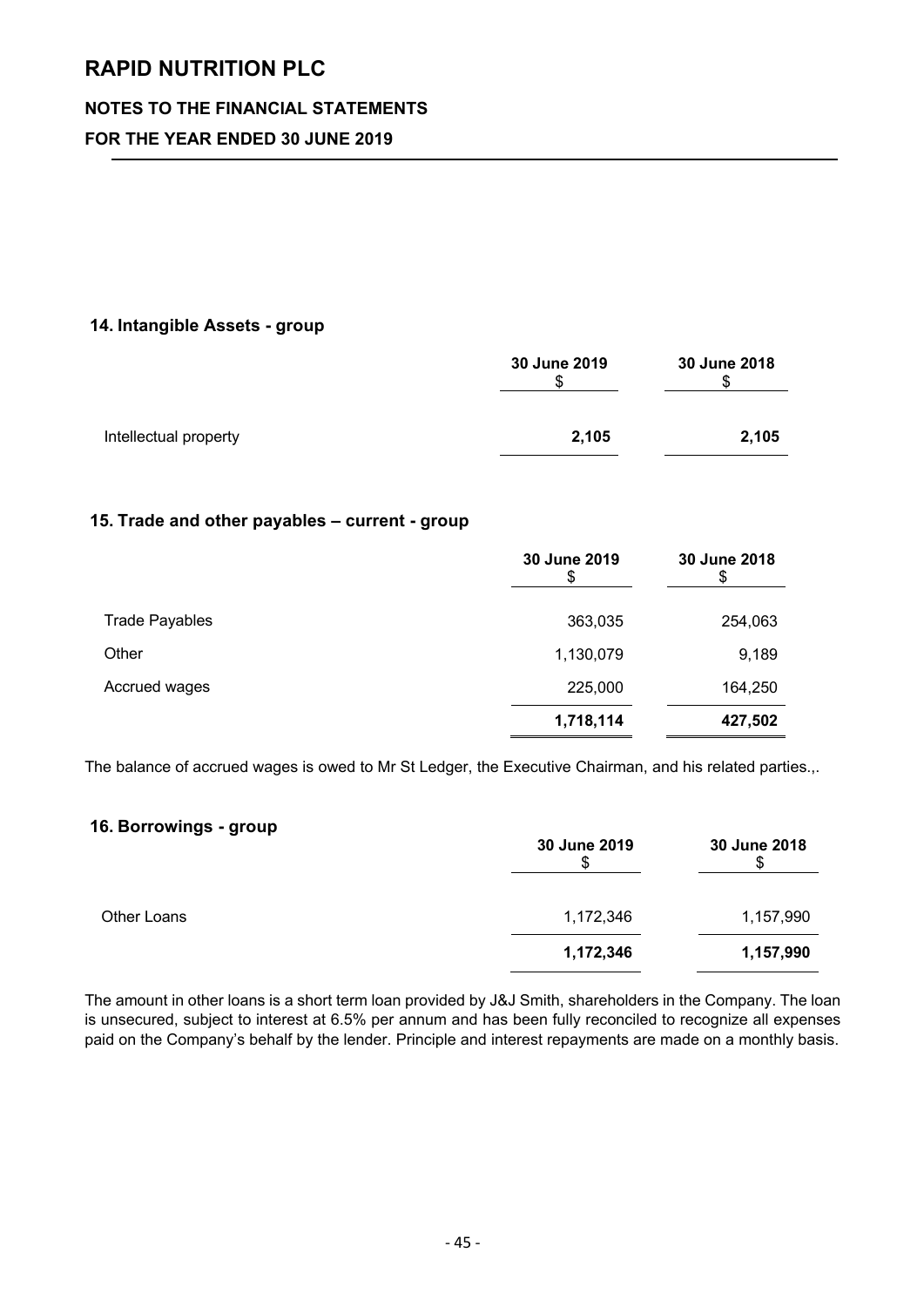# RAPID NUTRITION PLC

## NOTES TO THE FINANCIAL STATEMENTS

## FOR THE YEAR ENDED 30 JUNE 2019

### 14. Intangible Assets - group

| | 30 June 2019<br>$ | 30 June 2018<br>$ |
|---|---|---|
| Intellectual property | **2,105** | **2,105** |

### 15. Trade and other payables – current - group

| | 30 June 2019<br>$ | 30 June 2018<br>$ |
|---|---|---|
| Trade Payables | 363,035 | 254,063 |
| Other | 1,130,079 | 9,189 |
| Accrued wages | 225,000 | 164,250 |
| | **1,718,114** | **427,502** |

The balance of accrued wages is owed to Mr St Ledger, the Executive Chairman, and his related parties.,.

### 16. Borrowings - group

| | 30 June 2019<br>$ | 30 June 2018<br>$ |
|---|---|---|
| Other Loans | 1,172,346 | 1,157,990 |
| | **1,172,346** | **1,157,990** |

The amount in other loans is a short term loan provided by J&J Smith, shareholders in the Company. The loan is unsecured, subject to interest at 6.5% per annum and has been fully reconciled to recognize all expenses paid on the Company's behalf by the lender. Principle and interest repayments are made on a monthly basis.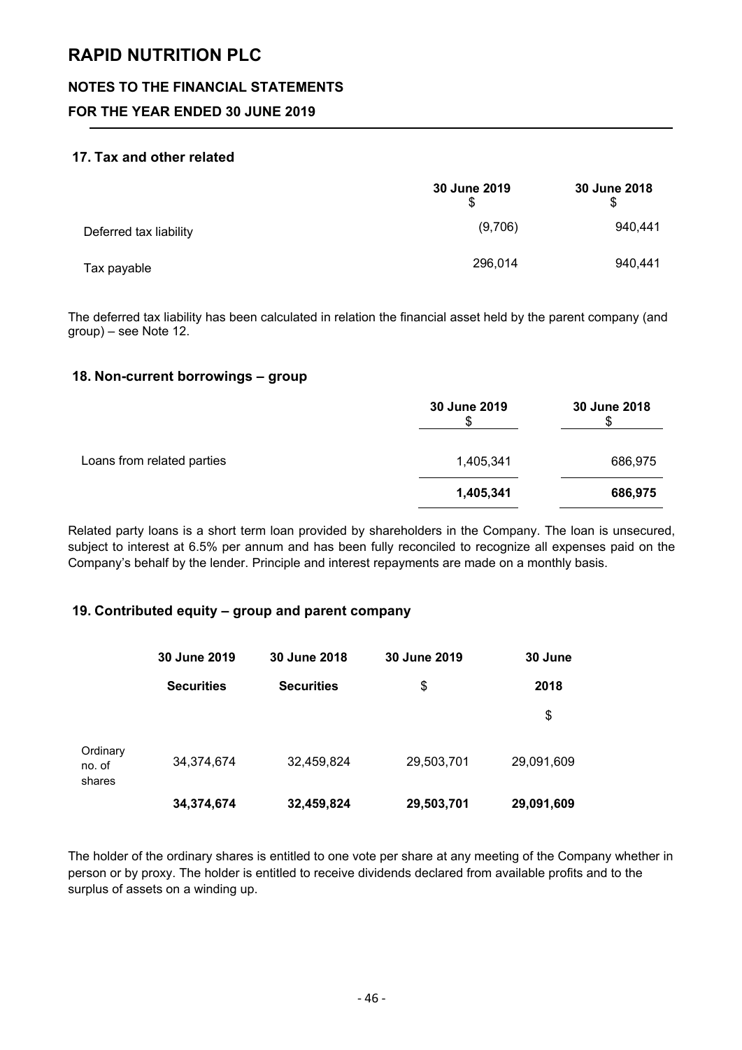# RAPID NUTRITION PLC

## NOTES TO THE FINANCIAL STATEMENTS

## FOR THE YEAR ENDED 30 JUNE 2019

### 17. Tax and other related

| | 30 June 2019<br>$ | 30 June 2018<br>$ |
|---|---|---|
| Deferred tax liability | (9,706) | 940,441 |
| Tax payable | 296,014 | 940,441 |

The deferred tax liability has been calculated in relation the financial asset held by the parent company (and group) – see Note 12.

### 18. Non-current borrowings – group

| | 30 June 2019<br>$ | 30 June 2018<br>$ |
|---|---|---|
| Loans from related parties | 1,405,341 | 686,975 |
| | **1,405,341** | **686,975** |

Related party loans is a short term loan provided by shareholders in the Company. The loan is unsecured, subject to interest at 6.5% per annum and has been fully reconciled to recognize all expenses paid on the Company's behalf by the lender. Principle and interest repayments are made on a monthly basis.

### 19. Contributed equity – group and parent company

| | 30 June 2019<br>Securities | 30 June 2018<br>Securities | 30 June 2019<br>$ | 30 June 2018<br>$ |
|---|---|---|---|---|
| Ordinary no. of shares | 34,374,674 | 32,459,824 | 29,503,701 | 29,091,609 |
| | **34,374,674** | **32,459,824** | **29,503,701** | **29,091,609** |

The holder of the ordinary shares is entitled to one vote per share at any meeting of the Company whether in person or by proxy. The holder is entitled to receive dividends declared from available profits and to the surplus of assets on a winding up.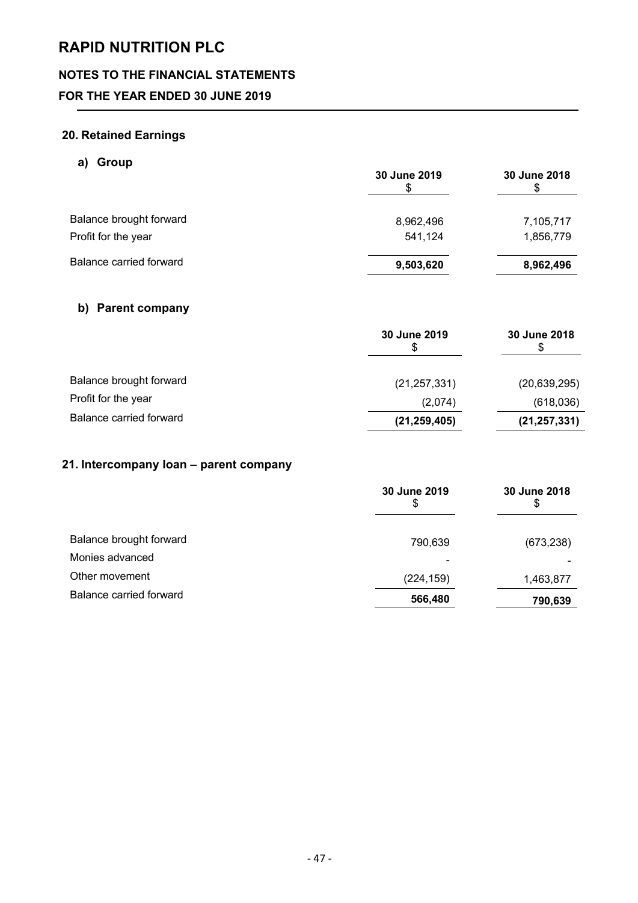# RAPID NUTRITION PLC

## NOTES TO THE FINANCIAL STATEMENTS

## FOR THE YEAR ENDED 30 JUNE 2019

### 20. Retained Earnings

#### a) Group

| | 30 June 2019<br>$ | 30 June 2018<br>$ |
|---|---|---|
| Balance brought forward | 8,962,496 | 7,105,717 |
| Profit for the year | 541,124 | 1,856,779 |
| Balance carried forward | **9,503,620** | **8,962,496** |

#### b) Parent company

| | 30 June 2019<br>$ | 30 June 2018<br>$ |
|---|---|---|
| Balance brought forward | (21,257,331) | (20,639,295) |
| Profit for the year | (2,074) | (618,036) |
| Balance carried forward | **(21,259,405)** | **(21,257,331)** |

### 21. Intercompany loan – parent company

| | 30 June 2019<br>$ | 30 June 2018<br>$ |
|---|---|---|
| Balance brought forward | 790,639 | (673,238) |
| Monies advanced | - | - |
| Other movement | (224,159) | 1,463,877 |
| Balance carried forward | **566,480** | **790,639** |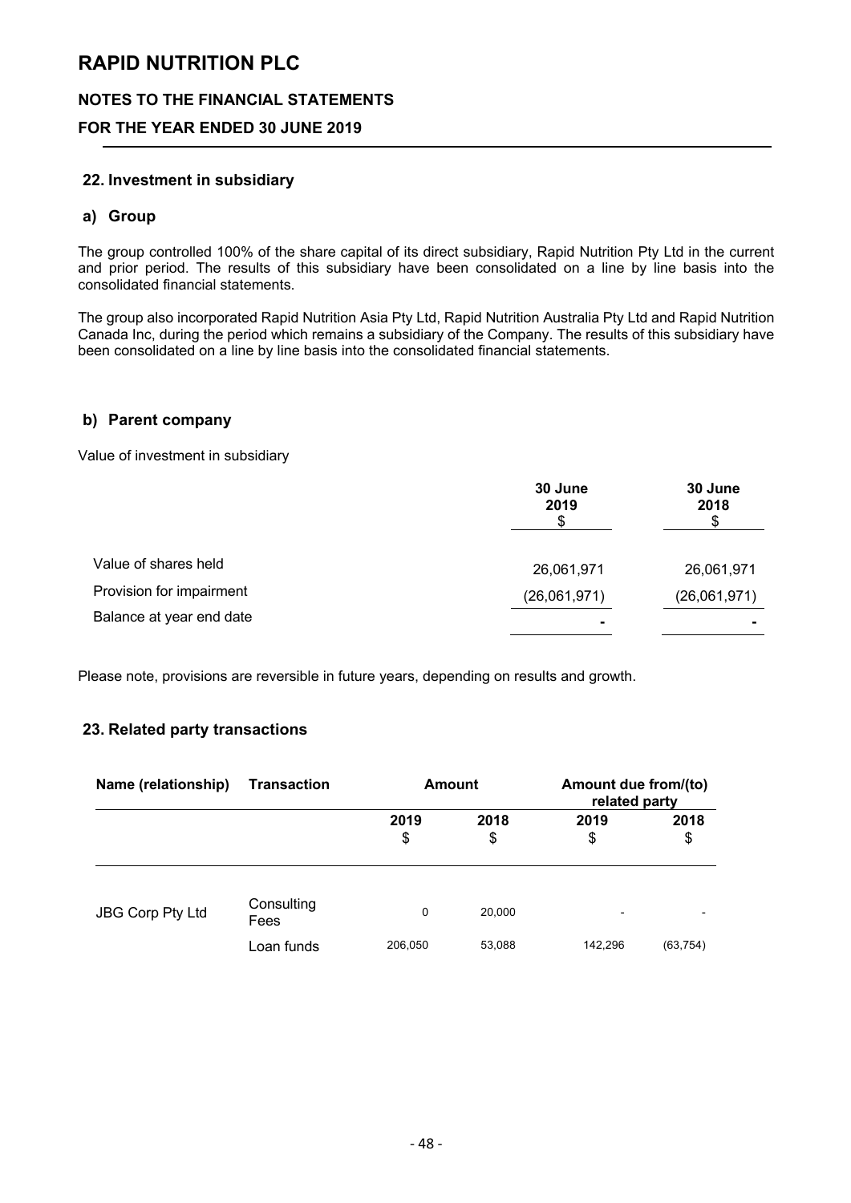# RAPID NUTRITION PLC

## NOTES TO THE FINANCIAL STATEMENTS

## FOR THE YEAR ENDED 30 JUNE 2019

### 22. Investment in subsidiary

#### a) Group

The group controlled 100% of the share capital of its direct subsidiary, Rapid Nutrition Pty Ltd in the current and prior period. The results of this subsidiary have been consolidated on a line by line basis into the consolidated financial statements.

The group also incorporated Rapid Nutrition Asia Pty Ltd, Rapid Nutrition Australia Pty Ltd and Rapid Nutrition Canada Inc, during the period which remains a subsidiary of the Company. The results of this subsidiary have been consolidated on a line by line basis into the consolidated financial statements.

#### b) Parent company

Value of investment in subsidiary

| | 30 June 2019 $ | 30 June 2018 $ |
|---|---|---|
| Value of shares held | 26,061,971 | 26,061,971 |
| Provision for impairment | (26,061,971) | (26,061,971) |
| Balance at year end date | - | - |

Please note, provisions are reversible in future years, depending on results and growth.

### 23. Related party transactions

| Name (relationship) | Transaction | Amount | | Amount due from/(to) related party | |
|---|---|---|---|---|---|
| | | 2019 $ | 2018 $ | 2019 $ | 2018 $ |
| JBG Corp Pty Ltd | Consulting Fees | 0 | 20,000 | - | - |
| | Loan funds | 206,050 | 53,088 | 142,296 | (63,754) |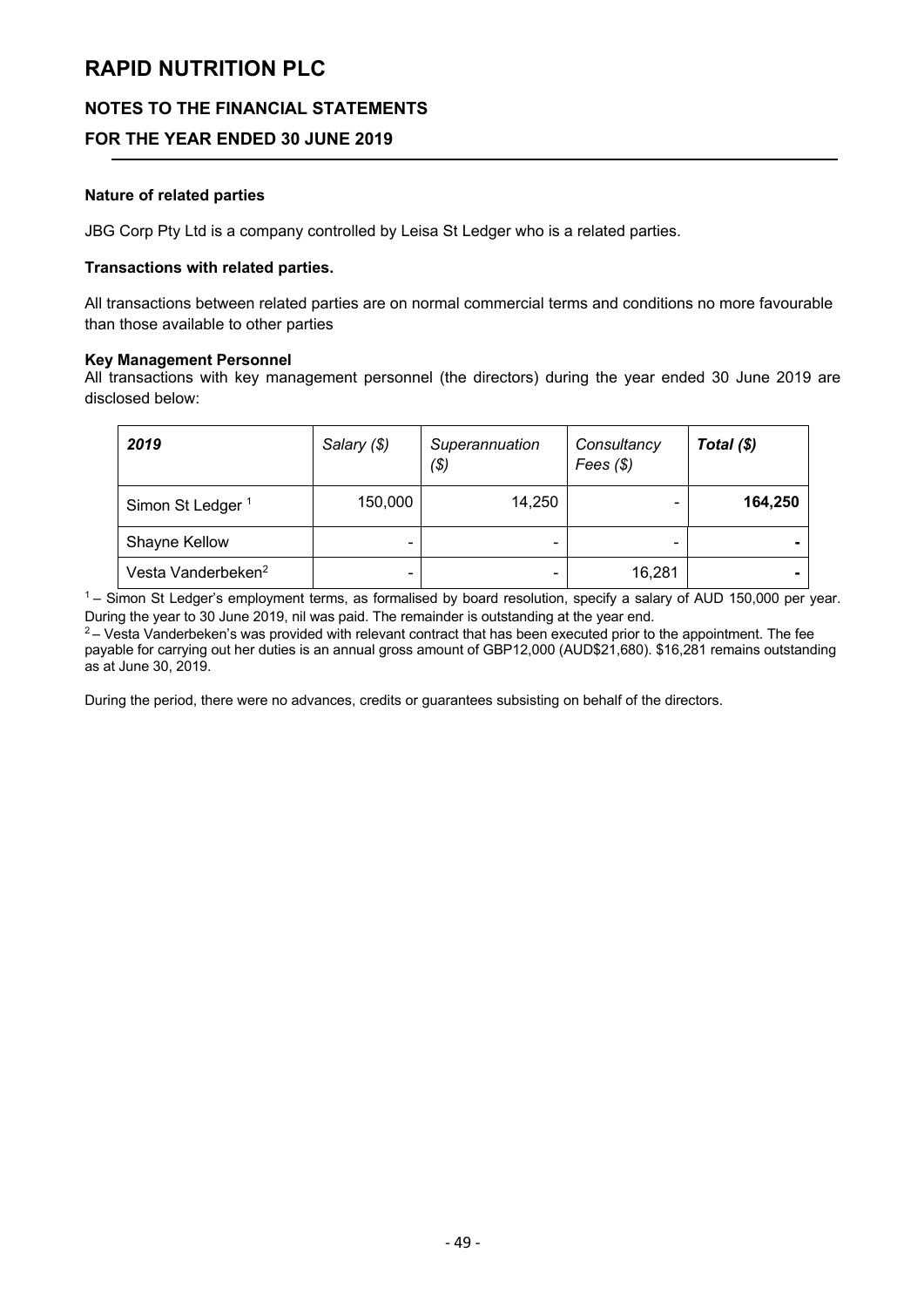# RAPID NUTRITION PLC

## NOTES TO THE FINANCIAL STATEMENTS

## FOR THE YEAR ENDED 30 JUNE 2019

**Nature of related parties**

JBG Corp Pty Ltd is a company controlled by Leisa St Ledger who is a related parties.

**Transactions with related parties.**

All transactions between related parties are on normal commercial terms and conditions no more favourable than those available to other parties

**Key Management Personnel**

All transactions with key management personnel (the directors) during the year ended 30 June 2019 are disclosed below:

| ***2019*** | *Salary ($)* | *Superannuation ($)* | *Consultancy Fees ($)* | ***Total ($)*** |
|---|---|---|---|---|
| Simon St Ledger [1] | 150,000 | 14,250 | - | **164,250** |
| Shayne Kellow | - | - | - | **-** |
| Vesta Vanderbeken[2] | - | - | 16,281 | **-** |

[1] – Simon St Ledger's employment terms, as formalised by board resolution, specify a salary of AUD 150,000 per year. During the year to 30 June 2019, nil was paid. The remainder is outstanding at the year end.

[2] – Vesta Vanderbeken's was provided with relevant contract that has been executed prior to the appointment. The fee payable for carrying out her duties is an annual gross amount of GBP12,000 (AUD$21,680). $16,281 remains outstanding as at June 30, 2019.

During the period, there were no advances, credits or guarantees subsisting on behalf of the directors.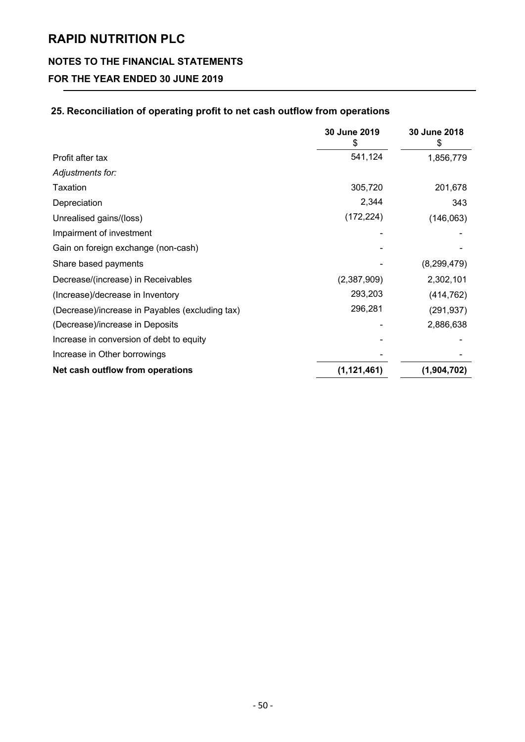# RAPID NUTRITION PLC

## NOTES TO THE FINANCIAL STATEMENTS

## FOR THE YEAR ENDED 30 JUNE 2019

### 25. Reconciliation of operating profit to net cash outflow from operations

| | 30 June 2019<br>$ | 30 June 2018<br>$ |
|---|---|---|
| Profit after tax | 541,124 | 1,856,779 |
| *Adjustments for:* | | |
| Taxation | 305,720 | 201,678 |
| Depreciation | 2,344 | 343 |
| Unrealised gains/(loss) | (172,224) | (146,063) |
| Impairment of investment | - | - |
| Gain on foreign exchange (non-cash) | - | - |
| Share based payments | - | (8,299,479) |
| Decrease/(increase) in Receivables | (2,387,909) | 2,302,101 |
| (Increase)/decrease in Inventory | 293,203 | (414,762) |
| (Decrease)/increase in Payables (excluding tax) | 296,281 | (291,937) |
| (Decrease)/increase in Deposits | - | 2,886,638 |
| Increase in conversion of debt to equity | - | - |
| Increase in Other borrowings | - | - |
| **Net cash outflow from operations** | **(1,121,461)** | **(1,904,702)** |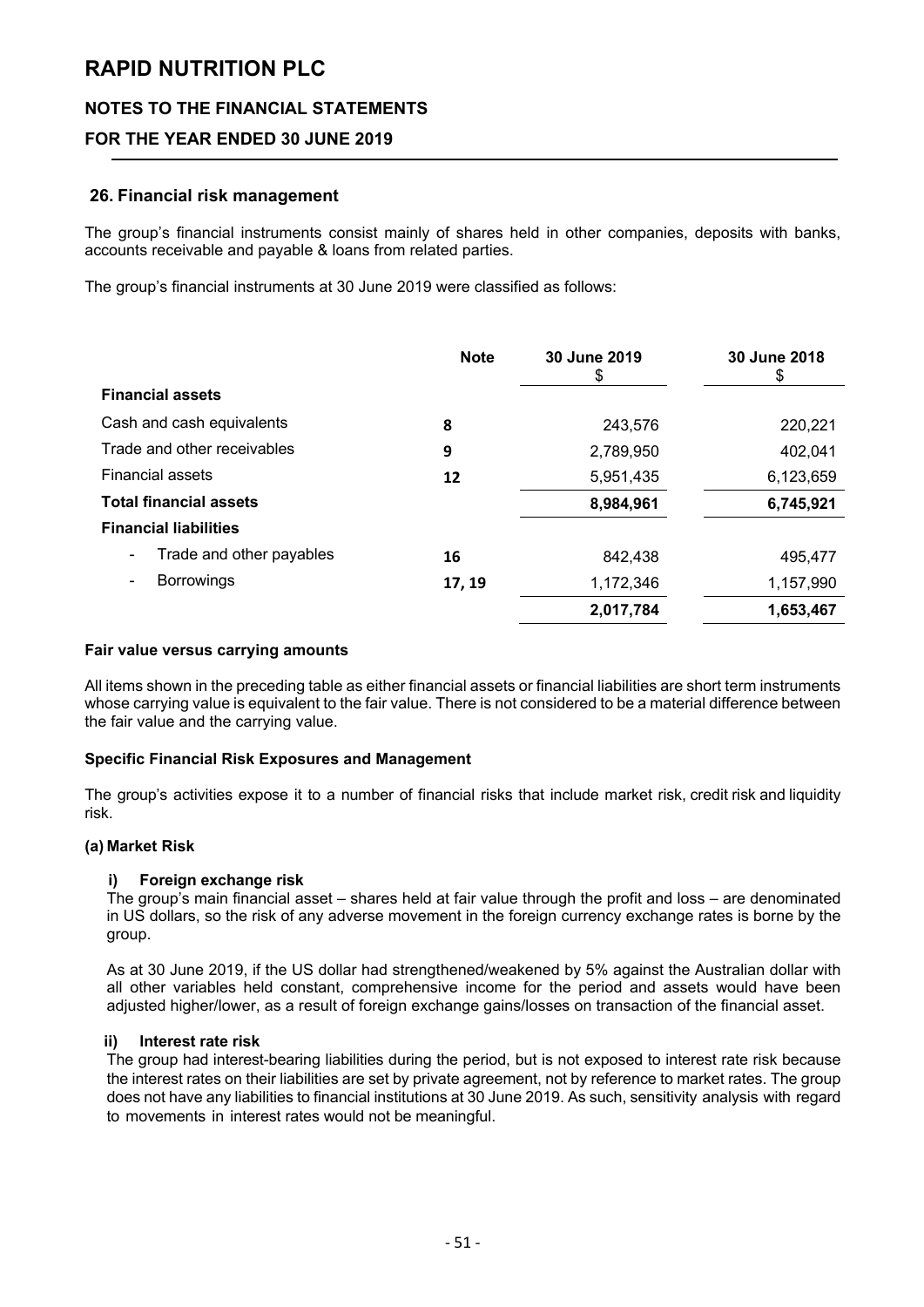## 26. Financial risk management

The group's financial instruments consist mainly of shares held in other companies, deposits with banks, accounts receivable and payable & loans from related parties.

The group's financial instruments at 30 June 2019 were classified as follows:

| | Note | 30 June 2019 $ | 30 June 2018 $ |
|---|---|---|---|
| **Financial assets** | | | |
| Cash and cash equivalents | 8 | 243,576 | 220,221 |
| Trade and other receivables | 9 | 2,789,950 | 402,041 |
| Financial assets | 12 | 5,951,435 | 6,123,659 |
| **Total financial assets** | | **8,984,961** | **6,745,921** |
| **Financial liabilities** | | | |
| - Trade and other payables | 16 | 842,438 | 495,477 |
| - Borrowings | 17, 19 | 1,172,346 | 1,157,990 |
| | | **2,017,784** | **1,653,467** |

**Fair value versus carrying amounts**

All items shown in the preceding table as either financial assets or financial liabilities are short term instruments whose carrying value is equivalent to the fair value. There is not considered to be a material difference between the fair value and the carrying value.

**Specific Financial Risk Exposures and Management**

The group's activities expose it to a number of financial risks that include market risk, credit risk and liquidity risk.

**(a) Market Risk**

**i) Foreign exchange risk**

The group's main financial asset – shares held at fair value through the profit and loss – are denominated in US dollars, so the risk of any adverse movement in the foreign currency exchange rates is borne by the group.

As at 30 June 2019, if the US dollar had strengthened/weakened by 5% against the Australian dollar with all other variables held constant, comprehensive income for the period and assets would have been adjusted higher/lower, as a result of foreign exchange gains/losses on transaction of the financial asset.

**ii) Interest rate risk**

The group had interest-bearing liabilities during the period, but is not exposed to interest rate risk because the interest rates on their liabilities are set by private agreement, not by reference to market rates. The group does not have any liabilities to financial institutions at 30 June 2019. As such, sensitivity analysis with regard to movements in interest rates would not be meaningful.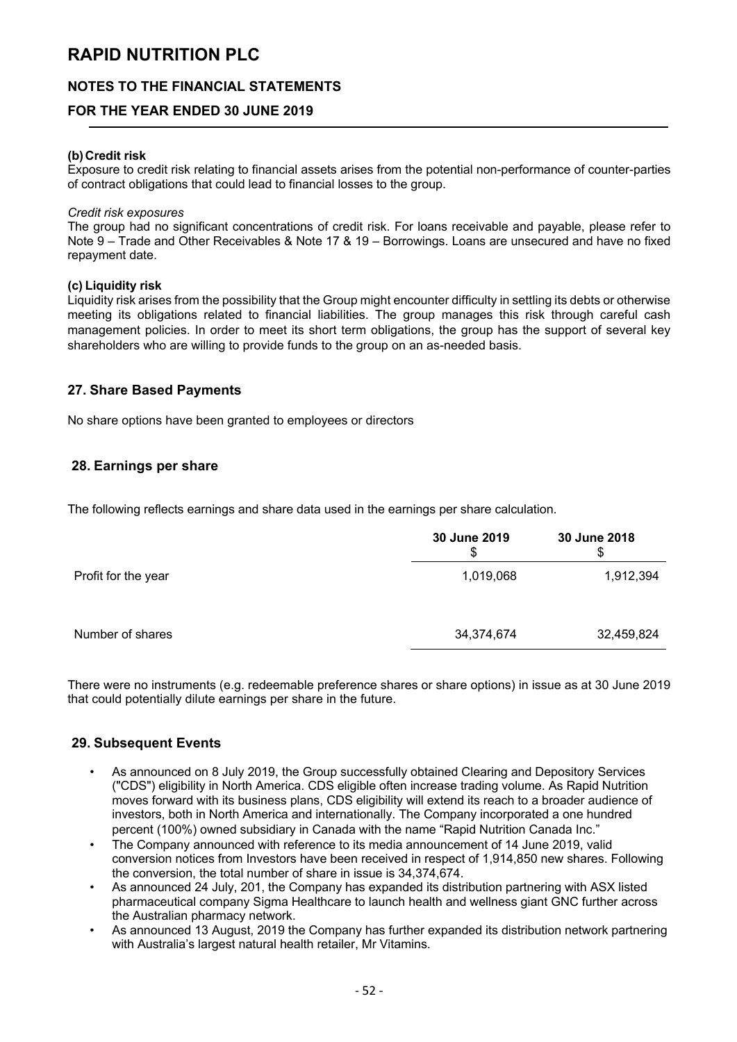# RAPID NUTRITION PLC

## NOTES TO THE FINANCIAL STATEMENTS

## FOR THE YEAR ENDED 30 JUNE 2019

**(b) Credit risk**
Exposure to credit risk relating to financial assets arises from the potential non-performance of counter-parties of contract obligations that could lead to financial losses to the group.

*Credit risk exposures*
The group had no significant concentrations of credit risk. For loans receivable and payable, please refer to Note 9 – Trade and Other Receivables & Note 17 & 19 – Borrowings. Loans are unsecured and have no fixed repayment date.

**(c) Liquidity risk**
Liquidity risk arises from the possibility that the Group might encounter difficulty in settling its debts or otherwise meeting its obligations related to financial liabilities. The group manages this risk through careful cash management policies. In order to meet its short term obligations, the group has the support of several key shareholders who are willing to provide funds to the group on an as-needed basis.

### 27. Share Based Payments

No share options have been granted to employees or directors

### 28. Earnings per share

The following reflects earnings and share data used in the earnings per share calculation.

| | 30 June 2019 $ | 30 June 2018 $ |
|---|---|---|
| Profit for the year | 1,019,068 | 1,912,394 |
| Number of shares | 34,374,674 | 32,459,824 |

There were no instruments (e.g. redeemable preference shares or share options) in issue as at 30 June 2019 that could potentially dilute earnings per share in the future.

### 29. Subsequent Events

- As announced on 8 July 2019, the Group successfully obtained Clearing and Depository Services ("CDS") eligibility in North America. CDS eligible often increase trading volume. As Rapid Nutrition moves forward with its business plans, CDS eligibility will extend its reach to a broader audience of investors, both in North America and internationally. The Company incorporated a one hundred percent (100%) owned subsidiary in Canada with the name "Rapid Nutrition Canada Inc."
- The Company announced with reference to its media announcement of 14 June 2019, valid conversion notices from Investors have been received in respect of 1,914,850 new shares. Following the conversion, the total number of share in issue is 34,374,674.
- As announced 24 July, 201, the Company has expanded its distribution partnering with ASX listed pharmaceutical company Sigma Healthcare to launch health and wellness giant GNC further across the Australian pharmacy network.
- As announced 13 August, 2019 the Company has further expanded its distribution network partnering with Australia's largest natural health retailer, Mr Vitamins.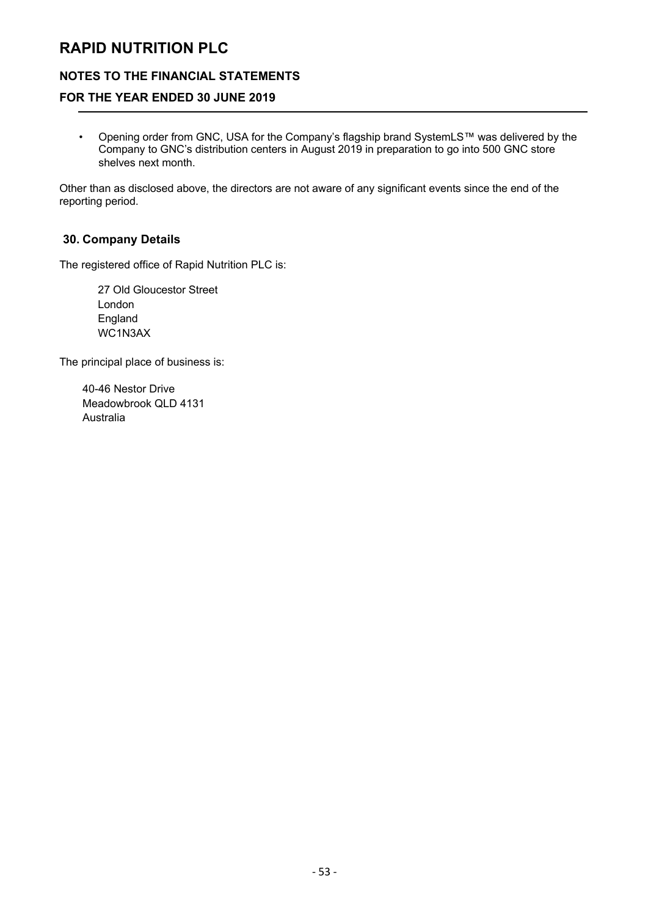- Opening order from GNC, USA for the Company's flagship brand SystemLS™ was delivered by the Company to GNC's distribution centers in August 2019 in preparation to go into 500 GNC store shelves next month.

Other than as disclosed above, the directors are not aware of any significant events since the end of the reporting period.

## 30. Company Details

The registered office of Rapid Nutrition PLC is:

27 Old Gloucestor Street
London
England
WC1N3AX

The principal place of business is:

40-46 Nestor Drive
Meadowbrook QLD 4131
Australia